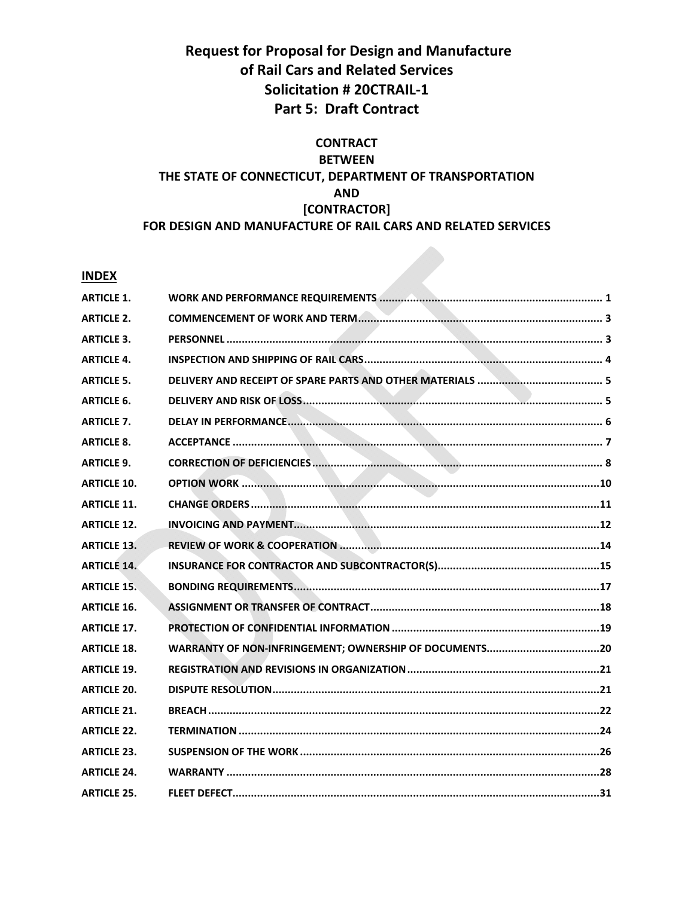# Request for Proposal for Design and Manufacture of Rail Cars and Related Services
# Solicitation # 20CTRAIL-1
# Part 5: Draft Contract

## CONTRACT
## BETWEEN
## THE STATE OF CONNECTICUT, DEPARTMENT OF TRANSPORTATION
## AND
## [CONTRACTOR]
## FOR DESIGN AND MANUFACTURE OF RAIL CARS AND RELATED SERVICES

**INDEX**

| | | |
|---|---|---|
| **ARTICLE 1.** | **WORK AND PERFORMANCE REQUIREMENTS** | **1** |
| **ARTICLE 2.** | **COMMENCEMENT OF WORK AND TERM** | **3** |
| **ARTICLE 3.** | **PERSONNEL** | **3** |
| **ARTICLE 4.** | **INSPECTION AND SHIPPING OF RAIL CARS** | **4** |
| **ARTICLE 5.** | **DELIVERY AND RECEIPT OF SPARE PARTS AND OTHER MATERIALS** | **5** |
| **ARTICLE 6.** | **DELIVERY AND RISK OF LOSS** | **5** |
| **ARTICLE 7.** | **DELAY IN PERFORMANCE** | **6** |
| **ARTICLE 8.** | **ACCEPTANCE** | **7** |
| **ARTICLE 9.** | **CORRECTION OF DEFICIENCIES** | **8** |
| **ARTICLE 10.** | **OPTION WORK** | **10** |
| **ARTICLE 11.** | **CHANGE ORDERS** | **11** |
| **ARTICLE 12.** | **INVOICING AND PAYMENT** | **12** |
| **ARTICLE 13.** | **REVIEW OF WORK & COOPERATION** | **14** |
| **ARTICLE 14.** | **INSURANCE FOR CONTRACTOR AND SUBCONTRACTOR(S)** | **15** |
| **ARTICLE 15.** | **BONDING REQUIREMENTS** | **17** |
| **ARTICLE 16.** | **ASSIGNMENT OR TRANSFER OF CONTRACT** | **18** |
| **ARTICLE 17.** | **PROTECTION OF CONFIDENTIAL INFORMATION** | **19** |
| **ARTICLE 18.** | **WARRANTY OF NON-INFRINGEMENT; OWNERSHIP OF DOCUMENTS** | **20** |
| **ARTICLE 19.** | **REGISTRATION AND REVISIONS IN ORGANIZATION** | **21** |
| **ARTICLE 20.** | **DISPUTE RESOLUTION** | **21** |
| **ARTICLE 21.** | **BREACH** | **22** |
| **ARTICLE 22.** | **TERMINATION** | **24** |
| **ARTICLE 23.** | **SUSPENSION OF THE WORK** | **26** |
| **ARTICLE 24.** | **WARRANTY** | **28** |
| **ARTICLE 25.** | **FLEET DEFECT** | **31** |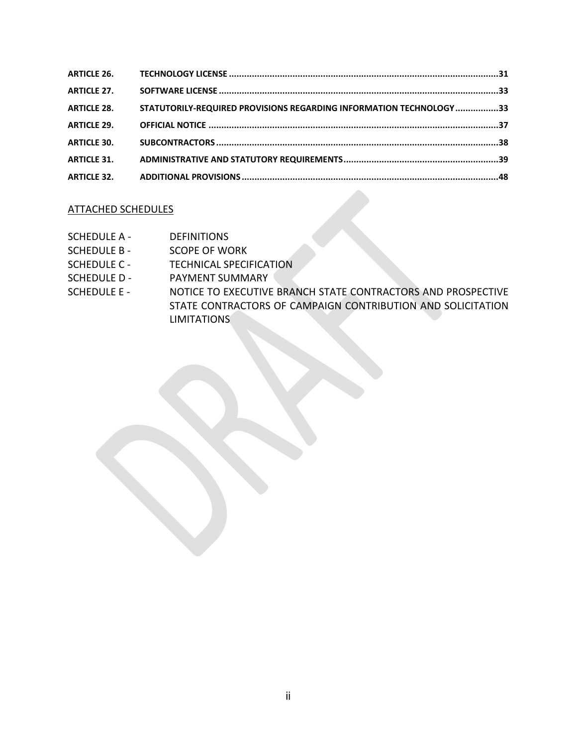| | | |
|---|---|---|
| **ARTICLE 26.** | **TECHNOLOGY LICENSE** | **31** |
| **ARTICLE 27.** | **SOFTWARE LICENSE** | **33** |
| **ARTICLE 28.** | **STATUTORILY-REQUIRED PROVISIONS REGARDING INFORMATION TECHNOLOGY** | **33** |
| **ARTICLE 29.** | **OFFICIAL NOTICE** | **37** |
| **ARTICLE 30.** | **SUBCONTRACTORS** | **38** |
| **ARTICLE 31.** | **ADMINISTRATIVE AND STATUTORY REQUIREMENTS** | **39** |
| **ARTICLE 32.** | **ADDITIONAL PROVISIONS** | **48** |

<u>ATTACHED SCHEDULES</u>

| | |
|---|---|
| SCHEDULE A - | DEFINITIONS |
| SCHEDULE B - | SCOPE OF WORK |
| SCHEDULE C - | TECHNICAL SPECIFICATION |
| SCHEDULE D - | PAYMENT SUMMARY |
| SCHEDULE E - | NOTICE TO EXECUTIVE BRANCH STATE CONTRACTORS AND PROSPECTIVE STATE CONTRACTORS OF CAMPAIGN CONTRIBUTION AND SOLICITATION LIMITATIONS |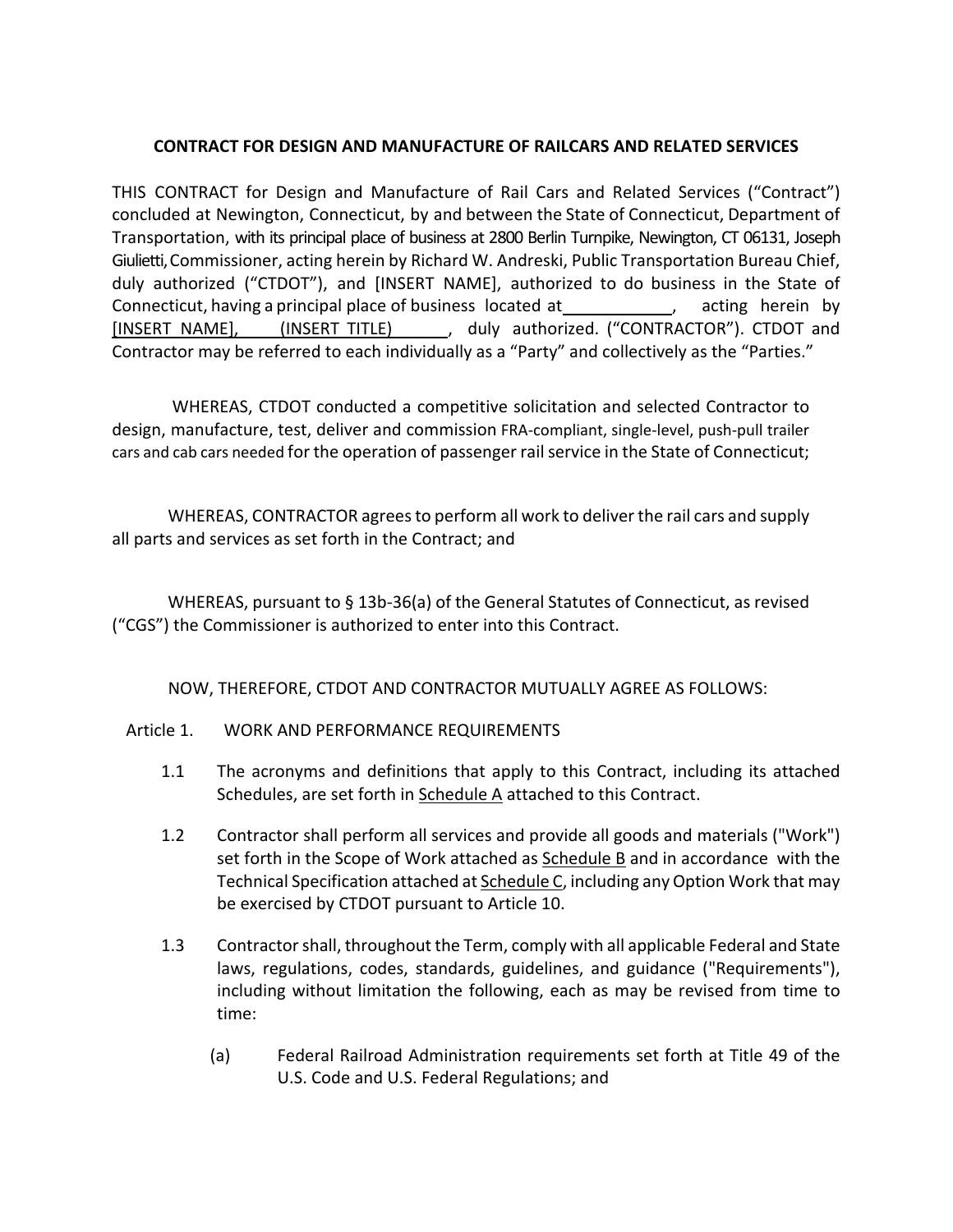**CONTRACT FOR DESIGN AND MANUFACTURE OF RAILCARS AND RELATED SERVICES**

THIS CONTRACT for Design and Manufacture of Rail Cars and Related Services ("Contract") concluded at Newington, Connecticut, by and between the State of Connecticut, Department of Transportation, with its principal place of business at 2800 Berlin Turnpike, Newington, CT 06131, Joseph Giulietti, Commissioner, acting herein by Richard W. Andreski, Public Transportation Bureau Chief, duly authorized ("CTDOT"), and [INSERT NAME], authorized to do business in the State of Connecticut, having a principal place of business located at ____________, acting herein by [INSERT NAME], (INSERT TITLE), duly authorized. ("CONTRACTOR"). CTDOT and Contractor may be referred to each individually as a "Party" and collectively as the "Parties."

WHEREAS, CTDOT conducted a competitive solicitation and selected Contractor to design, manufacture, test, deliver and commission FRA-compliant, single-level, push-pull trailer cars and cab cars needed for the operation of passenger rail service in the State of Connecticut;

WHEREAS, CONTRACTOR agrees to perform all work to deliver the rail cars and supply all parts and services as set forth in the Contract; and

WHEREAS, pursuant to § 13b-36(a) of the General Statutes of Connecticut, as revised ("CGS") the Commissioner is authorized to enter into this Contract.

NOW, THEREFORE, CTDOT AND CONTRACTOR MUTUALLY AGREE AS FOLLOWS:

Article 1. WORK AND PERFORMANCE REQUIREMENTS

1.1 The acronyms and definitions that apply to this Contract, including its attached Schedules, are set forth in Schedule A attached to this Contract.

1.2 Contractor shall perform all services and provide all goods and materials ("Work") set forth in the Scope of Work attached as Schedule B and in accordance with the Technical Specification attached at Schedule C, including any Option Work that may be exercised by CTDOT pursuant to Article 10.

1.3 Contractor shall, throughout the Term, comply with all applicable Federal and State laws, regulations, codes, standards, guidelines, and guidance ("Requirements"), including without limitation the following, each as may be revised from time to time:

(a) Federal Railroad Administration requirements set forth at Title 49 of the U.S. Code and U.S. Federal Regulations; and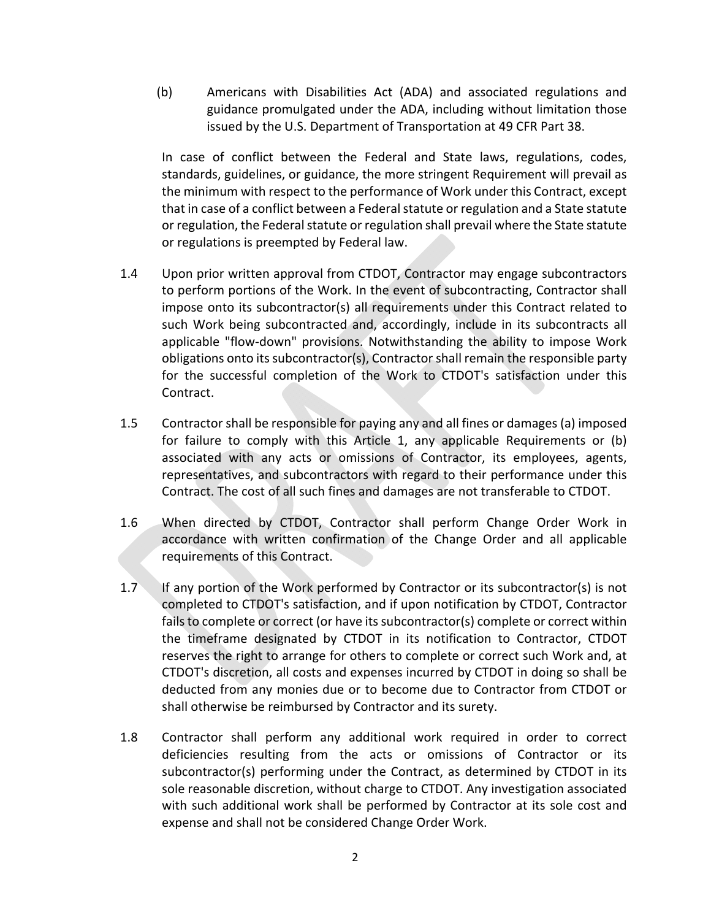(b) Americans with Disabilities Act (ADA) and associated regulations and guidance promulgated under the ADA, including without limitation those issued by the U.S. Department of Transportation at 49 CFR Part 38.

In case of conflict between the Federal and State laws, regulations, codes, standards, guidelines, or guidance, the more stringent Requirement will prevail as the minimum with respect to the performance of Work under this Contract, except that in case of a conflict between a Federal statute or regulation and a State statute or regulation, the Federal statute or regulation shall prevail where the State statute or regulations is preempted by Federal law.

1.4 Upon prior written approval from CTDOT, Contractor may engage subcontractors to perform portions of the Work. In the event of subcontracting, Contractor shall impose onto its subcontractor(s) all requirements under this Contract related to such Work being subcontracted and, accordingly, include in its subcontracts all applicable "flow-down" provisions. Notwithstanding the ability to impose Work obligations onto its subcontractor(s), Contractor shall remain the responsible party for the successful completion of the Work to CTDOT's satisfaction under this Contract.

1.5 Contractor shall be responsible for paying any and all fines or damages (a) imposed for failure to comply with this Article 1, any applicable Requirements or (b) associated with any acts or omissions of Contractor, its employees, agents, representatives, and subcontractors with regard to their performance under this Contract. The cost of all such fines and damages are not transferable to CTDOT.

1.6 When directed by CTDOT, Contractor shall perform Change Order Work in accordance with written confirmation of the Change Order and all applicable requirements of this Contract.

1.7 If any portion of the Work performed by Contractor or its subcontractor(s) is not completed to CTDOT's satisfaction, and if upon notification by CTDOT, Contractor fails to complete or correct (or have its subcontractor(s) complete or correct within the timeframe designated by CTDOT in its notification to Contractor, CTDOT reserves the right to arrange for others to complete or correct such Work and, at CTDOT's discretion, all costs and expenses incurred by CTDOT in doing so shall be deducted from any monies due or to become due to Contractor from CTDOT or shall otherwise be reimbursed by Contractor and its surety.

1.8 Contractor shall perform any additional work required in order to correct deficiencies resulting from the acts or omissions of Contractor or its subcontractor(s) performing under the Contract, as determined by CTDOT in its sole reasonable discretion, without charge to CTDOT. Any investigation associated with such additional work shall be performed by Contractor at its sole cost and expense and shall not be considered Change Order Work.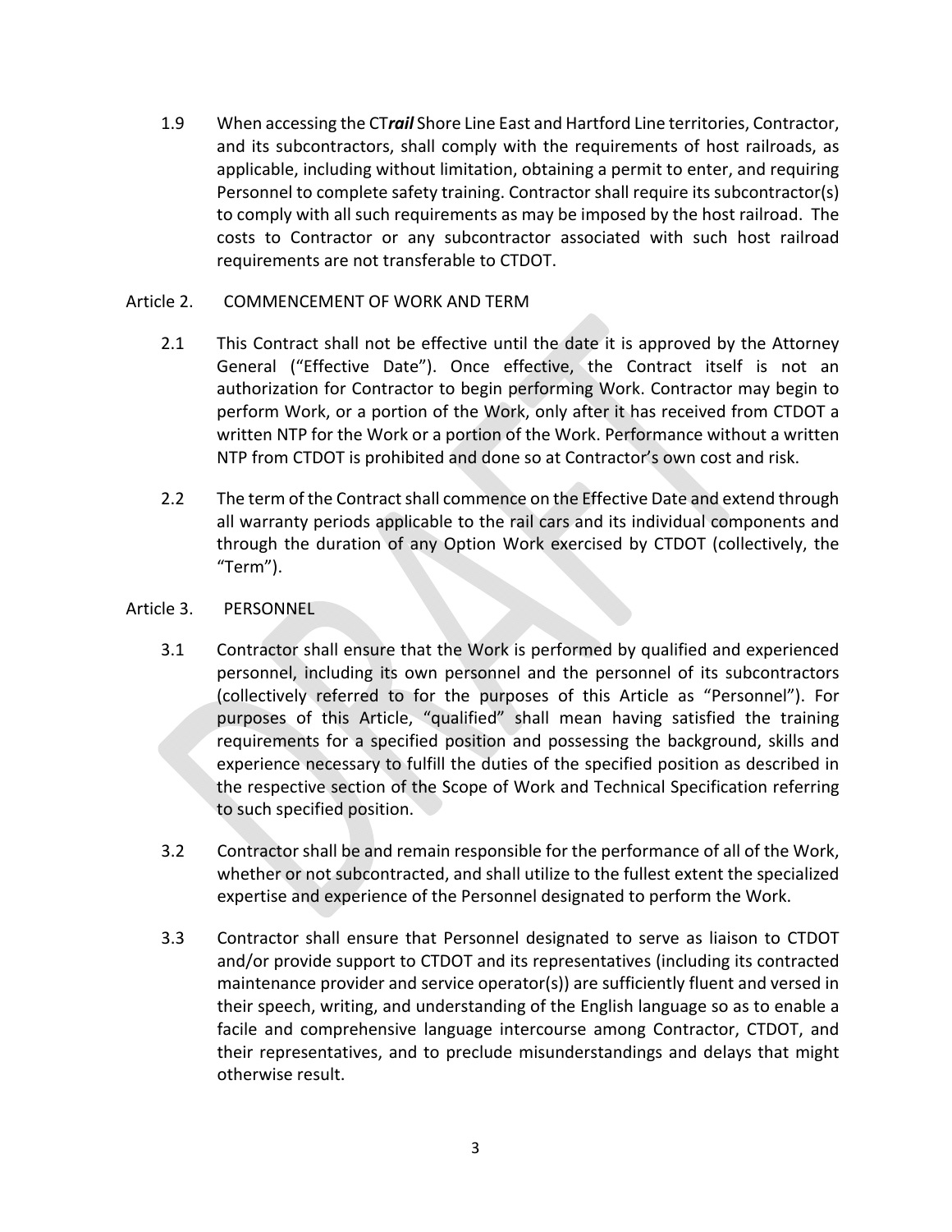1.9 When accessing the CT***rail*** Shore Line East and Hartford Line territories, Contractor, and its subcontractors, shall comply with the requirements of host railroads, as applicable, including without limitation, obtaining a permit to enter, and requiring Personnel to complete safety training. Contractor shall require its subcontractor(s) to comply with all such requirements as may be imposed by the host railroad. The costs to Contractor or any subcontractor associated with such host railroad requirements are not transferable to CTDOT.

## Article 2. COMMENCEMENT OF WORK AND TERM

2.1 This Contract shall not be effective until the date it is approved by the Attorney General ("Effective Date"). Once effective, the Contract itself is not an authorization for Contractor to begin performing Work. Contractor may begin to perform Work, or a portion of the Work, only after it has received from CTDOT a written NTP for the Work or a portion of the Work. Performance without a written NTP from CTDOT is prohibited and done so at Contractor's own cost and risk.

2.2 The term of the Contract shall commence on the Effective Date and extend through all warranty periods applicable to the rail cars and its individual components and through the duration of any Option Work exercised by CTDOT (collectively, the "Term").

## Article 3. PERSONNEL

3.1 Contractor shall ensure that the Work is performed by qualified and experienced personnel, including its own personnel and the personnel of its subcontractors (collectively referred to for the purposes of this Article as "Personnel"). For purposes of this Article, "qualified" shall mean having satisfied the training requirements for a specified position and possessing the background, skills and experience necessary to fulfill the duties of the specified position as described in the respective section of the Scope of Work and Technical Specification referring to such specified position.

3.2 Contractor shall be and remain responsible for the performance of all of the Work, whether or not subcontracted, and shall utilize to the fullest extent the specialized expertise and experience of the Personnel designated to perform the Work.

3.3 Contractor shall ensure that Personnel designated to serve as liaison to CTDOT and/or provide support to CTDOT and its representatives (including its contracted maintenance provider and service operator(s)) are sufficiently fluent and versed in their speech, writing, and understanding of the English language so as to enable a facile and comprehensive language intercourse among Contractor, CTDOT, and their representatives, and to preclude misunderstandings and delays that might otherwise result.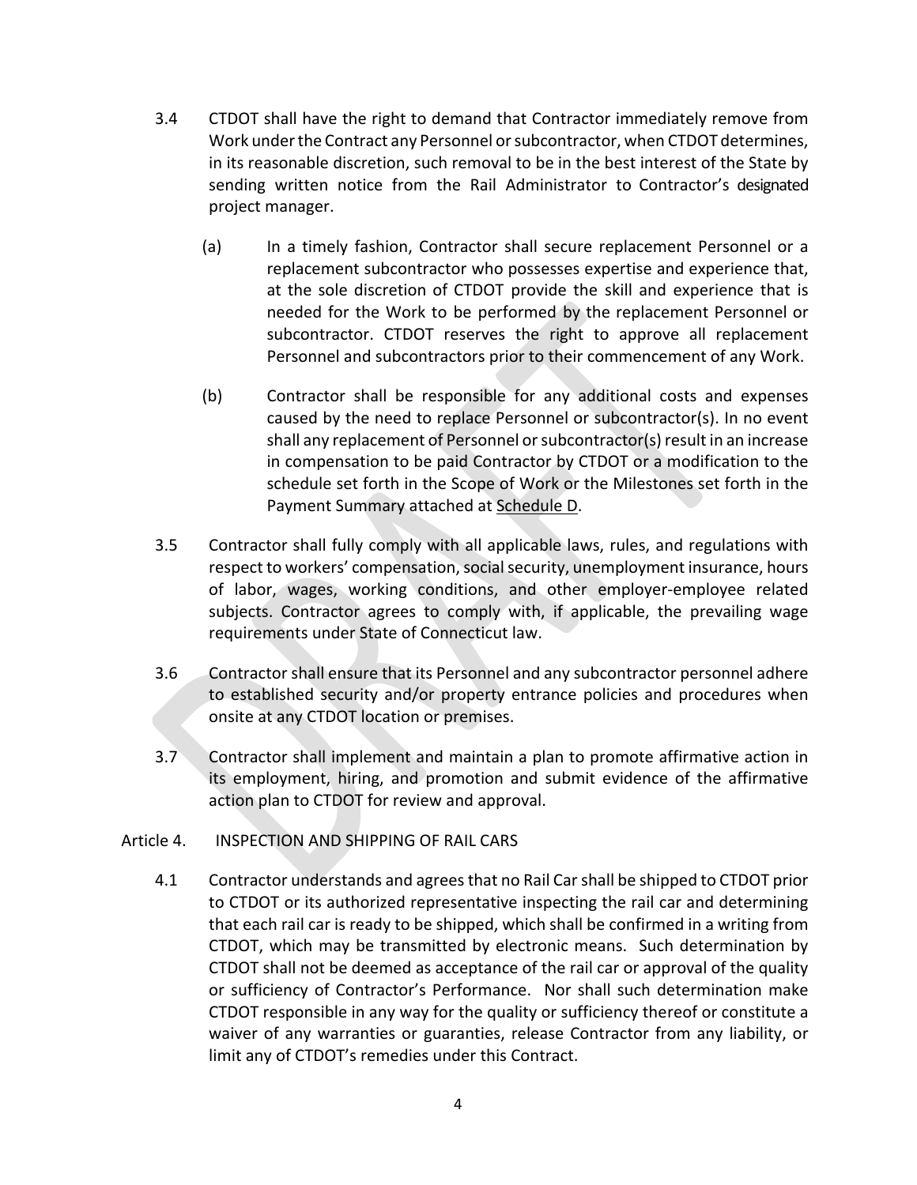3.4 CTDOT shall have the right to demand that Contractor immediately remove from Work under the Contract any Personnel or subcontractor, when CTDOT determines, in its reasonable discretion, such removal to be in the best interest of the State by sending written notice from the Rail Administrator to Contractor's designated project manager.

(a) In a timely fashion, Contractor shall secure replacement Personnel or a replacement subcontractor who possesses expertise and experience that, at the sole discretion of CTDOT provide the skill and experience that is needed for the Work to be performed by the replacement Personnel or subcontractor. CTDOT reserves the right to approve all replacement Personnel and subcontractors prior to their commencement of any Work.

(b) Contractor shall be responsible for any additional costs and expenses caused by the need to replace Personnel or subcontractor(s). In no event shall any replacement of Personnel or subcontractor(s) result in an increase in compensation to be paid Contractor by CTDOT or a modification to the schedule set forth in the Scope of Work or the Milestones set forth in the Payment Summary attached at Schedule D.

3.5 Contractor shall fully comply with all applicable laws, rules, and regulations with respect to workers' compensation, social security, unemployment insurance, hours of labor, wages, working conditions, and other employer-employee related subjects. Contractor agrees to comply with, if applicable, the prevailing wage requirements under State of Connecticut law.

3.6 Contractor shall ensure that its Personnel and any subcontractor personnel adhere to established security and/or property entrance policies and procedures when onsite at any CTDOT location or premises.

3.7 Contractor shall implement and maintain a plan to promote affirmative action in its employment, hiring, and promotion and submit evidence of the affirmative action plan to CTDOT for review and approval.

## Article 4. INSPECTION AND SHIPPING OF RAIL CARS

4.1 Contractor understands and agrees that no Rail Car shall be shipped to CTDOT prior to CTDOT or its authorized representative inspecting the rail car and determining that each rail car is ready to be shipped, which shall be confirmed in a writing from CTDOT, which may be transmitted by electronic means. Such determination by CTDOT shall not be deemed as acceptance of the rail car or approval of the quality or sufficiency of Contractor's Performance. Nor shall such determination make CTDOT responsible in any way for the quality or sufficiency thereof or constitute a waiver of any warranties or guaranties, release Contractor from any liability, or limit any of CTDOT's remedies under this Contract.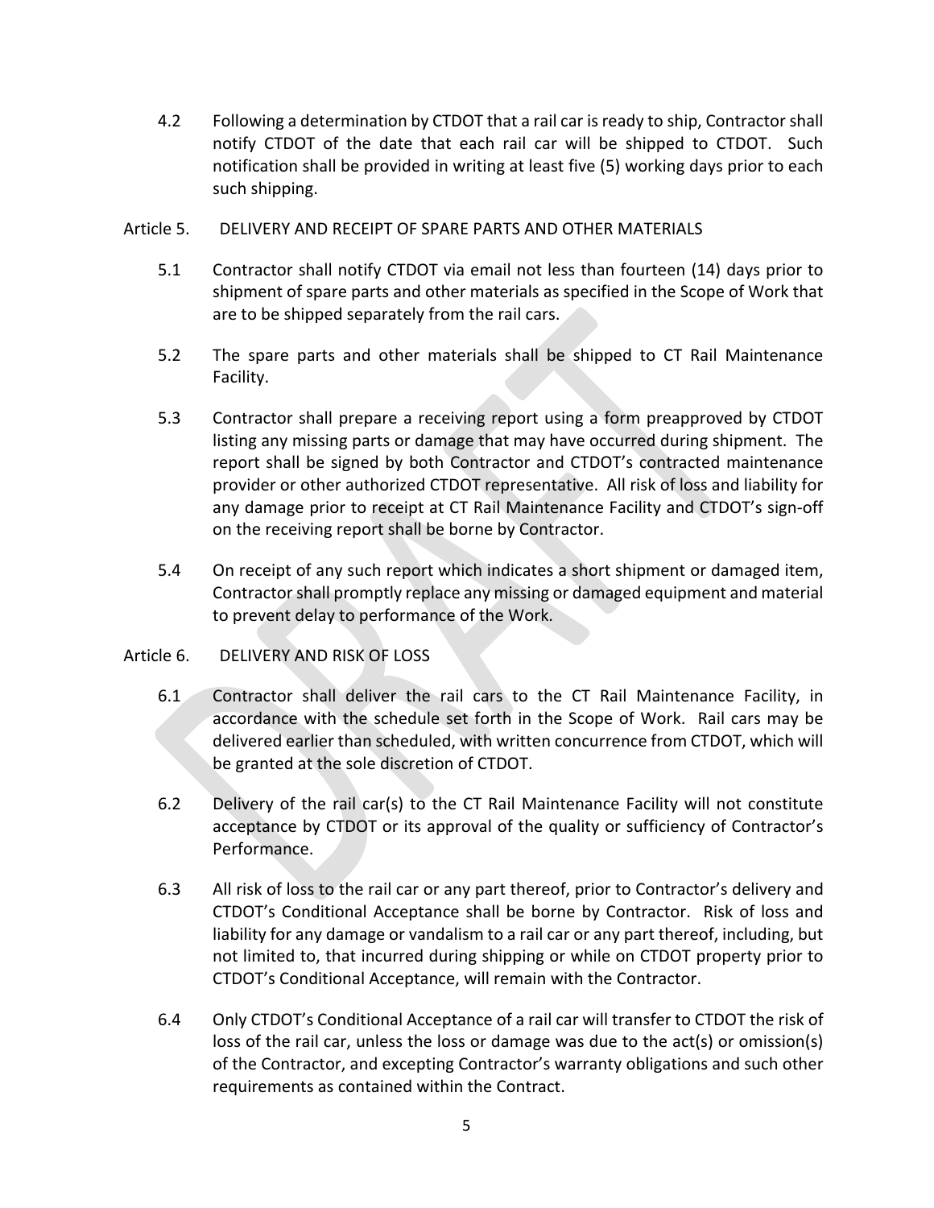4.2 Following a determination by CTDOT that a rail car is ready to ship, Contractor shall notify CTDOT of the date that each rail car will be shipped to CTDOT. Such notification shall be provided in writing at least five (5) working days prior to each such shipping.

## Article 5. DELIVERY AND RECEIPT OF SPARE PARTS AND OTHER MATERIALS

5.1 Contractor shall notify CTDOT via email not less than fourteen (14) days prior to shipment of spare parts and other materials as specified in the Scope of Work that are to be shipped separately from the rail cars.

5.2 The spare parts and other materials shall be shipped to CT Rail Maintenance Facility.

5.3 Contractor shall prepare a receiving report using a form preapproved by CTDOT listing any missing parts or damage that may have occurred during shipment. The report shall be signed by both Contractor and CTDOT's contracted maintenance provider or other authorized CTDOT representative. All risk of loss and liability for any damage prior to receipt at CT Rail Maintenance Facility and CTDOT's sign-off on the receiving report shall be borne by Contractor.

5.4 On receipt of any such report which indicates a short shipment or damaged item, Contractor shall promptly replace any missing or damaged equipment and material to prevent delay to performance of the Work.

## Article 6. DELIVERY AND RISK OF LOSS

6.1 Contractor shall deliver the rail cars to the CT Rail Maintenance Facility, in accordance with the schedule set forth in the Scope of Work. Rail cars may be delivered earlier than scheduled, with written concurrence from CTDOT, which will be granted at the sole discretion of CTDOT.

6.2 Delivery of the rail car(s) to the CT Rail Maintenance Facility will not constitute acceptance by CTDOT or its approval of the quality or sufficiency of Contractor's Performance.

6.3 All risk of loss to the rail car or any part thereof, prior to Contractor's delivery and CTDOT's Conditional Acceptance shall be borne by Contractor. Risk of loss and liability for any damage or vandalism to a rail car or any part thereof, including, but not limited to, that incurred during shipping or while on CTDOT property prior to CTDOT's Conditional Acceptance, will remain with the Contractor.

6.4 Only CTDOT's Conditional Acceptance of a rail car will transfer to CTDOT the risk of loss of the rail car, unless the loss or damage was due to the act(s) or omission(s) of the Contractor, and excepting Contractor's warranty obligations and such other requirements as contained within the Contract.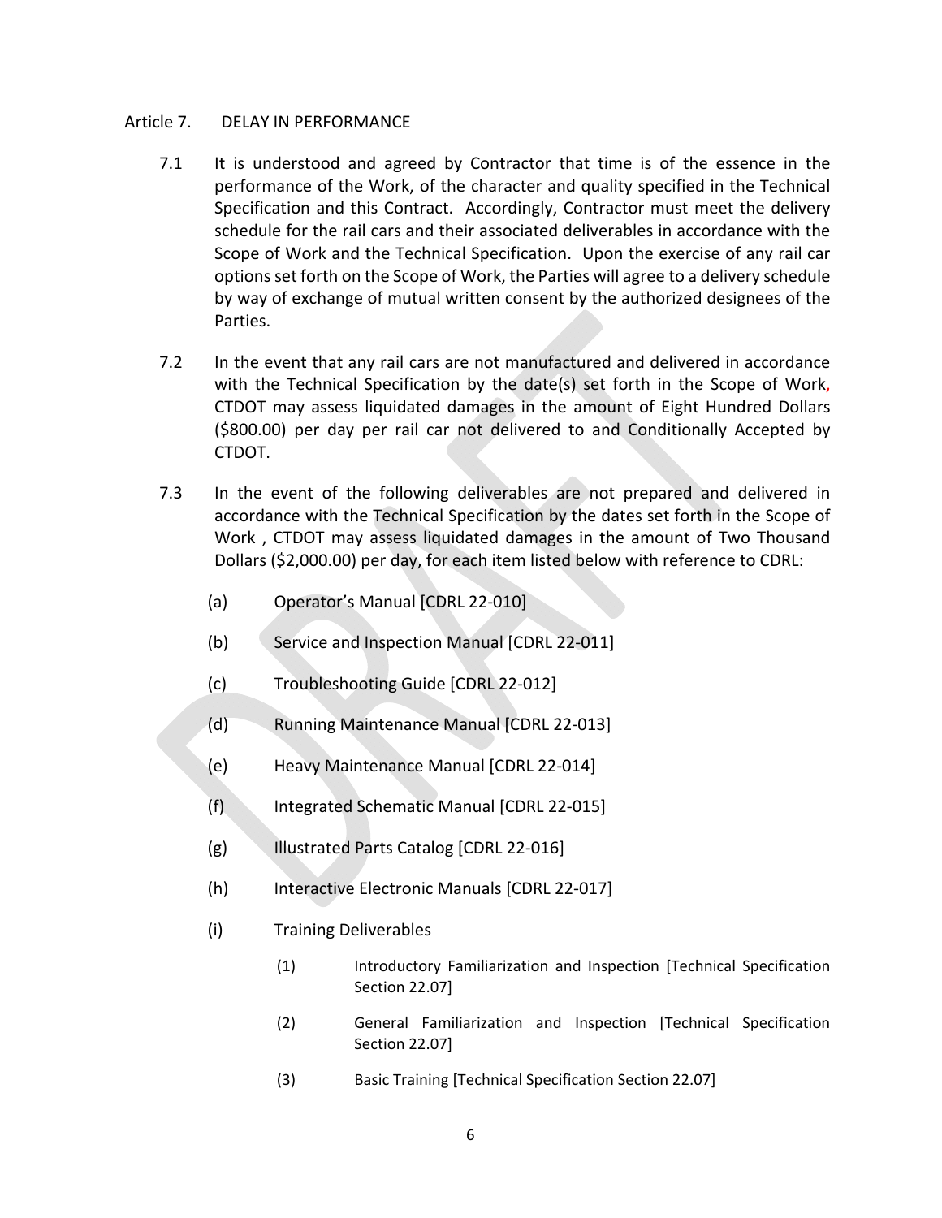Article 7. DELAY IN PERFORMANCE

7.1 It is understood and agreed by Contractor that time is of the essence in the performance of the Work, of the character and quality specified in the Technical Specification and this Contract. Accordingly, Contractor must meet the delivery schedule for the rail cars and their associated deliverables in accordance with the Scope of Work and the Technical Specification. Upon the exercise of any rail car options set forth on the Scope of Work, the Parties will agree to a delivery schedule by way of exchange of mutual written consent by the authorized designees of the Parties.

7.2 In the event that any rail cars are not manufactured and delivered in accordance with the Technical Specification by the date(s) set forth in the Scope of Work, CTDOT may assess liquidated damages in the amount of Eight Hundred Dollars ($800.00) per day per rail car not delivered to and Conditionally Accepted by CTDOT.

7.3 In the event of the following deliverables are not prepared and delivered in accordance with the Technical Specification by the dates set forth in the Scope of Work , CTDOT may assess liquidated damages in the amount of Two Thousand Dollars ($2,000.00) per day, for each item listed below with reference to CDRL:

(a) Operator's Manual [CDRL 22-010]

(b) Service and Inspection Manual [CDRL 22-011]

(c) Troubleshooting Guide [CDRL 22-012]

(d) Running Maintenance Manual [CDRL 22-013]

(e) Heavy Maintenance Manual [CDRL 22-014]

(f) Integrated Schematic Manual [CDRL 22-015]

(g) Illustrated Parts Catalog [CDRL 22-016]

(h) Interactive Electronic Manuals [CDRL 22-017]

(i) Training Deliverables

(1) Introductory Familiarization and Inspection [Technical Specification Section 22.07]

(2) General Familiarization and Inspection [Technical Specification Section 22.07]

(3) Basic Training [Technical Specification Section 22.07]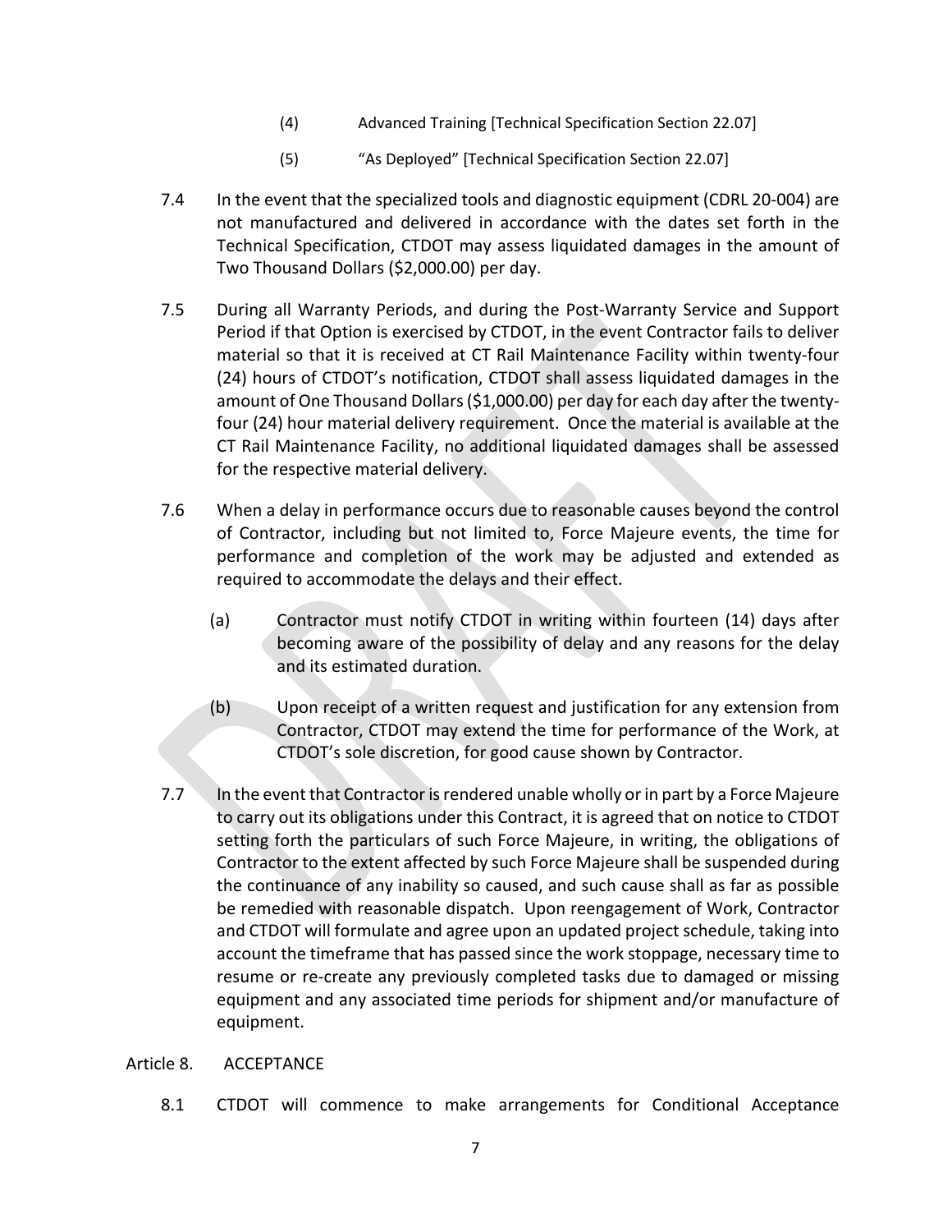(4) Advanced Training [Technical Specification Section 22.07]

(5) "As Deployed" [Technical Specification Section 22.07]

7.4 In the event that the specialized tools and diagnostic equipment (CDRL 20-004) are not manufactured and delivered in accordance with the dates set forth in the Technical Specification, CTDOT may assess liquidated damages in the amount of Two Thousand Dollars ($2,000.00) per day.

7.5 During all Warranty Periods, and during the Post-Warranty Service and Support Period if that Option is exercised by CTDOT, in the event Contractor fails to deliver material so that it is received at CT Rail Maintenance Facility within twenty-four (24) hours of CTDOT's notification, CTDOT shall assess liquidated damages in the amount of One Thousand Dollars ($1,000.00) per day for each day after the twenty-four (24) hour material delivery requirement. Once the material is available at the CT Rail Maintenance Facility, no additional liquidated damages shall be assessed for the respective material delivery.

7.6 When a delay in performance occurs due to reasonable causes beyond the control of Contractor, including but not limited to, Force Majeure events, the time for performance and completion of the work may be adjusted and extended as required to accommodate the delays and their effect.

(a) Contractor must notify CTDOT in writing within fourteen (14) days after becoming aware of the possibility of delay and any reasons for the delay and its estimated duration.

(b) Upon receipt of a written request and justification for any extension from Contractor, CTDOT may extend the time for performance of the Work, at CTDOT's sole discretion, for good cause shown by Contractor.

7.7 In the event that Contractor is rendered unable wholly or in part by a Force Majeure to carry out its obligations under this Contract, it is agreed that on notice to CTDOT setting forth the particulars of such Force Majeure, in writing, the obligations of Contractor to the extent affected by such Force Majeure shall be suspended during the continuance of any inability so caused, and such cause shall as far as possible be remedied with reasonable dispatch. Upon reengagement of Work, Contractor and CTDOT will formulate and agree upon an updated project schedule, taking into account the timeframe that has passed since the work stoppage, necessary time to resume or re-create any previously completed tasks due to damaged or missing equipment and any associated time periods for shipment and/or manufacture of equipment.

Article 8. ACCEPTANCE

8.1 CTDOT will commence to make arrangements for Conditional Acceptance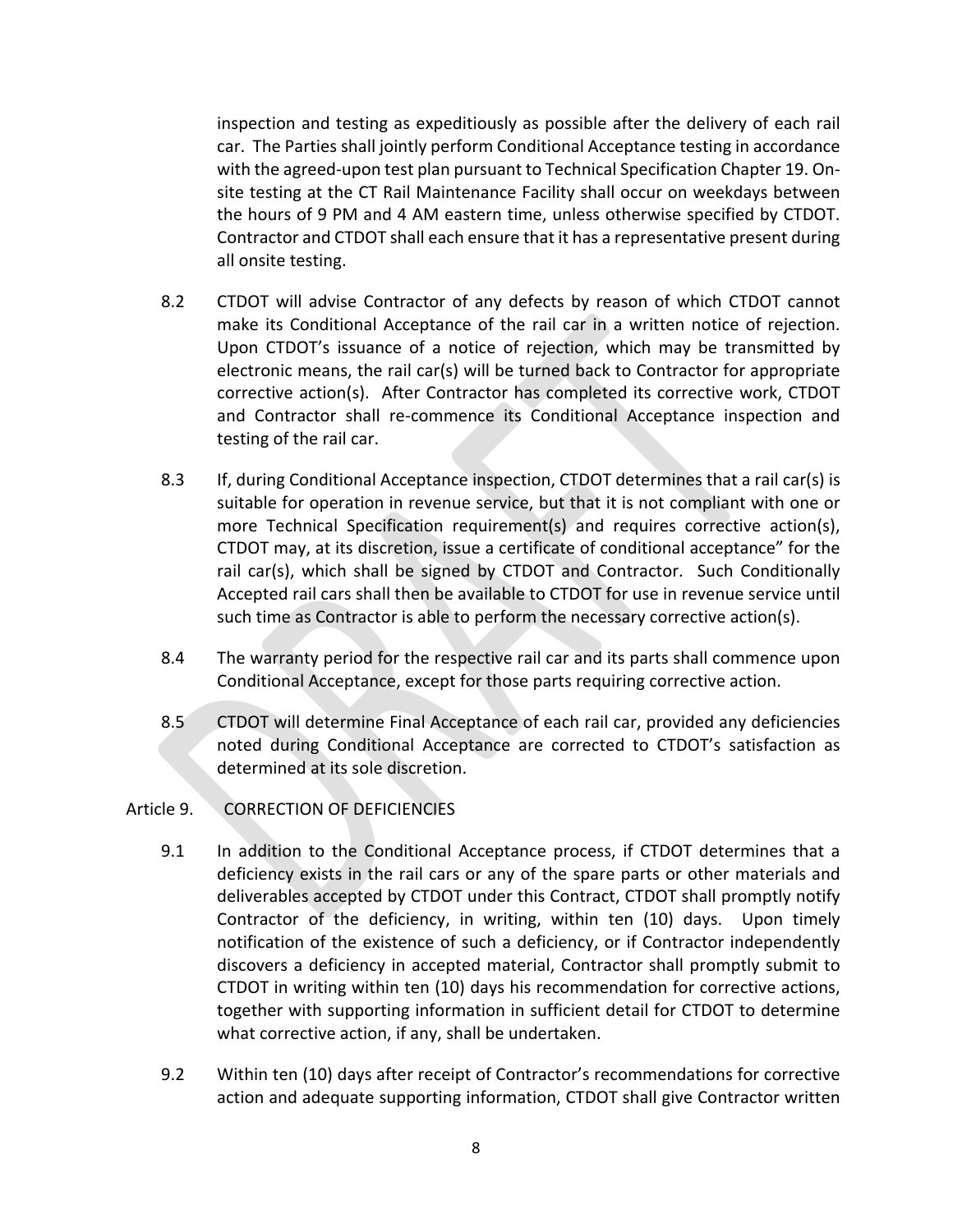inspection and testing as expeditiously as possible after the delivery of each rail car. The Parties shall jointly perform Conditional Acceptance testing in accordance with the agreed-upon test plan pursuant to Technical Specification Chapter 19. On-site testing at the CT Rail Maintenance Facility shall occur on weekdays between the hours of 9 PM and 4 AM eastern time, unless otherwise specified by CTDOT. Contractor and CTDOT shall each ensure that it has a representative present during all onsite testing.

8.2 CTDOT will advise Contractor of any defects by reason of which CTDOT cannot make its Conditional Acceptance of the rail car in a written notice of rejection. Upon CTDOT's issuance of a notice of rejection, which may be transmitted by electronic means, the rail car(s) will be turned back to Contractor for appropriate corrective action(s). After Contractor has completed its corrective work, CTDOT and Contractor shall re-commence its Conditional Acceptance inspection and testing of the rail car.

8.3 If, during Conditional Acceptance inspection, CTDOT determines that a rail car(s) is suitable for operation in revenue service, but that it is not compliant with one or more Technical Specification requirement(s) and requires corrective action(s), CTDOT may, at its discretion, issue a certificate of conditional acceptance" for the rail car(s), which shall be signed by CTDOT and Contractor. Such Conditionally Accepted rail cars shall then be available to CTDOT for use in revenue service until such time as Contractor is able to perform the necessary corrective action(s).

8.4 The warranty period for the respective rail car and its parts shall commence upon Conditional Acceptance, except for those parts requiring corrective action.

8.5 CTDOT will determine Final Acceptance of each rail car, provided any deficiencies noted during Conditional Acceptance are corrected to CTDOT's satisfaction as determined at its sole discretion.

## Article 9. CORRECTION OF DEFICIENCIES

9.1 In addition to the Conditional Acceptance process, if CTDOT determines that a deficiency exists in the rail cars or any of the spare parts or other materials and deliverables accepted by CTDOT under this Contract, CTDOT shall promptly notify Contractor of the deficiency, in writing, within ten (10) days. Upon timely notification of the existence of such a deficiency, or if Contractor independently discovers a deficiency in accepted material, Contractor shall promptly submit to CTDOT in writing within ten (10) days his recommendation for corrective actions, together with supporting information in sufficient detail for CTDOT to determine what corrective action, if any, shall be undertaken.

9.2 Within ten (10) days after receipt of Contractor's recommendations for corrective action and adequate supporting information, CTDOT shall give Contractor written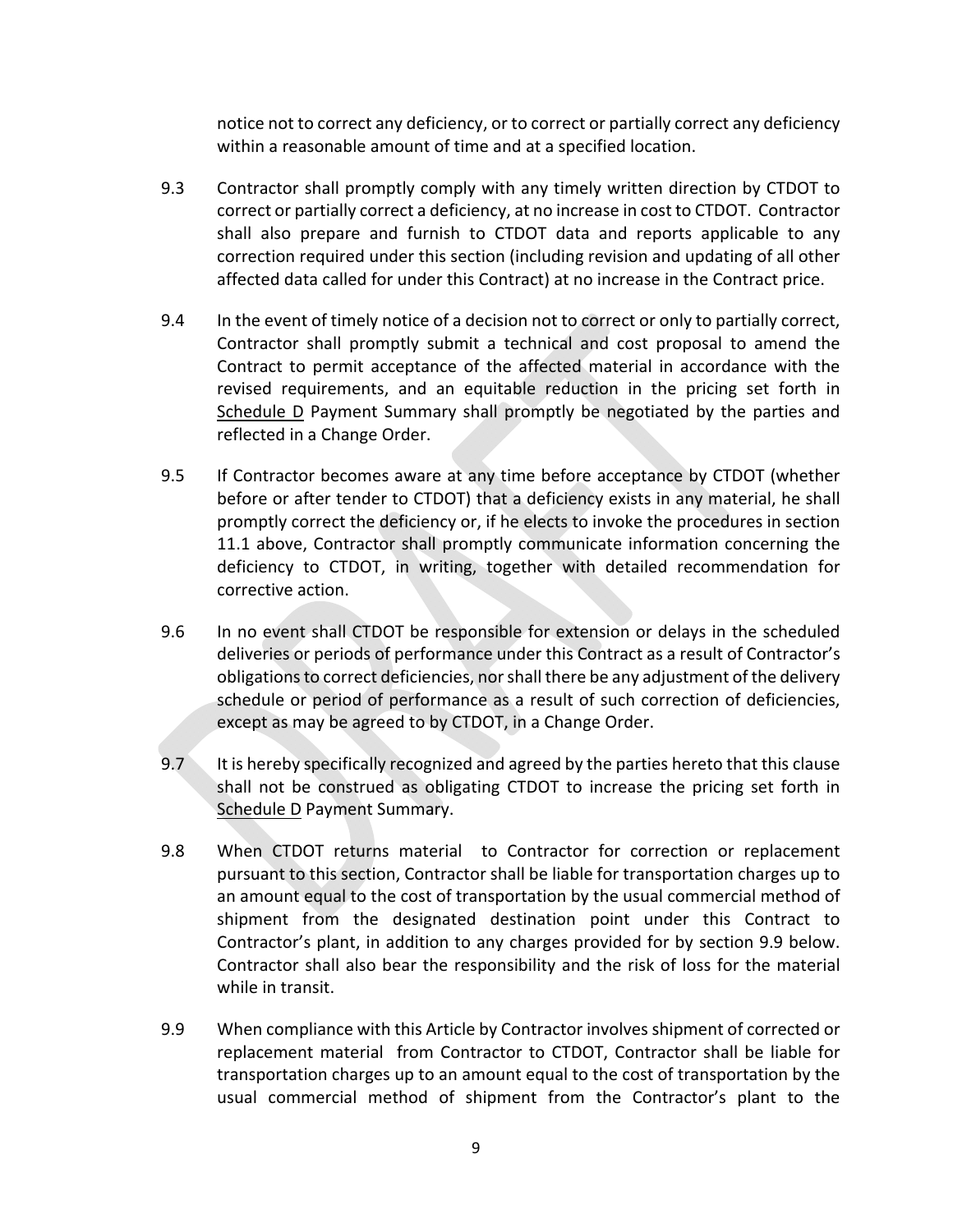notice not to correct any deficiency, or to correct or partially correct any deficiency within a reasonable amount of time and at a specified location.

9.3 Contractor shall promptly comply with any timely written direction by CTDOT to correct or partially correct a deficiency, at no increase in cost to CTDOT. Contractor shall also prepare and furnish to CTDOT data and reports applicable to any correction required under this section (including revision and updating of all other affected data called for under this Contract) at no increase in the Contract price.

9.4 In the event of timely notice of a decision not to correct or only to partially correct, Contractor shall promptly submit a technical and cost proposal to amend the Contract to permit acceptance of the affected material in accordance with the revised requirements, and an equitable reduction in the pricing set forth in Schedule D Payment Summary shall promptly be negotiated by the parties and reflected in a Change Order.

9.5 If Contractor becomes aware at any time before acceptance by CTDOT (whether before or after tender to CTDOT) that a deficiency exists in any material, he shall promptly correct the deficiency or, if he elects to invoke the procedures in section 11.1 above, Contractor shall promptly communicate information concerning the deficiency to CTDOT, in writing, together with detailed recommendation for corrective action.

9.6 In no event shall CTDOT be responsible for extension or delays in the scheduled deliveries or periods of performance under this Contract as a result of Contractor's obligations to correct deficiencies, nor shall there be any adjustment of the delivery schedule or period of performance as a result of such correction of deficiencies, except as may be agreed to by CTDOT, in a Change Order.

9.7 It is hereby specifically recognized and agreed by the parties hereto that this clause shall not be construed as obligating CTDOT to increase the pricing set forth in Schedule D Payment Summary.

9.8 When CTDOT returns material to Contractor for correction or replacement pursuant to this section, Contractor shall be liable for transportation charges up to an amount equal to the cost of transportation by the usual commercial method of shipment from the designated destination point under this Contract to Contractor's plant, in addition to any charges provided for by section 9.9 below. Contractor shall also bear the responsibility and the risk of loss for the material while in transit.

9.9 When compliance with this Article by Contractor involves shipment of corrected or replacement material from Contractor to CTDOT, Contractor shall be liable for transportation charges up to an amount equal to the cost of transportation by the usual commercial method of shipment from the Contractor's plant to the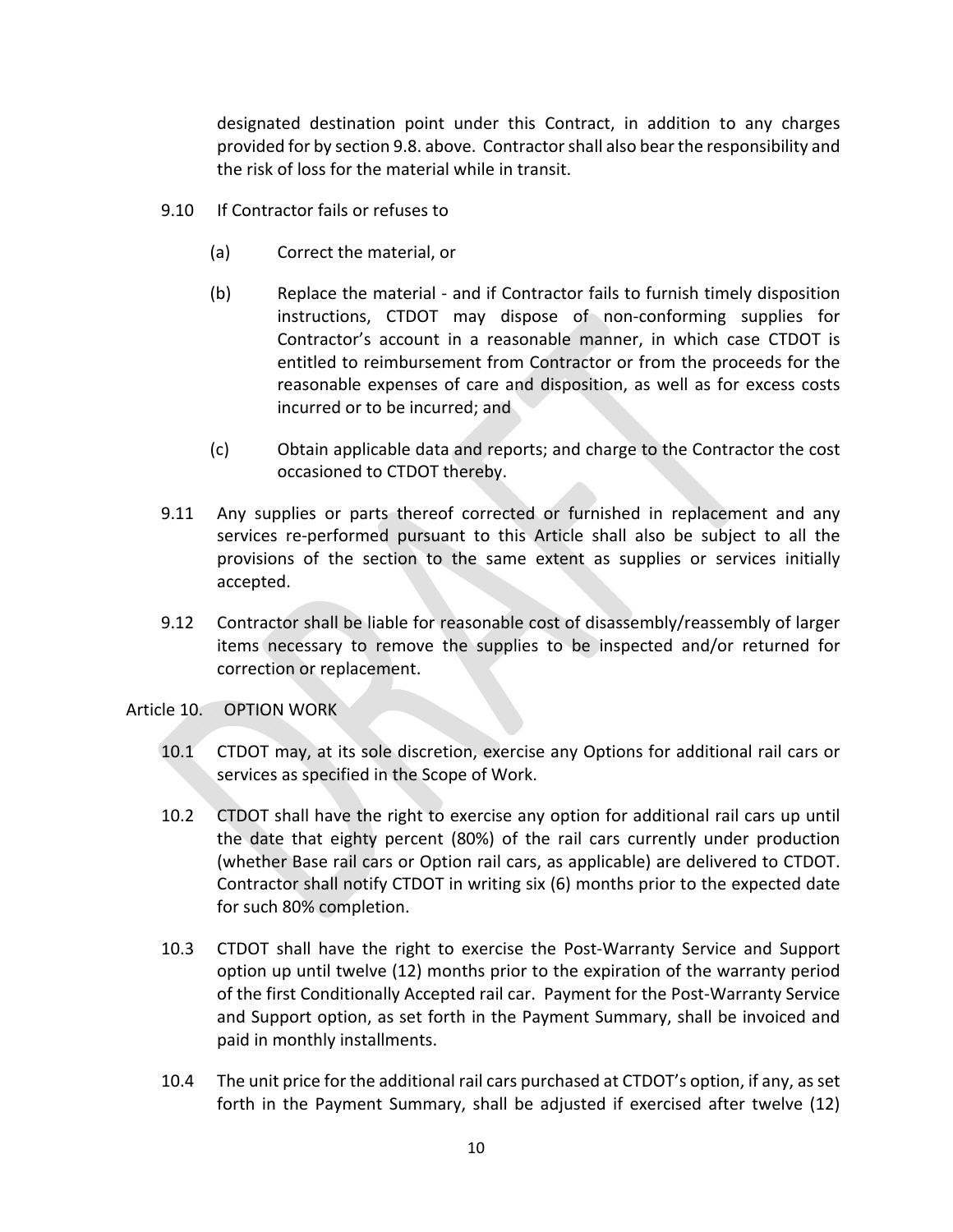designated destination point under this Contract, in addition to any charges provided for by section 9.8. above. Contractor shall also bear the responsibility and the risk of loss for the material while in transit.

9.10 If Contractor fails or refuses to

(a) Correct the material, or

(b) Replace the material - and if Contractor fails to furnish timely disposition instructions, CTDOT may dispose of non-conforming supplies for Contractor's account in a reasonable manner, in which case CTDOT is entitled to reimbursement from Contractor or from the proceeds for the reasonable expenses of care and disposition, as well as for excess costs incurred or to be incurred; and

(c) Obtain applicable data and reports; and charge to the Contractor the cost occasioned to CTDOT thereby.

9.11 Any supplies or parts thereof corrected or furnished in replacement and any services re-performed pursuant to this Article shall also be subject to all the provisions of the section to the same extent as supplies or services initially accepted.

9.12 Contractor shall be liable for reasonable cost of disassembly/reassembly of larger items necessary to remove the supplies to be inspected and/or returned for correction or replacement.

Article 10. OPTION WORK

10.1 CTDOT may, at its sole discretion, exercise any Options for additional rail cars or services as specified in the Scope of Work.

10.2 CTDOT shall have the right to exercise any option for additional rail cars up until the date that eighty percent (80%) of the rail cars currently under production (whether Base rail cars or Option rail cars, as applicable) are delivered to CTDOT. Contractor shall notify CTDOT in writing six (6) months prior to the expected date for such 80% completion.

10.3 CTDOT shall have the right to exercise the Post-Warranty Service and Support option up until twelve (12) months prior to the expiration of the warranty period of the first Conditionally Accepted rail car. Payment for the Post-Warranty Service and Support option, as set forth in the Payment Summary, shall be invoiced and paid in monthly installments.

10.4 The unit price for the additional rail cars purchased at CTDOT's option, if any, as set forth in the Payment Summary, shall be adjusted if exercised after twelve (12)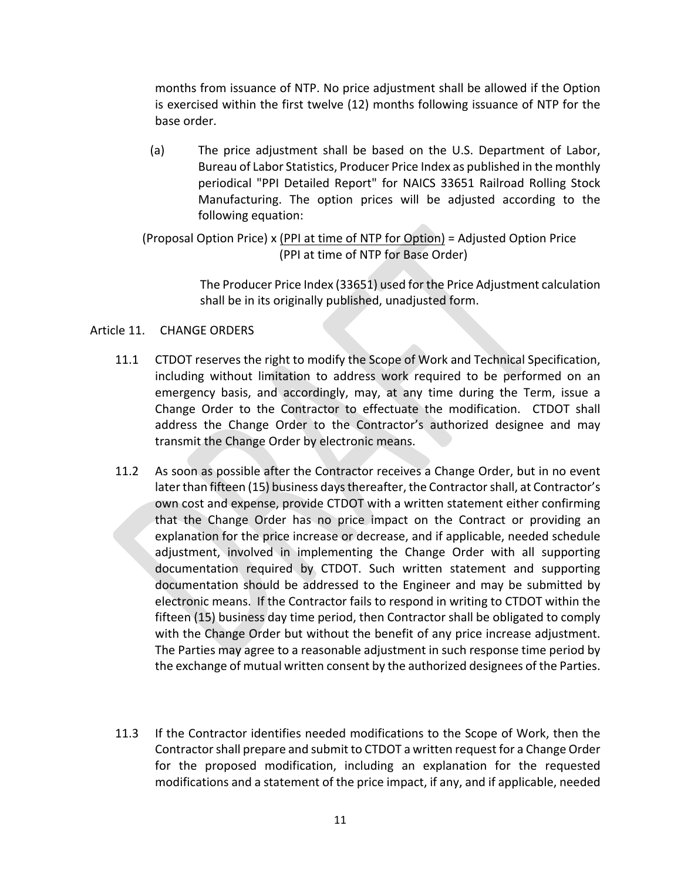months from issuance of NTP. No price adjustment shall be allowed if the Option is exercised within the first twelve (12) months following issuance of NTP for the base order.

(a) The price adjustment shall be based on the U.S. Department of Labor, Bureau of Labor Statistics, Producer Price Index as published in the monthly periodical "PPI Detailed Report" for NAICS 33651 Railroad Rolling Stock Manufacturing. The option prices will be adjusted according to the following equation:

$$\text{(Proposal Option Price)} \times \frac{\text{(PPI at time of NTP for Option)}}{\text{(PPI at time of NTP for Base Order)}} = \text{Adjusted Option Price}$$

The Producer Price Index (33651) used for the Price Adjustment calculation shall be in its originally published, unadjusted form.

Article 11. CHANGE ORDERS

11.1 CTDOT reserves the right to modify the Scope of Work and Technical Specification, including without limitation to address work required to be performed on an emergency basis, and accordingly, may, at any time during the Term, issue a Change Order to the Contractor to effectuate the modification. CTDOT shall address the Change Order to the Contractor's authorized designee and may transmit the Change Order by electronic means.

11.2 As soon as possible after the Contractor receives a Change Order, but in no event later than fifteen (15) business days thereafter, the Contractor shall, at Contractor's own cost and expense, provide CTDOT with a written statement either confirming that the Change Order has no price impact on the Contract or providing an explanation for the price increase or decrease, and if applicable, needed schedule adjustment, involved in implementing the Change Order with all supporting documentation required by CTDOT. Such written statement and supporting documentation should be addressed to the Engineer and may be submitted by electronic means. If the Contractor fails to respond in writing to CTDOT within the fifteen (15) business day time period, then Contractor shall be obligated to comply with the Change Order but without the benefit of any price increase adjustment. The Parties may agree to a reasonable adjustment in such response time period by the exchange of mutual written consent by the authorized designees of the Parties.

11.3 If the Contractor identifies needed modifications to the Scope of Work, then the Contractor shall prepare and submit to CTDOT a written request for a Change Order for the proposed modification, including an explanation for the requested modifications and a statement of the price impact, if any, and if applicable, needed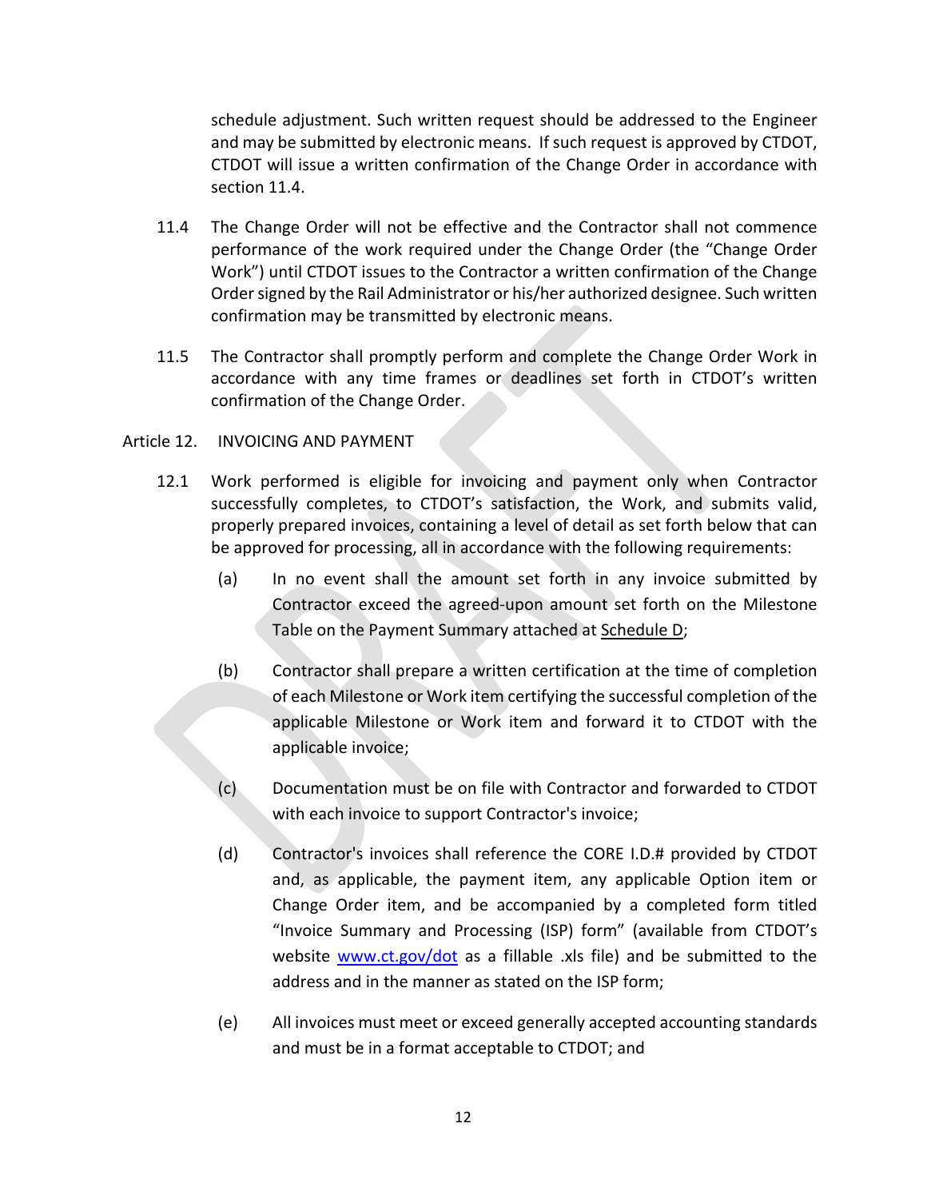schedule adjustment. Such written request should be addressed to the Engineer and may be submitted by electronic means. If such request is approved by CTDOT, CTDOT will issue a written confirmation of the Change Order in accordance with section 11.4.

11.4 The Change Order will not be effective and the Contractor shall not commence performance of the work required under the Change Order (the "Change Order Work") until CTDOT issues to the Contractor a written confirmation of the Change Order signed by the Rail Administrator or his/her authorized designee. Such written confirmation may be transmitted by electronic means.

11.5 The Contractor shall promptly perform and complete the Change Order Work in accordance with any time frames or deadlines set forth in CTDOT's written confirmation of the Change Order.

Article 12. INVOICING AND PAYMENT

12.1 Work performed is eligible for invoicing and payment only when Contractor successfully completes, to CTDOT's satisfaction, the Work, and submits valid, properly prepared invoices, containing a level of detail as set forth below that can be approved for processing, all in accordance with the following requirements:

(a) In no event shall the amount set forth in any invoice submitted by Contractor exceed the agreed-upon amount set forth on the Milestone Table on the Payment Summary attached at Schedule D;

(b) Contractor shall prepare a written certification at the time of completion of each Milestone or Work item certifying the successful completion of the applicable Milestone or Work item and forward it to CTDOT with the applicable invoice;

(c) Documentation must be on file with Contractor and forwarded to CTDOT with each invoice to support Contractor's invoice;

(d) Contractor's invoices shall reference the CORE I.D.# provided by CTDOT and, as applicable, the payment item, any applicable Option item or Change Order item, and be accompanied by a completed form titled "Invoice Summary and Processing (ISP) form" (available from CTDOT's website www.ct.gov/dot as a fillable .xls file) and be submitted to the address and in the manner as stated on the ISP form;

(e) All invoices must meet or exceed generally accepted accounting standards and must be in a format acceptable to CTDOT; and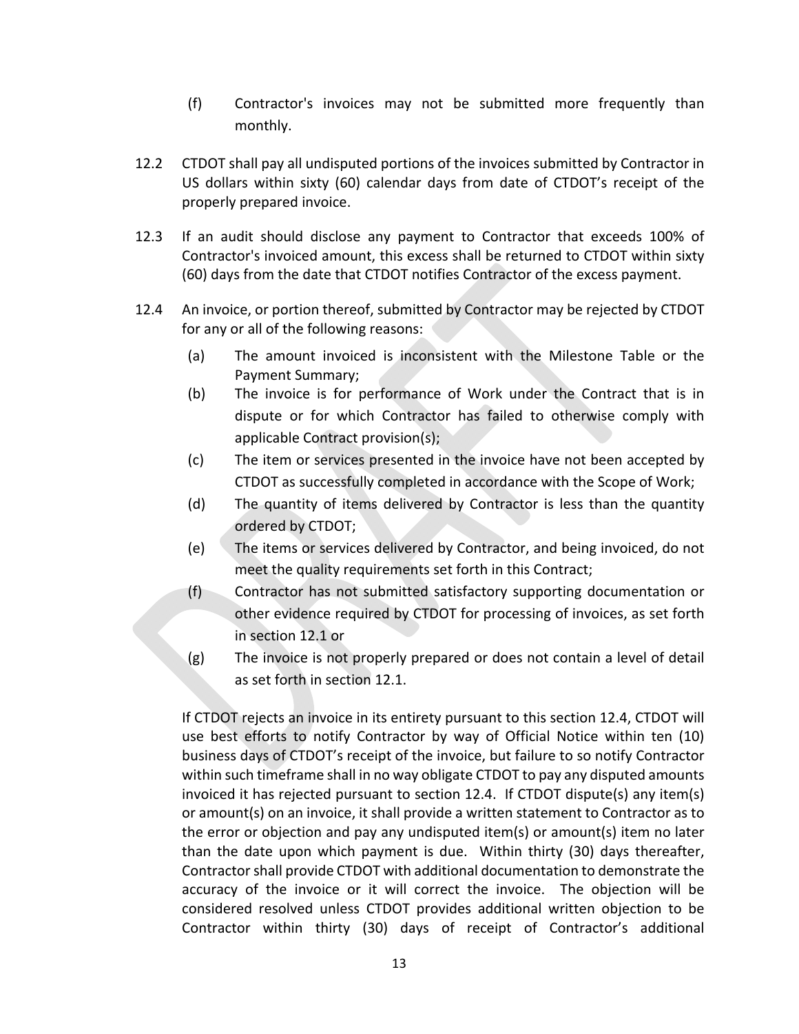(f) Contractor's invoices may not be submitted more frequently than monthly.

12.2 CTDOT shall pay all undisputed portions of the invoices submitted by Contractor in US dollars within sixty (60) calendar days from date of CTDOT's receipt of the properly prepared invoice.

12.3 If an audit should disclose any payment to Contractor that exceeds 100% of Contractor's invoiced amount, this excess shall be returned to CTDOT within sixty (60) days from the date that CTDOT notifies Contractor of the excess payment.

12.4 An invoice, or portion thereof, submitted by Contractor may be rejected by CTDOT for any or all of the following reasons:

(a) The amount invoiced is inconsistent with the Milestone Table or the Payment Summary;

(b) The invoice is for performance of Work under the Contract that is in dispute or for which Contractor has failed to otherwise comply with applicable Contract provision(s);

(c) The item or services presented in the invoice have not been accepted by CTDOT as successfully completed in accordance with the Scope of Work;

(d) The quantity of items delivered by Contractor is less than the quantity ordered by CTDOT;

(e) The items or services delivered by Contractor, and being invoiced, do not meet the quality requirements set forth in this Contract;

(f) Contractor has not submitted satisfactory supporting documentation or other evidence required by CTDOT for processing of invoices, as set forth in section 12.1 or

(g) The invoice is not properly prepared or does not contain a level of detail as set forth in section 12.1.

If CTDOT rejects an invoice in its entirety pursuant to this section 12.4, CTDOT will use best efforts to notify Contractor by way of Official Notice within ten (10) business days of CTDOT's receipt of the invoice, but failure to so notify Contractor within such timeframe shall in no way obligate CTDOT to pay any disputed amounts invoiced it has rejected pursuant to section 12.4. If CTDOT dispute(s) any item(s) or amount(s) on an invoice, it shall provide a written statement to Contractor as to the error or objection and pay any undisputed item(s) or amount(s) item no later than the date upon which payment is due. Within thirty (30) days thereafter, Contractor shall provide CTDOT with additional documentation to demonstrate the accuracy of the invoice or it will correct the invoice. The objection will be considered resolved unless CTDOT provides additional written objection to be Contractor within thirty (30) days of receipt of Contractor's additional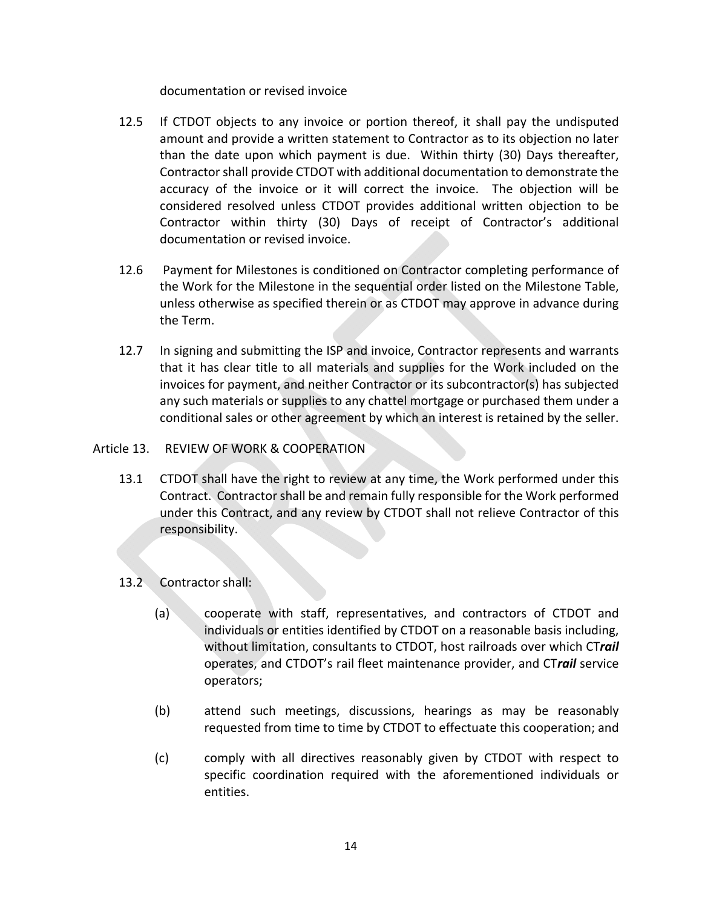documentation or revised invoice

12.5 If CTDOT objects to any invoice or portion thereof, it shall pay the undisputed amount and provide a written statement to Contractor as to its objection no later than the date upon which payment is due. Within thirty (30) Days thereafter, Contractor shall provide CTDOT with additional documentation to demonstrate the accuracy of the invoice or it will correct the invoice. The objection will be considered resolved unless CTDOT provides additional written objection to be Contractor within thirty (30) Days of receipt of Contractor's additional documentation or revised invoice.

12.6 Payment for Milestones is conditioned on Contractor completing performance of the Work for the Milestone in the sequential order listed on the Milestone Table, unless otherwise as specified therein or as CTDOT may approve in advance during the Term.

12.7 In signing and submitting the ISP and invoice, Contractor represents and warrants that it has clear title to all materials and supplies for the Work included on the invoices for payment, and neither Contractor or its subcontractor(s) has subjected any such materials or supplies to any chattel mortgage or purchased them under a conditional sales or other agreement by which an interest is retained by the seller.

Article 13. REVIEW OF WORK & COOPERATION

13.1 CTDOT shall have the right to review at any time, the Work performed under this Contract. Contractor shall be and remain fully responsible for the Work performed under this Contract, and any review by CTDOT shall not relieve Contractor of this responsibility.

13.2 Contractor shall:

(a) cooperate with staff, representatives, and contractors of CTDOT and individuals or entities identified by CTDOT on a reasonable basis including, without limitation, consultants to CTDOT, host railroads over which CT***rail*** operates, and CTDOT's rail fleet maintenance provider, and CT***rail*** service operators;

(b) attend such meetings, discussions, hearings as may be reasonably requested from time to time by CTDOT to effectuate this cooperation; and

(c) comply with all directives reasonably given by CTDOT with respect to specific coordination required with the aforementioned individuals or entities.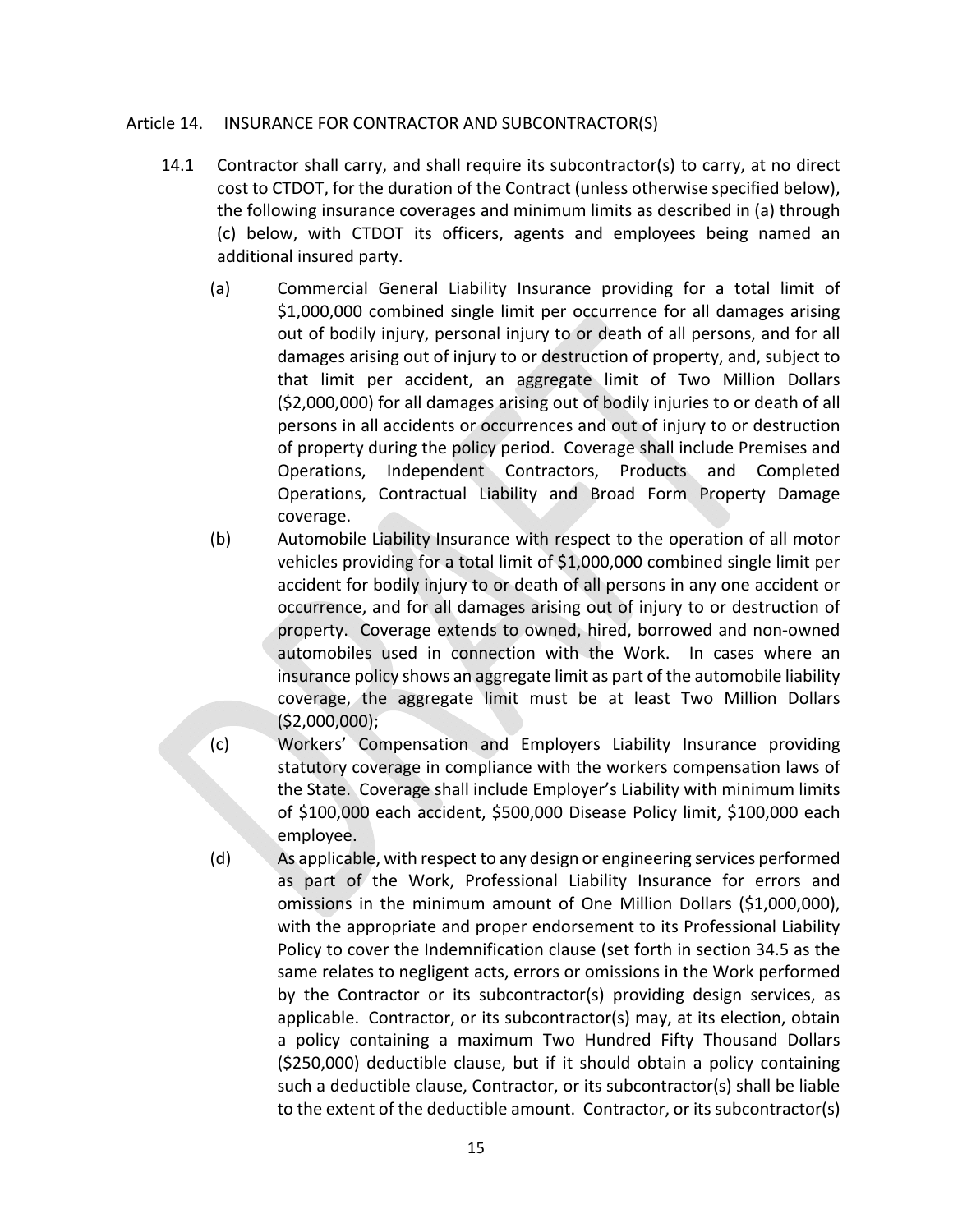Article 14. INSURANCE FOR CONTRACTOR AND SUBCONTRACTOR(S)

14.1 Contractor shall carry, and shall require its subcontractor(s) to carry, at no direct cost to CTDOT, for the duration of the Contract (unless otherwise specified below), the following insurance coverages and minimum limits as described in (a) through (c) below, with CTDOT its officers, agents and employees being named an additional insured party.

(a) Commercial General Liability Insurance providing for a total limit of $1,000,000 combined single limit per occurrence for all damages arising out of bodily injury, personal injury to or death of all persons, and for all damages arising out of injury to or destruction of property, and, subject to that limit per accident, an aggregate limit of Two Million Dollars ($2,000,000) for all damages arising out of bodily injuries to or death of all persons in all accidents or occurrences and out of injury to or destruction of property during the policy period. Coverage shall include Premises and Operations, Independent Contractors, Products and Completed Operations, Contractual Liability and Broad Form Property Damage coverage.

(b) Automobile Liability Insurance with respect to the operation of all motor vehicles providing for a total limit of $1,000,000 combined single limit per accident for bodily injury to or death of all persons in any one accident or occurrence, and for all damages arising out of injury to or destruction of property. Coverage extends to owned, hired, borrowed and non-owned automobiles used in connection with the Work. In cases where an insurance policy shows an aggregate limit as part of the automobile liability coverage, the aggregate limit must be at least Two Million Dollars ($2,000,000);

(c) Workers' Compensation and Employers Liability Insurance providing statutory coverage in compliance with the workers compensation laws of the State. Coverage shall include Employer's Liability with minimum limits of $100,000 each accident, $500,000 Disease Policy limit, $100,000 each employee.

(d) As applicable, with respect to any design or engineering services performed as part of the Work, Professional Liability Insurance for errors and omissions in the minimum amount of One Million Dollars ($1,000,000), with the appropriate and proper endorsement to its Professional Liability Policy to cover the Indemnification clause (set forth in section 34.5 as the same relates to negligent acts, errors or omissions in the Work performed by the Contractor or its subcontractor(s) providing design services, as applicable. Contractor, or its subcontractor(s) may, at its election, obtain a policy containing a maximum Two Hundred Fifty Thousand Dollars ($250,000) deductible clause, but if it should obtain a policy containing such a deductible clause, Contractor, or its subcontractor(s) shall be liable to the extent of the deductible amount. Contractor, or its subcontractor(s)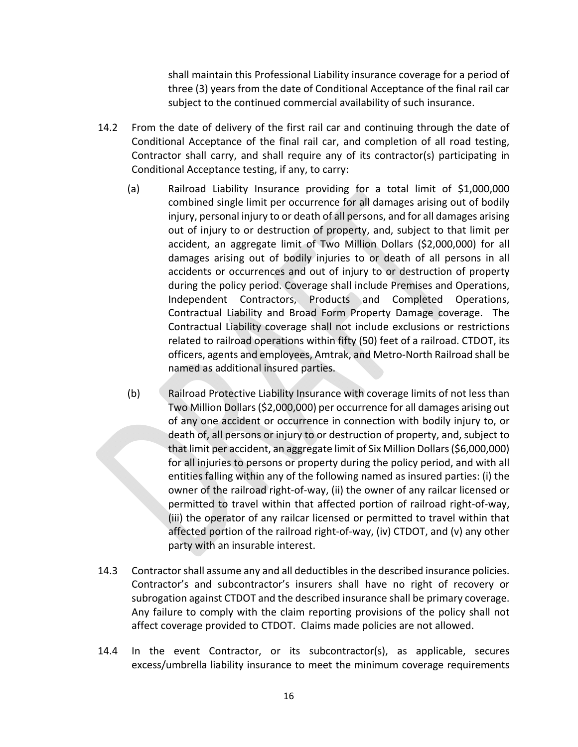shall maintain this Professional Liability insurance coverage for a period of three (3) years from the date of Conditional Acceptance of the final rail car subject to the continued commercial availability of such insurance.

14.2 From the date of delivery of the first rail car and continuing through the date of Conditional Acceptance of the final rail car, and completion of all road testing, Contractor shall carry, and shall require any of its contractor(s) participating in Conditional Acceptance testing, if any, to carry:

(a) Railroad Liability Insurance providing for a total limit of $1,000,000 combined single limit per occurrence for all damages arising out of bodily injury, personal injury to or death of all persons, and for all damages arising out of injury to or destruction of property, and, subject to that limit per accident, an aggregate limit of Two Million Dollars ($2,000,000) for all damages arising out of bodily injuries to or death of all persons in all accidents or occurrences and out of injury to or destruction of property during the policy period. Coverage shall include Premises and Operations, Independent Contractors, Products and Completed Operations, Contractual Liability and Broad Form Property Damage coverage. The Contractual Liability coverage shall not include exclusions or restrictions related to railroad operations within fifty (50) feet of a railroad. CTDOT, its officers, agents and employees, Amtrak, and Metro-North Railroad shall be named as additional insured parties.

(b) Railroad Protective Liability Insurance with coverage limits of not less than Two Million Dollars ($2,000,000) per occurrence for all damages arising out of any one accident or occurrence in connection with bodily injury to, or death of, all persons or injury to or destruction of property, and, subject to that limit per accident, an aggregate limit of Six Million Dollars ($6,000,000) for all injuries to persons or property during the policy period, and with all entities falling within any of the following named as insured parties: (i) the owner of the railroad right-of-way, (ii) the owner of any railcar licensed or permitted to travel within that affected portion of railroad right-of-way, (iii) the operator of any railcar licensed or permitted to travel within that affected portion of the railroad right-of-way, (iv) CTDOT, and (v) any other party with an insurable interest.

14.3 Contractor shall assume any and all deductibles in the described insurance policies. Contractor's and subcontractor's insurers shall have no right of recovery or subrogation against CTDOT and the described insurance shall be primary coverage. Any failure to comply with the claim reporting provisions of the policy shall not affect coverage provided to CTDOT. Claims made policies are not allowed.

14.4 In the event Contractor, or its subcontractor(s), as applicable, secures excess/umbrella liability insurance to meet the minimum coverage requirements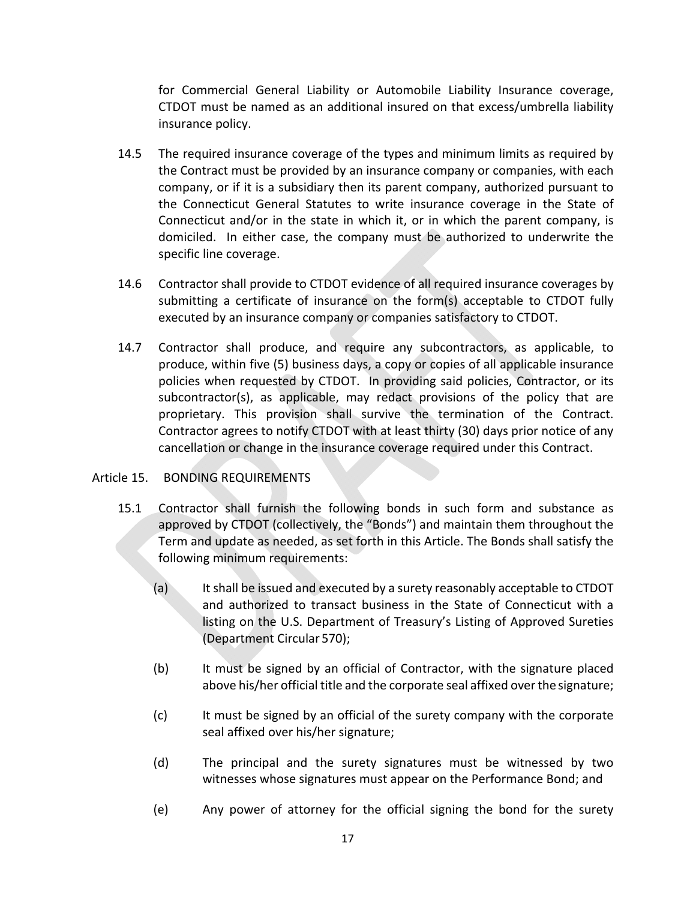for Commercial General Liability or Automobile Liability Insurance coverage, CTDOT must be named as an additional insured on that excess/umbrella liability insurance policy.

14.5 The required insurance coverage of the types and minimum limits as required by the Contract must be provided by an insurance company or companies, with each company, or if it is a subsidiary then its parent company, authorized pursuant to the Connecticut General Statutes to write insurance coverage in the State of Connecticut and/or in the state in which it, or in which the parent company, is domiciled. In either case, the company must be authorized to underwrite the specific line coverage.

14.6 Contractor shall provide to CTDOT evidence of all required insurance coverages by submitting a certificate of insurance on the form(s) acceptable to CTDOT fully executed by an insurance company or companies satisfactory to CTDOT.

14.7 Contractor shall produce, and require any subcontractors, as applicable, to produce, within five (5) business days, a copy or copies of all applicable insurance policies when requested by CTDOT. In providing said policies, Contractor, or its subcontractor(s), as applicable, may redact provisions of the policy that are proprietary. This provision shall survive the termination of the Contract. Contractor agrees to notify CTDOT with at least thirty (30) days prior notice of any cancellation or change in the insurance coverage required under this Contract.

## Article 15. BONDING REQUIREMENTS

15.1 Contractor shall furnish the following bonds in such form and substance as approved by CTDOT (collectively, the "Bonds") and maintain them throughout the Term and update as needed, as set forth in this Article. The Bonds shall satisfy the following minimum requirements:

(a) It shall be issued and executed by a surety reasonably acceptable to CTDOT and authorized to transact business in the State of Connecticut with a listing on the U.S. Department of Treasury's Listing of Approved Sureties (Department Circular 570);

(b) It must be signed by an official of Contractor, with the signature placed above his/her official title and the corporate seal affixed over the signature;

(c) It must be signed by an official of the surety company with the corporate seal affixed over his/her signature;

(d) The principal and the surety signatures must be witnessed by two witnesses whose signatures must appear on the Performance Bond; and

(e) Any power of attorney for the official signing the bond for the surety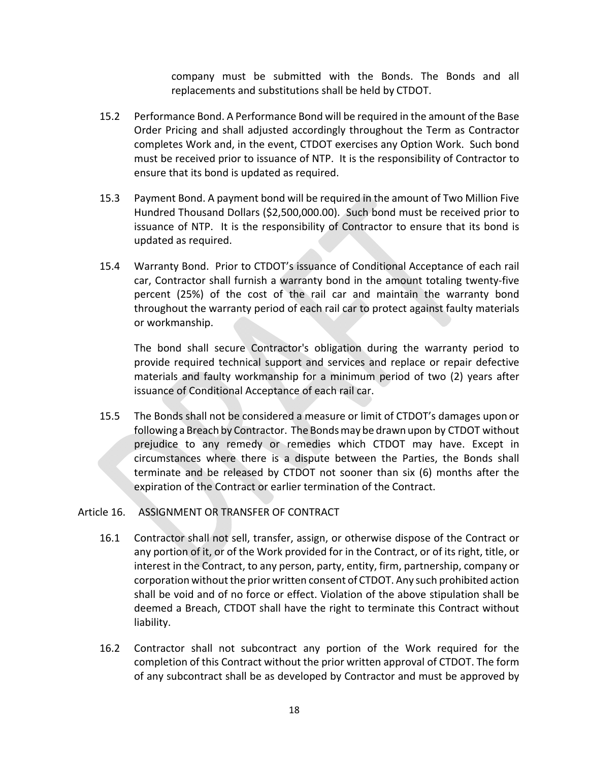company must be submitted with the Bonds. The Bonds and all replacements and substitutions shall be held by CTDOT.

15.2 Performance Bond. A Performance Bond will be required in the amount of the Base Order Pricing and shall adjusted accordingly throughout the Term as Contractor completes Work and, in the event, CTDOT exercises any Option Work. Such bond must be received prior to issuance of NTP. It is the responsibility of Contractor to ensure that its bond is updated as required.

15.3 Payment Bond. A payment bond will be required in the amount of Two Million Five Hundred Thousand Dollars ($2,500,000.00). Such bond must be received prior to issuance of NTP. It is the responsibility of Contractor to ensure that its bond is updated as required.

15.4 Warranty Bond. Prior to CTDOT's issuance of Conditional Acceptance of each rail car, Contractor shall furnish a warranty bond in the amount totaling twenty-five percent (25%) of the cost of the rail car and maintain the warranty bond throughout the warranty period of each rail car to protect against faulty materials or workmanship.

The bond shall secure Contractor's obligation during the warranty period to provide required technical support and services and replace or repair defective materials and faulty workmanship for a minimum period of two (2) years after issuance of Conditional Acceptance of each rail car.

15.5 The Bonds shall not be considered a measure or limit of CTDOT's damages upon or following a Breach by Contractor. The Bonds may be drawn upon by CTDOT without prejudice to any remedy or remedies which CTDOT may have. Except in circumstances where there is a dispute between the Parties, the Bonds shall terminate and be released by CTDOT not sooner than six (6) months after the expiration of the Contract or earlier termination of the Contract.

## Article 16. ASSIGNMENT OR TRANSFER OF CONTRACT

16.1 Contractor shall not sell, transfer, assign, or otherwise dispose of the Contract or any portion of it, or of the Work provided for in the Contract, or of its right, title, or interest in the Contract, to any person, party, entity, firm, partnership, company or corporation without the prior written consent of CTDOT. Any such prohibited action shall be void and of no force or effect. Violation of the above stipulation shall be deemed a Breach, CTDOT shall have the right to terminate this Contract without liability.

16.2 Contractor shall not subcontract any portion of the Work required for the completion of this Contract without the prior written approval of CTDOT. The form of any subcontract shall be as developed by Contractor and must be approved by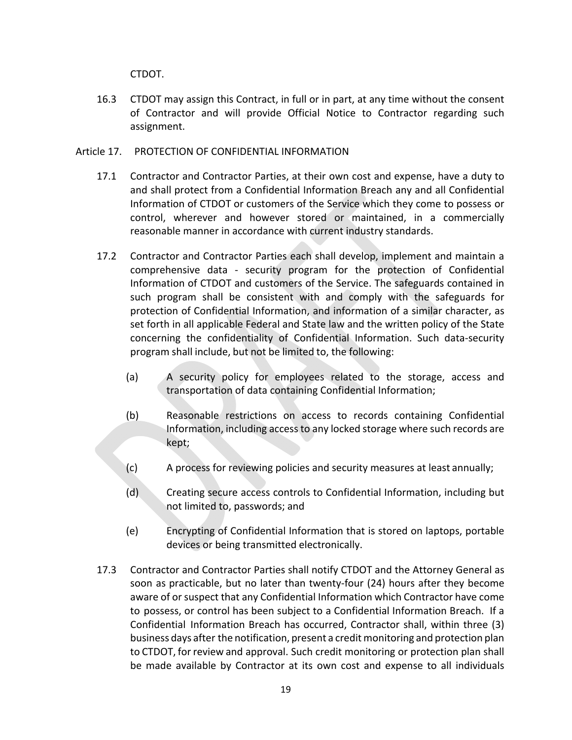CTDOT.

16.3 CTDOT may assign this Contract, in full or in part, at any time without the consent of Contractor and will provide Official Notice to Contractor regarding such assignment.

Article 17. PROTECTION OF CONFIDENTIAL INFORMATION

17.1 Contractor and Contractor Parties, at their own cost and expense, have a duty to and shall protect from a Confidential Information Breach any and all Confidential Information of CTDOT or customers of the Service which they come to possess or control, wherever and however stored or maintained, in a commercially reasonable manner in accordance with current industry standards.

17.2 Contractor and Contractor Parties each shall develop, implement and maintain a comprehensive data - security program for the protection of Confidential Information of CTDOT and customers of the Service. The safeguards contained in such program shall be consistent with and comply with the safeguards for protection of Confidential Information, and information of a similar character, as set forth in all applicable Federal and State law and the written policy of the State concerning the confidentiality of Confidential Information. Such data-security program shall include, but not be limited to, the following:

(a) A security policy for employees related to the storage, access and transportation of data containing Confidential Information;

(b) Reasonable restrictions on access to records containing Confidential Information, including access to any locked storage where such records are kept;

(c) A process for reviewing policies and security measures at least annually;

(d) Creating secure access controls to Confidential Information, including but not limited to, passwords; and

(e) Encrypting of Confidential Information that is stored on laptops, portable devices or being transmitted electronically.

17.3 Contractor and Contractor Parties shall notify CTDOT and the Attorney General as soon as practicable, but no later than twenty-four (24) hours after they become aware of or suspect that any Confidential Information which Contractor have come to possess, or control has been subject to a Confidential Information Breach. If a Confidential Information Breach has occurred, Contractor shall, within three (3) business days after the notification, present a credit monitoring and protection plan to CTDOT, for review and approval. Such credit monitoring or protection plan shall be made available by Contractor at its own cost and expense to all individuals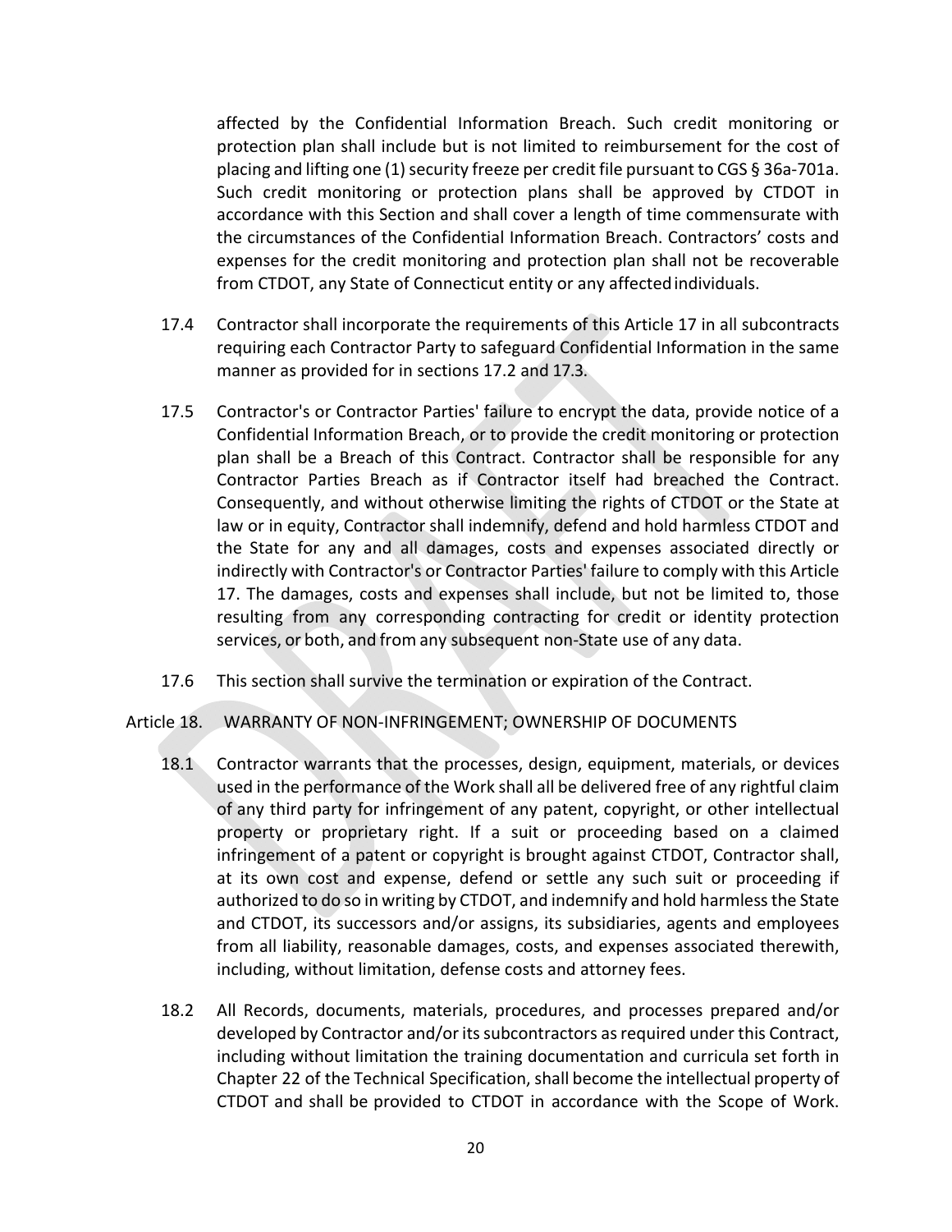affected by the Confidential Information Breach. Such credit monitoring or protection plan shall include but is not limited to reimbursement for the cost of placing and lifting one (1) security freeze per credit file pursuant to CGS § 36a-701a. Such credit monitoring or protection plans shall be approved by CTDOT in accordance with this Section and shall cover a length of time commensurate with the circumstances of the Confidential Information Breach. Contractors' costs and expenses for the credit monitoring and protection plan shall not be recoverable from CTDOT, any State of Connecticut entity or any affected individuals.

17.4 Contractor shall incorporate the requirements of this Article 17 in all subcontracts requiring each Contractor Party to safeguard Confidential Information in the same manner as provided for in sections 17.2 and 17.3.

17.5 Contractor's or Contractor Parties' failure to encrypt the data, provide notice of a Confidential Information Breach, or to provide the credit monitoring or protection plan shall be a Breach of this Contract. Contractor shall be responsible for any Contractor Parties Breach as if Contractor itself had breached the Contract. Consequently, and without otherwise limiting the rights of CTDOT or the State at law or in equity, Contractor shall indemnify, defend and hold harmless CTDOT and the State for any and all damages, costs and expenses associated directly or indirectly with Contractor's or Contractor Parties' failure to comply with this Article 17. The damages, costs and expenses shall include, but not be limited to, those resulting from any corresponding contracting for credit or identity protection services, or both, and from any subsequent non-State use of any data.

17.6 This section shall survive the termination or expiration of the Contract.

## Article 18. WARRANTY OF NON-INFRINGEMENT; OWNERSHIP OF DOCUMENTS

18.1 Contractor warrants that the processes, design, equipment, materials, or devices used in the performance of the Work shall all be delivered free of any rightful claim of any third party for infringement of any patent, copyright, or other intellectual property or proprietary right. If a suit or proceeding based on a claimed infringement of a patent or copyright is brought against CTDOT, Contractor shall, at its own cost and expense, defend or settle any such suit or proceeding if authorized to do so in writing by CTDOT, and indemnify and hold harmless the State and CTDOT, its successors and/or assigns, its subsidiaries, agents and employees from all liability, reasonable damages, costs, and expenses associated therewith, including, without limitation, defense costs and attorney fees.

18.2 All Records, documents, materials, procedures, and processes prepared and/or developed by Contractor and/or its subcontractors as required under this Contract, including without limitation the training documentation and curricula set forth in Chapter 22 of the Technical Specification, shall become the intellectual property of CTDOT and shall be provided to CTDOT in accordance with the Scope of Work.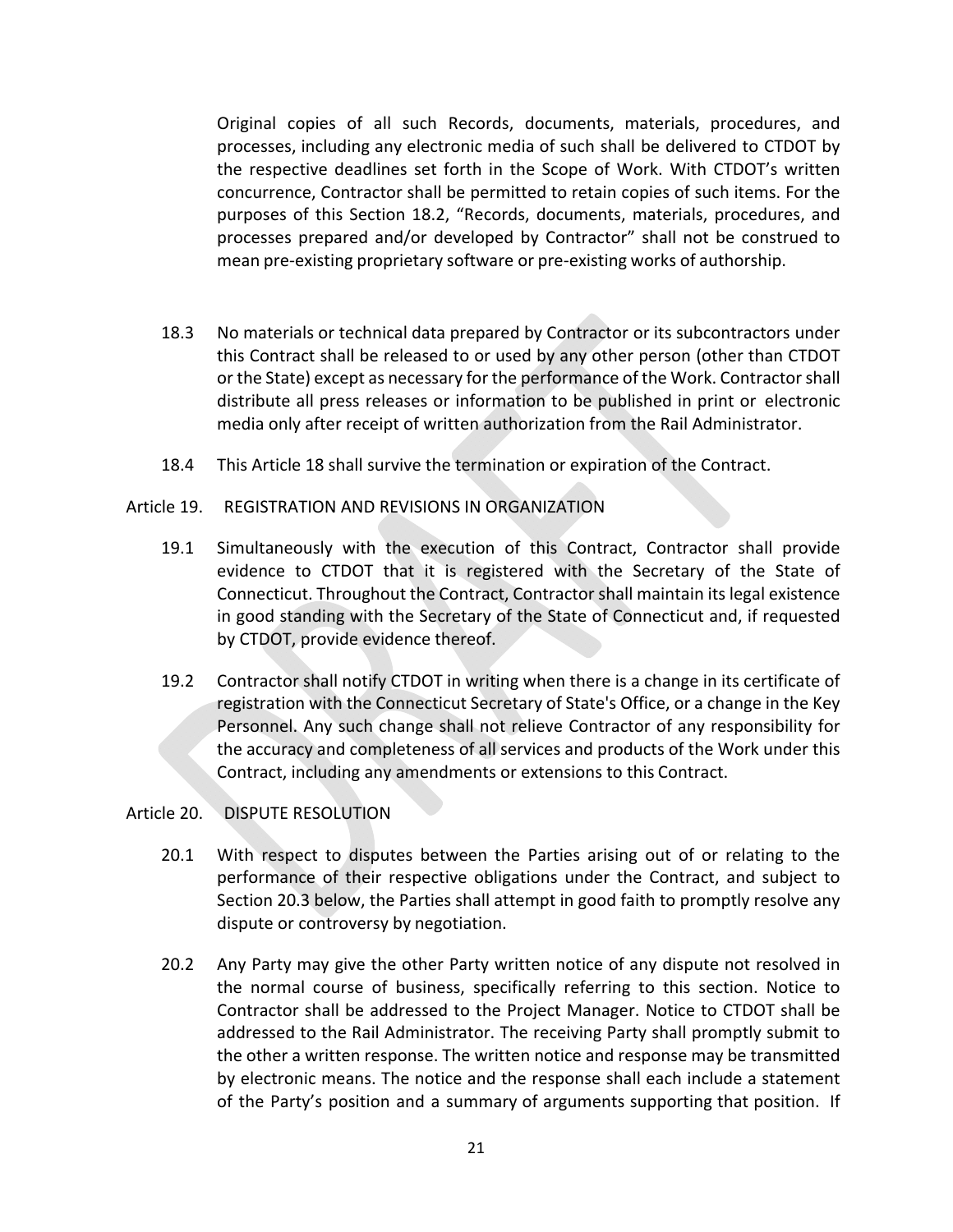Original copies of all such Records, documents, materials, procedures, and processes, including any electronic media of such shall be delivered to CTDOT by the respective deadlines set forth in the Scope of Work. With CTDOT's written concurrence, Contractor shall be permitted to retain copies of such items. For the purposes of this Section 18.2, "Records, documents, materials, procedures, and processes prepared and/or developed by Contractor" shall not be construed to mean pre-existing proprietary software or pre-existing works of authorship.

18.3 No materials or technical data prepared by Contractor or its subcontractors under this Contract shall be released to or used by any other person (other than CTDOT or the State) except as necessary for the performance of the Work. Contractor shall distribute all press releases or information to be published in print or electronic media only after receipt of written authorization from the Rail Administrator.

18.4 This Article 18 shall survive the termination or expiration of the Contract.

## Article 19. REGISTRATION AND REVISIONS IN ORGANIZATION

19.1 Simultaneously with the execution of this Contract, Contractor shall provide evidence to CTDOT that it is registered with the Secretary of the State of Connecticut. Throughout the Contract, Contractor shall maintain its legal existence in good standing with the Secretary of the State of Connecticut and, if requested by CTDOT, provide evidence thereof.

19.2 Contractor shall notify CTDOT in writing when there is a change in its certificate of registration with the Connecticut Secretary of State's Office, or a change in the Key Personnel. Any such change shall not relieve Contractor of any responsibility for the accuracy and completeness of all services and products of the Work under this Contract, including any amendments or extensions to this Contract.

## Article 20. DISPUTE RESOLUTION

20.1 With respect to disputes between the Parties arising out of or relating to the performance of their respective obligations under the Contract, and subject to Section 20.3 below, the Parties shall attempt in good faith to promptly resolve any dispute or controversy by negotiation.

20.2 Any Party may give the other Party written notice of any dispute not resolved in the normal course of business, specifically referring to this section. Notice to Contractor shall be addressed to the Project Manager. Notice to CTDOT shall be addressed to the Rail Administrator. The receiving Party shall promptly submit to the other a written response. The written notice and response may be transmitted by electronic means. The notice and the response shall each include a statement of the Party's position and a summary of arguments supporting that position. If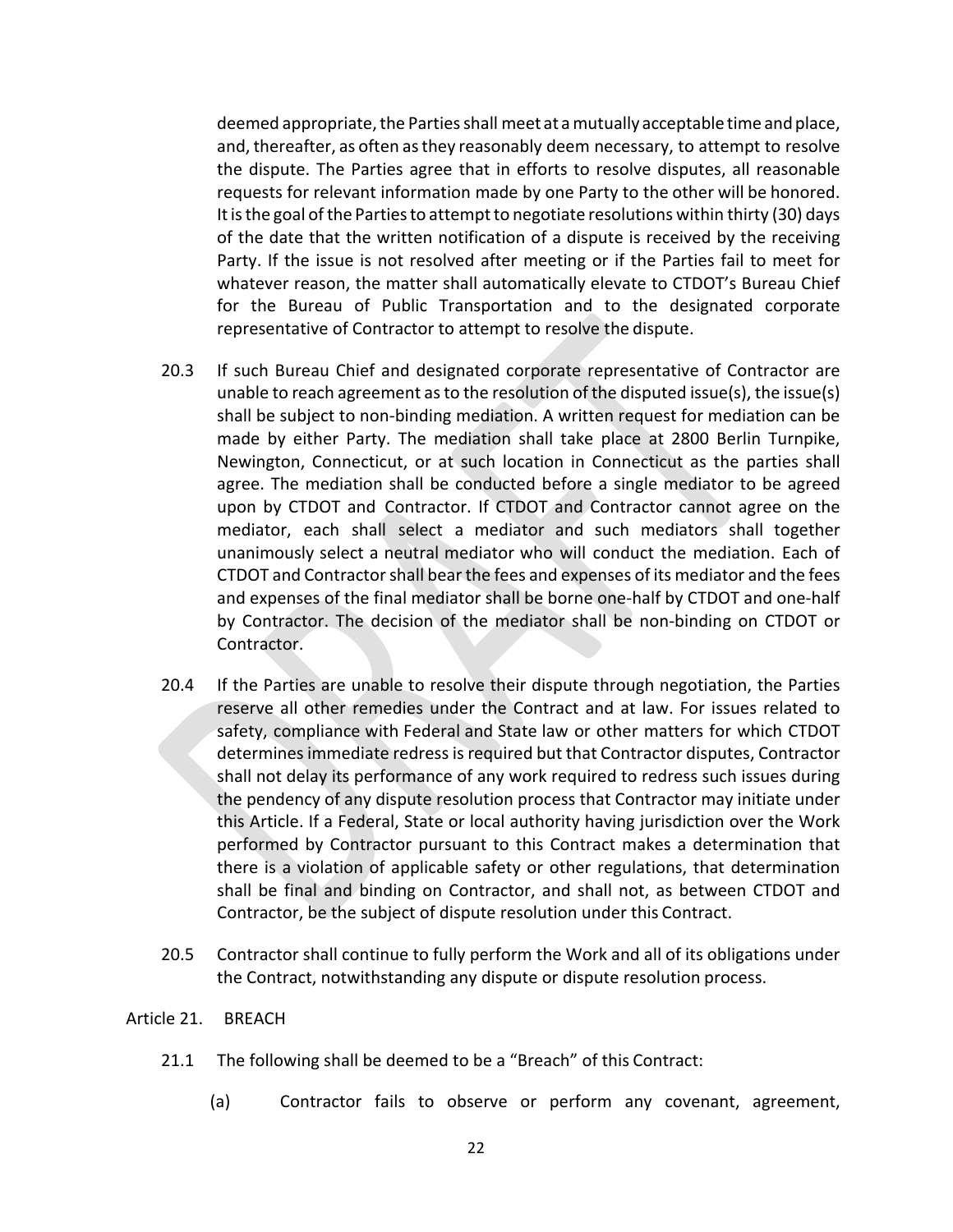deemed appropriate, the Parties shall meet at a mutually acceptable time and place, and, thereafter, as often as they reasonably deem necessary, to attempt to resolve the dispute. The Parties agree that in efforts to resolve disputes, all reasonable requests for relevant information made by one Party to the other will be honored. It is the goal of the Parties to attempt to negotiate resolutions within thirty (30) days of the date that the written notification of a dispute is received by the receiving Party. If the issue is not resolved after meeting or if the Parties fail to meet for whatever reason, the matter shall automatically elevate to CTDOT's Bureau Chief for the Bureau of Public Transportation and to the designated corporate representative of Contractor to attempt to resolve the dispute.

20.3 If such Bureau Chief and designated corporate representative of Contractor are unable to reach agreement as to the resolution of the disputed issue(s), the issue(s) shall be subject to non-binding mediation. A written request for mediation can be made by either Party. The mediation shall take place at 2800 Berlin Turnpike, Newington, Connecticut, or at such location in Connecticut as the parties shall agree. The mediation shall be conducted before a single mediator to be agreed upon by CTDOT and Contractor. If CTDOT and Contractor cannot agree on the mediator, each shall select a mediator and such mediators shall together unanimously select a neutral mediator who will conduct the mediation. Each of CTDOT and Contractor shall bear the fees and expenses of its mediator and the fees and expenses of the final mediator shall be borne one-half by CTDOT and one-half by Contractor. The decision of the mediator shall be non-binding on CTDOT or Contractor.

20.4 If the Parties are unable to resolve their dispute through negotiation, the Parties reserve all other remedies under the Contract and at law. For issues related to safety, compliance with Federal and State law or other matters for which CTDOT determines immediate redress is required but that Contractor disputes, Contractor shall not delay its performance of any work required to redress such issues during the pendency of any dispute resolution process that Contractor may initiate under this Article. If a Federal, State or local authority having jurisdiction over the Work performed by Contractor pursuant to this Contract makes a determination that there is a violation of applicable safety or other regulations, that determination shall be final and binding on Contractor, and shall not, as between CTDOT and Contractor, be the subject of dispute resolution under this Contract.

20.5 Contractor shall continue to fully perform the Work and all of its obligations under the Contract, notwithstanding any dispute or dispute resolution process.

Article 21. BREACH

21.1 The following shall be deemed to be a "Breach" of this Contract:

(a) Contractor fails to observe or perform any covenant, agreement,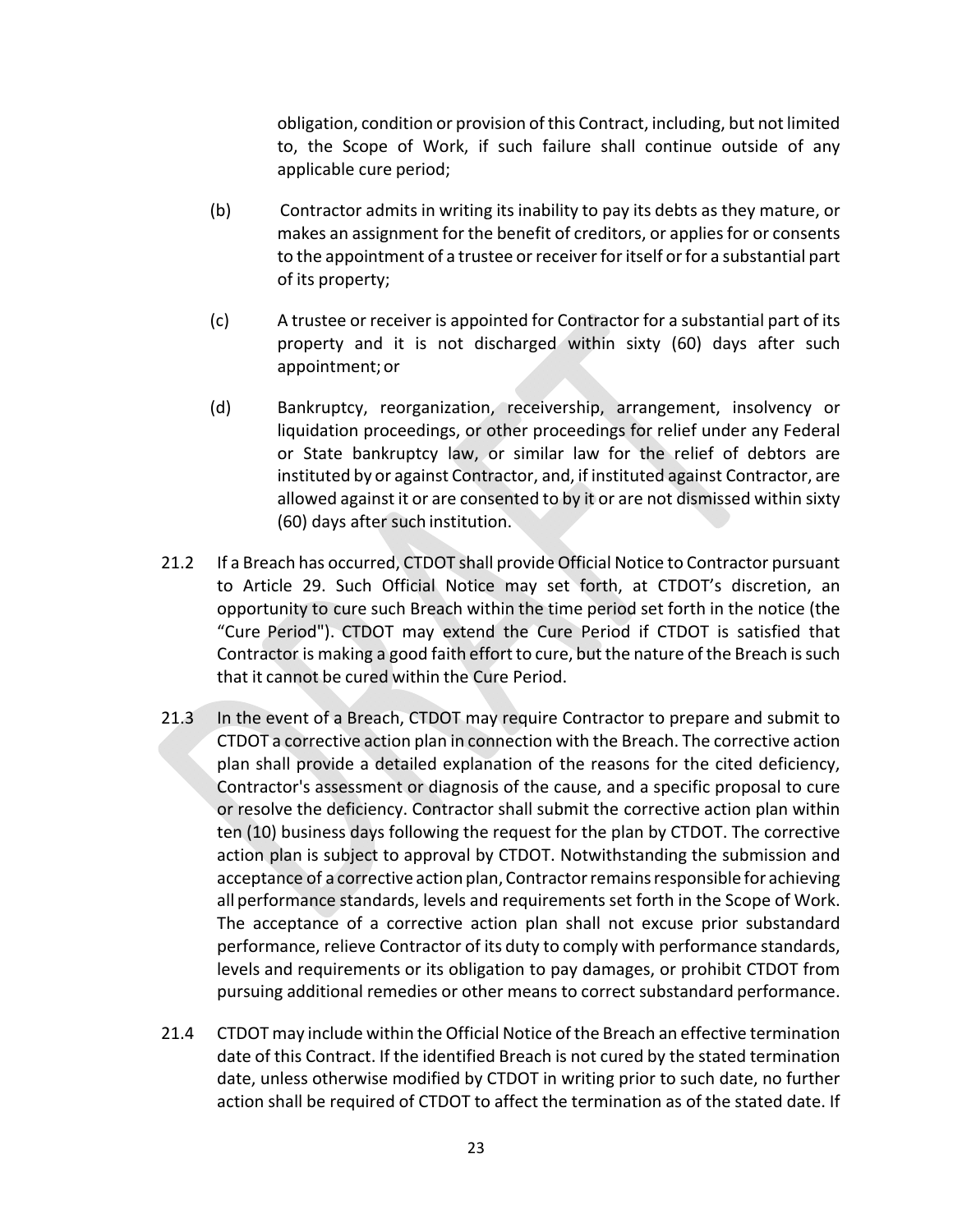obligation, condition or provision of this Contract, including, but not limited to, the Scope of Work, if such failure shall continue outside of any applicable cure period;

(b) Contractor admits in writing its inability to pay its debts as they mature, or makes an assignment for the benefit of creditors, or applies for or consents to the appointment of a trustee or receiver for itself or for a substantial part of its property;

(c) A trustee or receiver is appointed for Contractor for a substantial part of its property and it is not discharged within sixty (60) days after such appointment; or

(d) Bankruptcy, reorganization, receivership, arrangement, insolvency or liquidation proceedings, or other proceedings for relief under any Federal or State bankruptcy law, or similar law for the relief of debtors are instituted by or against Contractor, and, if instituted against Contractor, are allowed against it or are consented to by it or are not dismissed within sixty (60) days after such institution.

21.2 If a Breach has occurred, CTDOT shall provide Official Notice to Contractor pursuant to Article 29. Such Official Notice may set forth, at CTDOT's discretion, an opportunity to cure such Breach within the time period set forth in the notice (the "Cure Period"). CTDOT may extend the Cure Period if CTDOT is satisfied that Contractor is making a good faith effort to cure, but the nature of the Breach is such that it cannot be cured within the Cure Period.

21.3 In the event of a Breach, CTDOT may require Contractor to prepare and submit to CTDOT a corrective action plan in connection with the Breach. The corrective action plan shall provide a detailed explanation of the reasons for the cited deficiency, Contractor's assessment or diagnosis of the cause, and a specific proposal to cure or resolve the deficiency. Contractor shall submit the corrective action plan within ten (10) business days following the request for the plan by CTDOT. The corrective action plan is subject to approval by CTDOT. Notwithstanding the submission and acceptance of a corrective action plan, Contractor remains responsible for achieving all performance standards, levels and requirements set forth in the Scope of Work. The acceptance of a corrective action plan shall not excuse prior substandard performance, relieve Contractor of its duty to comply with performance standards, levels and requirements or its obligation to pay damages, or prohibit CTDOT from pursuing additional remedies or other means to correct substandard performance.

21.4 CTDOT may include within the Official Notice of the Breach an effective termination date of this Contract. If the identified Breach is not cured by the stated termination date, unless otherwise modified by CTDOT in writing prior to such date, no further action shall be required of CTDOT to affect the termination as of the stated date. If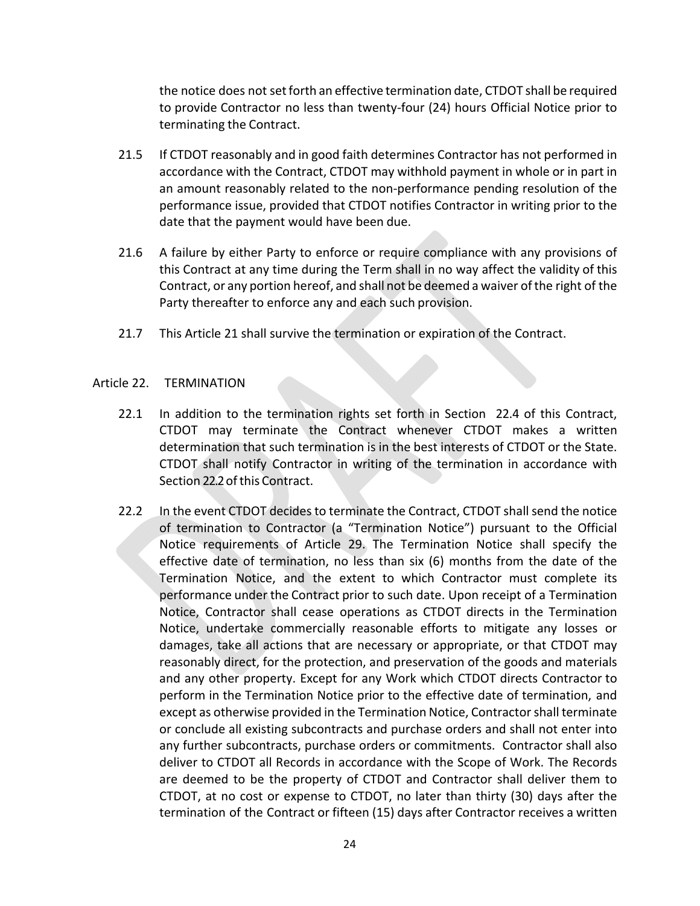the notice does not set forth an effective termination date, CTDOT shall be required to provide Contractor no less than twenty-four (24) hours Official Notice prior to terminating the Contract.

21.5 If CTDOT reasonably and in good faith determines Contractor has not performed in accordance with the Contract, CTDOT may withhold payment in whole or in part in an amount reasonably related to the non-performance pending resolution of the performance issue, provided that CTDOT notifies Contractor in writing prior to the date that the payment would have been due.

21.6 A failure by either Party to enforce or require compliance with any provisions of this Contract at any time during the Term shall in no way affect the validity of this Contract, or any portion hereof, and shall not be deemed a waiver of the right of the Party thereafter to enforce any and each such provision.

21.7 This Article 21 shall survive the termination or expiration of the Contract.

## Article 22. TERMINATION

22.1 In addition to the termination rights set forth in Section 22.4 of this Contract, CTDOT may terminate the Contract whenever CTDOT makes a written determination that such termination is in the best interests of CTDOT or the State. CTDOT shall notify Contractor in writing of the termination in accordance with Section 22.2 of this Contract.

22.2 In the event CTDOT decides to terminate the Contract, CTDOT shall send the notice of termination to Contractor (a "Termination Notice") pursuant to the Official Notice requirements of Article 29. The Termination Notice shall specify the effective date of termination, no less than six (6) months from the date of the Termination Notice, and the extent to which Contractor must complete its performance under the Contract prior to such date. Upon receipt of a Termination Notice, Contractor shall cease operations as CTDOT directs in the Termination Notice, undertake commercially reasonable efforts to mitigate any losses or damages, take all actions that are necessary or appropriate, or that CTDOT may reasonably direct, for the protection, and preservation of the goods and materials and any other property. Except for any Work which CTDOT directs Contractor to perform in the Termination Notice prior to the effective date of termination, and except as otherwise provided in the Termination Notice, Contractor shall terminate or conclude all existing subcontracts and purchase orders and shall not enter into any further subcontracts, purchase orders or commitments. Contractor shall also deliver to CTDOT all Records in accordance with the Scope of Work. The Records are deemed to be the property of CTDOT and Contractor shall deliver them to CTDOT, at no cost or expense to CTDOT, no later than thirty (30) days after the termination of the Contract or fifteen (15) days after Contractor receives a written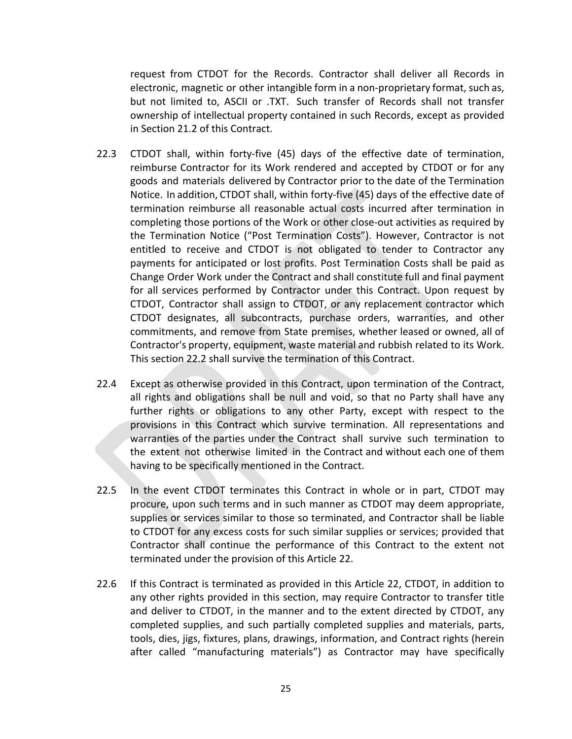request from CTDOT for the Records. Contractor shall deliver all Records in electronic, magnetic or other intangible form in a non-proprietary format, such as, but not limited to, ASCII or .TXT. Such transfer of Records shall not transfer ownership of intellectual property contained in such Records, except as provided in Section 21.2 of this Contract.

22.3 CTDOT shall, within forty-five (45) days of the effective date of termination, reimburse Contractor for its Work rendered and accepted by CTDOT or for any goods and materials delivered by Contractor prior to the date of the Termination Notice. In addition, CTDOT shall, within forty-five (45) days of the effective date of termination reimburse all reasonable actual costs incurred after termination in completing those portions of the Work or other close-out activities as required by the Termination Notice ("Post Termination Costs"). However, Contractor is not entitled to receive and CTDOT is not obligated to tender to Contractor any payments for anticipated or lost profits. Post Termination Costs shall be paid as Change Order Work under the Contract and shall constitute full and final payment for all services performed by Contractor under this Contract. Upon request by CTDOT, Contractor shall assign to CTDOT, or any replacement contractor which CTDOT designates, all subcontracts, purchase orders, warranties, and other commitments, and remove from State premises, whether leased or owned, all of Contractor's property, equipment, waste material and rubbish related to its Work. This section 22.2 shall survive the termination of this Contract.

22.4 Except as otherwise provided in this Contract, upon termination of the Contract, all rights and obligations shall be null and void, so that no Party shall have any further rights or obligations to any other Party, except with respect to the provisions in this Contract which survive termination. All representations and warranties of the parties under the Contract shall survive such termination to the extent not otherwise limited in the Contract and without each one of them having to be specifically mentioned in the Contract.

22.5 In the event CTDOT terminates this Contract in whole or in part, CTDOT may procure, upon such terms and in such manner as CTDOT may deem appropriate, supplies or services similar to those so terminated, and Contractor shall be liable to CTDOT for any excess costs for such similar supplies or services; provided that Contractor shall continue the performance of this Contract to the extent not terminated under the provision of this Article 22.

22.6 If this Contract is terminated as provided in this Article 22, CTDOT, in addition to any other rights provided in this section, may require Contractor to transfer title and deliver to CTDOT, in the manner and to the extent directed by CTDOT, any completed supplies, and such partially completed supplies and materials, parts, tools, dies, jigs, fixtures, plans, drawings, information, and Contract rights (herein after called "manufacturing materials") as Contractor may have specifically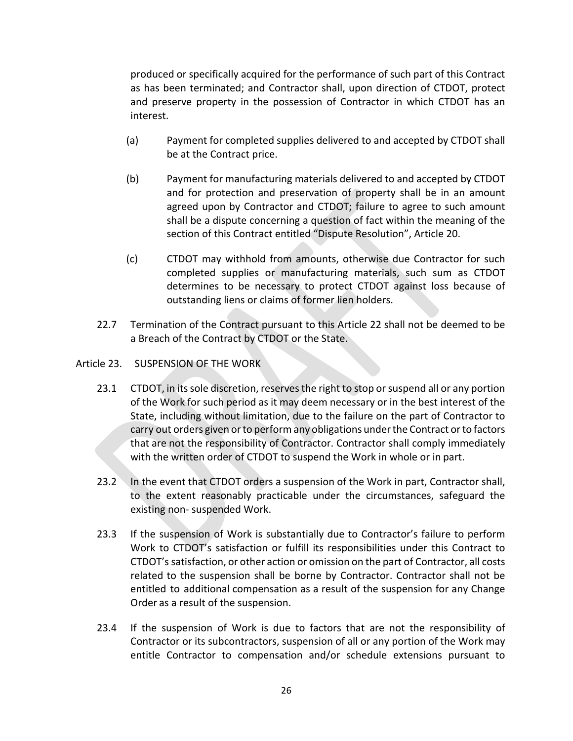produced or specifically acquired for the performance of such part of this Contract as has been terminated; and Contractor shall, upon direction of CTDOT, protect and preserve property in the possession of Contractor in which CTDOT has an interest.

(a) Payment for completed supplies delivered to and accepted by CTDOT shall be at the Contract price.

(b) Payment for manufacturing materials delivered to and accepted by CTDOT and for protection and preservation of property shall be in an amount agreed upon by Contractor and CTDOT; failure to agree to such amount shall be a dispute concerning a question of fact within the meaning of the section of this Contract entitled "Dispute Resolution", Article 20.

(c) CTDOT may withhold from amounts, otherwise due Contractor for such completed supplies or manufacturing materials, such sum as CTDOT determines to be necessary to protect CTDOT against loss because of outstanding liens or claims of former lien holders.

22.7 Termination of the Contract pursuant to this Article 22 shall not be deemed to be a Breach of the Contract by CTDOT or the State.

## Article 23. SUSPENSION OF THE WORK

23.1 CTDOT, in its sole discretion, reserves the right to stop or suspend all or any portion of the Work for such period as it may deem necessary or in the best interest of the State, including without limitation, due to the failure on the part of Contractor to carry out orders given or to perform any obligations under the Contract or to factors that are not the responsibility of Contractor. Contractor shall comply immediately with the written order of CTDOT to suspend the Work in whole or in part.

23.2 In the event that CTDOT orders a suspension of the Work in part, Contractor shall, to the extent reasonably practicable under the circumstances, safeguard the existing non- suspended Work.

23.3 If the suspension of Work is substantially due to Contractor's failure to perform Work to CTDOT's satisfaction or fulfill its responsibilities under this Contract to CTDOT's satisfaction, or other action or omission on the part of Contractor, all costs related to the suspension shall be borne by Contractor. Contractor shall not be entitled to additional compensation as a result of the suspension for any Change Order as a result of the suspension.

23.4 If the suspension of Work is due to factors that are not the responsibility of Contractor or its subcontractors, suspension of all or any portion of the Work may entitle Contractor to compensation and/or schedule extensions pursuant to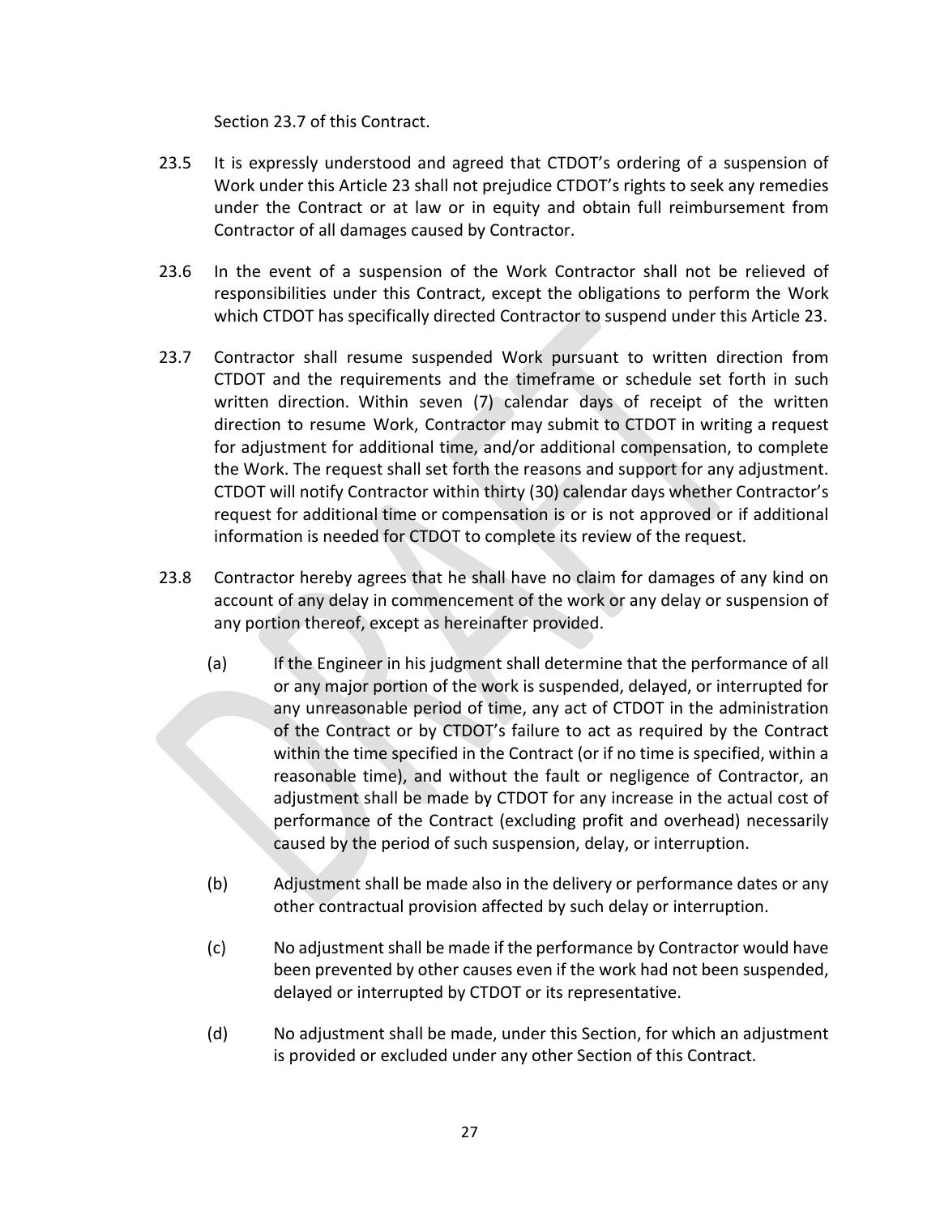Section 23.7 of this Contract.

23.5 It is expressly understood and agreed that CTDOT's ordering of a suspension of Work under this Article 23 shall not prejudice CTDOT's rights to seek any remedies under the Contract or at law or in equity and obtain full reimbursement from Contractor of all damages caused by Contractor.

23.6 In the event of a suspension of the Work Contractor shall not be relieved of responsibilities under this Contract, except the obligations to perform the Work which CTDOT has specifically directed Contractor to suspend under this Article 23.

23.7 Contractor shall resume suspended Work pursuant to written direction from CTDOT and the requirements and the timeframe or schedule set forth in such written direction. Within seven (7) calendar days of receipt of the written direction to resume Work, Contractor may submit to CTDOT in writing a request for adjustment for additional time, and/or additional compensation, to complete the Work. The request shall set forth the reasons and support for any adjustment. CTDOT will notify Contractor within thirty (30) calendar days whether Contractor's request for additional time or compensation is or is not approved or if additional information is needed for CTDOT to complete its review of the request.

23.8 Contractor hereby agrees that he shall have no claim for damages of any kind on account of any delay in commencement of the work or any delay or suspension of any portion thereof, except as hereinafter provided.

(a) If the Engineer in his judgment shall determine that the performance of all or any major portion of the work is suspended, delayed, or interrupted for any unreasonable period of time, any act of CTDOT in the administration of the Contract or by CTDOT's failure to act as required by the Contract within the time specified in the Contract (or if no time is specified, within a reasonable time), and without the fault or negligence of Contractor, an adjustment shall be made by CTDOT for any increase in the actual cost of performance of the Contract (excluding profit and overhead) necessarily caused by the period of such suspension, delay, or interruption.

(b) Adjustment shall be made also in the delivery or performance dates or any other contractual provision affected by such delay or interruption.

(c) No adjustment shall be made if the performance by Contractor would have been prevented by other causes even if the work had not been suspended, delayed or interrupted by CTDOT or its representative.

(d) No adjustment shall be made, under this Section, for which an adjustment is provided or excluded under any other Section of this Contract.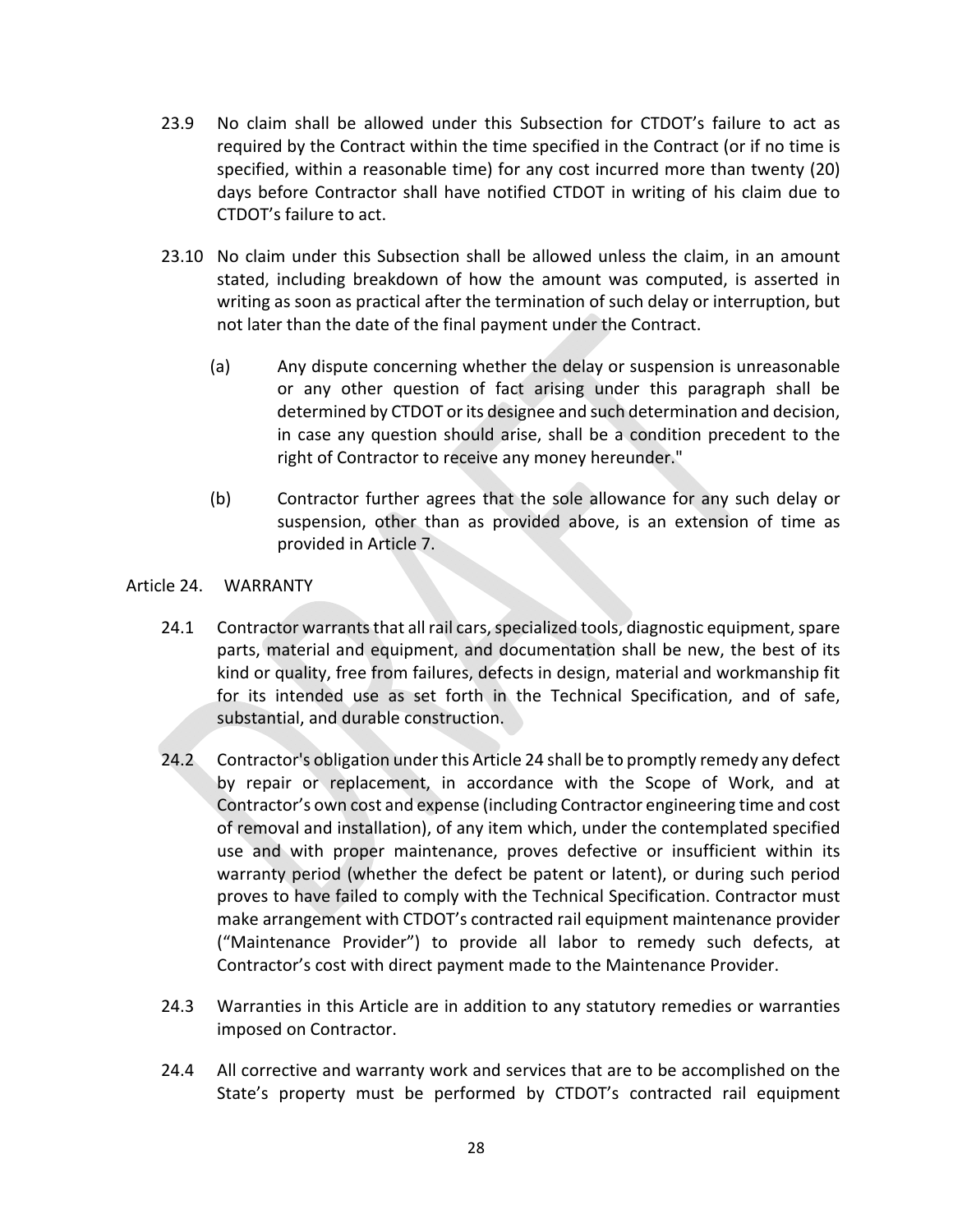23.9 No claim shall be allowed under this Subsection for CTDOT's failure to act as required by the Contract within the time specified in the Contract (or if no time is specified, within a reasonable time) for any cost incurred more than twenty (20) days before Contractor shall have notified CTDOT in writing of his claim due to CTDOT's failure to act.

23.10 No claim under this Subsection shall be allowed unless the claim, in an amount stated, including breakdown of how the amount was computed, is asserted in writing as soon as practical after the termination of such delay or interruption, but not later than the date of the final payment under the Contract.

(a) Any dispute concerning whether the delay or suspension is unreasonable or any other question of fact arising under this paragraph shall be determined by CTDOT or its designee and such determination and decision, in case any question should arise, shall be a condition precedent to the right of Contractor to receive any money hereunder."

(b) Contractor further agrees that the sole allowance for any such delay or suspension, other than as provided above, is an extension of time as provided in Article 7.

## Article 24. WARRANTY

24.1 Contractor warrants that all rail cars, specialized tools, diagnostic equipment, spare parts, material and equipment, and documentation shall be new, the best of its kind or quality, free from failures, defects in design, material and workmanship fit for its intended use as set forth in the Technical Specification, and of safe, substantial, and durable construction.

24.2 Contractor's obligation under this Article 24 shall be to promptly remedy any defect by repair or replacement, in accordance with the Scope of Work, and at Contractor's own cost and expense (including Contractor engineering time and cost of removal and installation), of any item which, under the contemplated specified use and with proper maintenance, proves defective or insufficient within its warranty period (whether the defect be patent or latent), or during such period proves to have failed to comply with the Technical Specification. Contractor must make arrangement with CTDOT's contracted rail equipment maintenance provider ("Maintenance Provider") to provide all labor to remedy such defects, at Contractor's cost with direct payment made to the Maintenance Provider.

24.3 Warranties in this Article are in addition to any statutory remedies or warranties imposed on Contractor.

24.4 All corrective and warranty work and services that are to be accomplished on the State's property must be performed by CTDOT's contracted rail equipment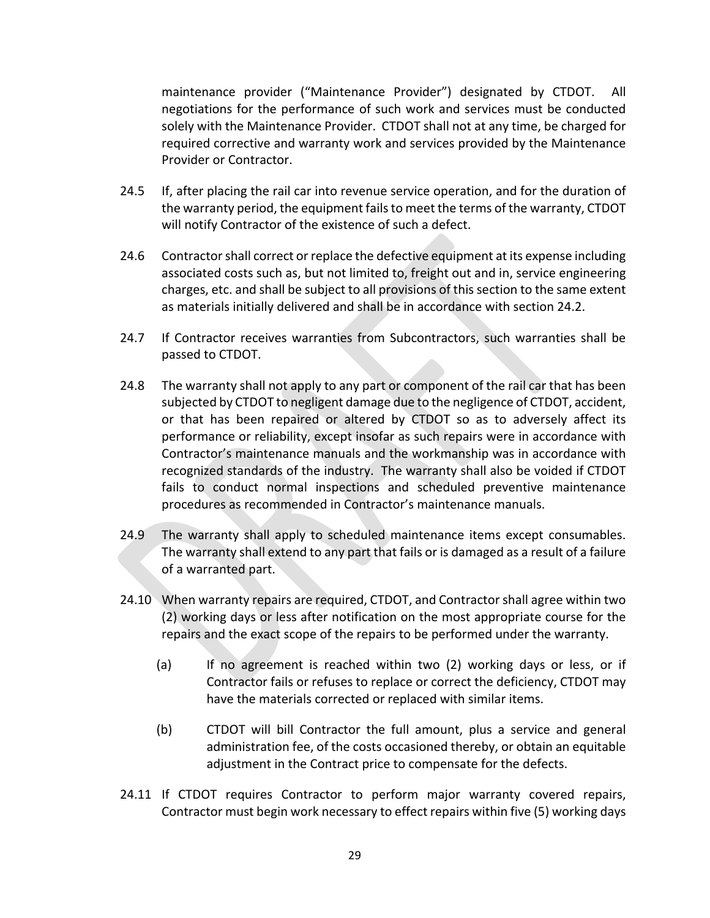maintenance provider ("Maintenance Provider") designated by CTDOT. All negotiations for the performance of such work and services must be conducted solely with the Maintenance Provider. CTDOT shall not at any time, be charged for required corrective and warranty work and services provided by the Maintenance Provider or Contractor.

24.5 If, after placing the rail car into revenue service operation, and for the duration of the warranty period, the equipment fails to meet the terms of the warranty, CTDOT will notify Contractor of the existence of such a defect.

24.6 Contractor shall correct or replace the defective equipment at its expense including associated costs such as, but not limited to, freight out and in, service engineering charges, etc. and shall be subject to all provisions of this section to the same extent as materials initially delivered and shall be in accordance with section 24.2.

24.7 If Contractor receives warranties from Subcontractors, such warranties shall be passed to CTDOT.

24.8 The warranty shall not apply to any part or component of the rail car that has been subjected by CTDOT to negligent damage due to the negligence of CTDOT, accident, or that has been repaired or altered by CTDOT so as to adversely affect its performance or reliability, except insofar as such repairs were in accordance with Contractor's maintenance manuals and the workmanship was in accordance with recognized standards of the industry. The warranty shall also be voided if CTDOT fails to conduct normal inspections and scheduled preventive maintenance procedures as recommended in Contractor's maintenance manuals.

24.9 The warranty shall apply to scheduled maintenance items except consumables. The warranty shall extend to any part that fails or is damaged as a result of a failure of a warranted part.

24.10 When warranty repairs are required, CTDOT, and Contractor shall agree within two (2) working days or less after notification on the most appropriate course for the repairs and the exact scope of the repairs to be performed under the warranty.

(a) If no agreement is reached within two (2) working days or less, or if Contractor fails or refuses to replace or correct the deficiency, CTDOT may have the materials corrected or replaced with similar items.

(b) CTDOT will bill Contractor the full amount, plus a service and general administration fee, of the costs occasioned thereby, or obtain an equitable adjustment in the Contract price to compensate for the defects.

24.11 If CTDOT requires Contractor to perform major warranty covered repairs, Contractor must begin work necessary to effect repairs within five (5) working days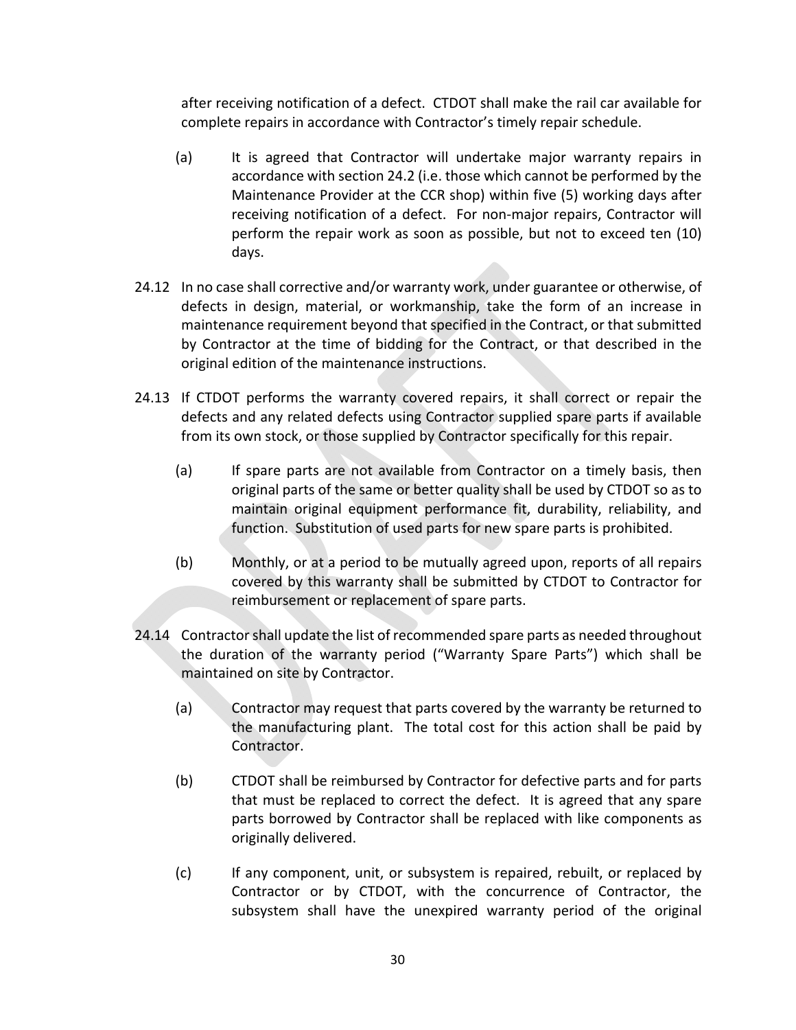after receiving notification of a defect. CTDOT shall make the rail car available for complete repairs in accordance with Contractor's timely repair schedule.

(a) It is agreed that Contractor will undertake major warranty repairs in accordance with section 24.2 (i.e. those which cannot be performed by the Maintenance Provider at the CCR shop) within five (5) working days after receiving notification of a defect. For non-major repairs, Contractor will perform the repair work as soon as possible, but not to exceed ten (10) days.

24.12 In no case shall corrective and/or warranty work, under guarantee or otherwise, of defects in design, material, or workmanship, take the form of an increase in maintenance requirement beyond that specified in the Contract, or that submitted by Contractor at the time of bidding for the Contract, or that described in the original edition of the maintenance instructions.

24.13 If CTDOT performs the warranty covered repairs, it shall correct or repair the defects and any related defects using Contractor supplied spare parts if available from its own stock, or those supplied by Contractor specifically for this repair.

(a) If spare parts are not available from Contractor on a timely basis, then original parts of the same or better quality shall be used by CTDOT so as to maintain original equipment performance fit, durability, reliability, and function. Substitution of used parts for new spare parts is prohibited.

(b) Monthly, or at a period to be mutually agreed upon, reports of all repairs covered by this warranty shall be submitted by CTDOT to Contractor for reimbursement or replacement of spare parts.

24.14 Contractor shall update the list of recommended spare parts as needed throughout the duration of the warranty period ("Warranty Spare Parts") which shall be maintained on site by Contractor.

(a) Contractor may request that parts covered by the warranty be returned to the manufacturing plant. The total cost for this action shall be paid by Contractor.

(b) CTDOT shall be reimbursed by Contractor for defective parts and for parts that must be replaced to correct the defect. It is agreed that any spare parts borrowed by Contractor shall be replaced with like components as originally delivered.

(c) If any component, unit, or subsystem is repaired, rebuilt, or replaced by Contractor or by CTDOT, with the concurrence of Contractor, the subsystem shall have the unexpired warranty period of the original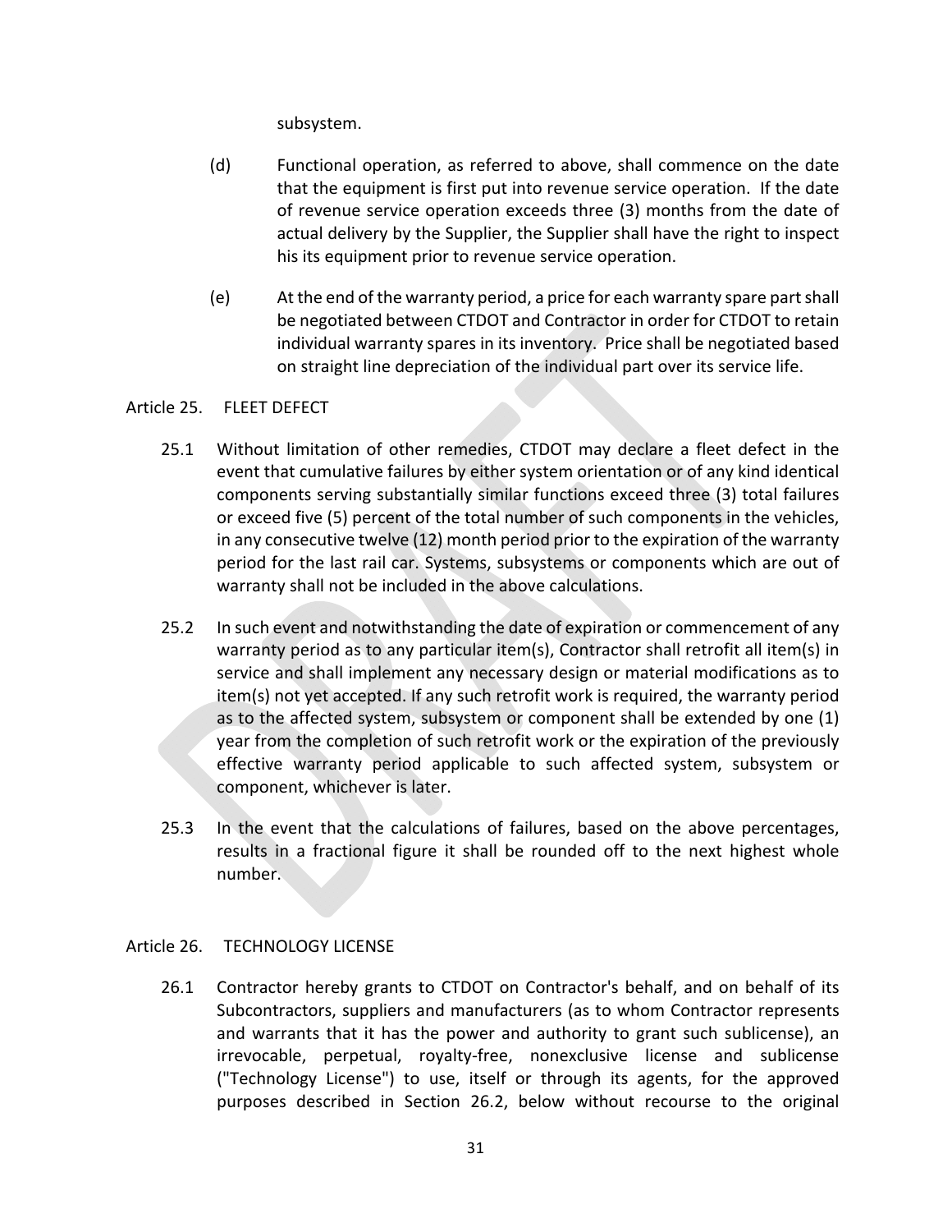subsystem.

(d) Functional operation, as referred to above, shall commence on the date that the equipment is first put into revenue service operation. If the date of revenue service operation exceeds three (3) months from the date of actual delivery by the Supplier, the Supplier shall have the right to inspect his its equipment prior to revenue service operation.

(e) At the end of the warranty period, a price for each warranty spare part shall be negotiated between CTDOT and Contractor in order for CTDOT to retain individual warranty spares in its inventory. Price shall be negotiated based on straight line depreciation of the individual part over its service life.

## Article 25. FLEET DEFECT

25.1 Without limitation of other remedies, CTDOT may declare a fleet defect in the event that cumulative failures by either system orientation or of any kind identical components serving substantially similar functions exceed three (3) total failures or exceed five (5) percent of the total number of such components in the vehicles, in any consecutive twelve (12) month period prior to the expiration of the warranty period for the last rail car. Systems, subsystems or components which are out of warranty shall not be included in the above calculations.

25.2 In such event and notwithstanding the date of expiration or commencement of any warranty period as to any particular item(s), Contractor shall retrofit all item(s) in service and shall implement any necessary design or material modifications as to item(s) not yet accepted. If any such retrofit work is required, the warranty period as to the affected system, subsystem or component shall be extended by one (1) year from the completion of such retrofit work or the expiration of the previously effective warranty period applicable to such affected system, subsystem or component, whichever is later.

25.3 In the event that the calculations of failures, based on the above percentages, results in a fractional figure it shall be rounded off to the next highest whole number.

## Article 26. TECHNOLOGY LICENSE

26.1 Contractor hereby grants to CTDOT on Contractor's behalf, and on behalf of its Subcontractors, suppliers and manufacturers (as to whom Contractor represents and warrants that it has the power and authority to grant such sublicense), an irrevocable, perpetual, royalty-free, nonexclusive license and sublicense ("Technology License") to use, itself or through its agents, for the approved purposes described in Section 26.2, below without recourse to the original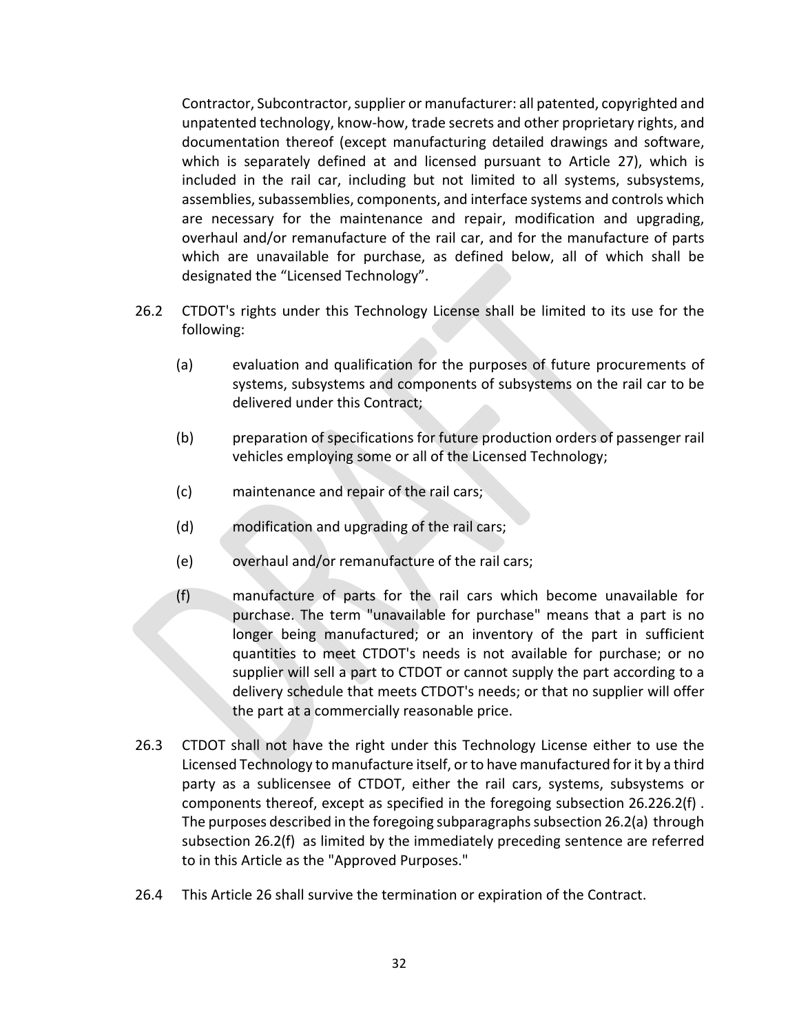Contractor, Subcontractor, supplier or manufacturer: all patented, copyrighted and unpatented technology, know-how, trade secrets and other proprietary rights, and documentation thereof (except manufacturing detailed drawings and software, which is separately defined at and licensed pursuant to Article 27), which is included in the rail car, including but not limited to all systems, subsystems, assemblies, subassemblies, components, and interface systems and controls which are necessary for the maintenance and repair, modification and upgrading, overhaul and/or remanufacture of the rail car, and for the manufacture of parts which are unavailable for purchase, as defined below, all of which shall be designated the "Licensed Technology".

26.2 CTDOT's rights under this Technology License shall be limited to its use for the following:

(a) evaluation and qualification for the purposes of future procurements of systems, subsystems and components of subsystems on the rail car to be delivered under this Contract;

(b) preparation of specifications for future production orders of passenger rail vehicles employing some or all of the Licensed Technology;

(c) maintenance and repair of the rail cars;

(d) modification and upgrading of the rail cars;

(e) overhaul and/or remanufacture of the rail cars;

(f) manufacture of parts for the rail cars which become unavailable for purchase. The term "unavailable for purchase" means that a part is no longer being manufactured; or an inventory of the part in sufficient quantities to meet CTDOT's needs is not available for purchase; or no supplier will sell a part to CTDOT or cannot supply the part according to a delivery schedule that meets CTDOT's needs; or that no supplier will offer the part at a commercially reasonable price.

26.3 CTDOT shall not have the right under this Technology License either to use the Licensed Technology to manufacture itself, or to have manufactured for it by a third party as a sublicensee of CTDOT, either the rail cars, systems, subsystems or components thereof, except as specified in the foregoing subsection 26.226.2(f) . The purposes described in the foregoing subparagraphs subsection 26.2(a) through subsection 26.2(f) as limited by the immediately preceding sentence are referred to in this Article as the "Approved Purposes."

26.4 This Article 26 shall survive the termination or expiration of the Contract.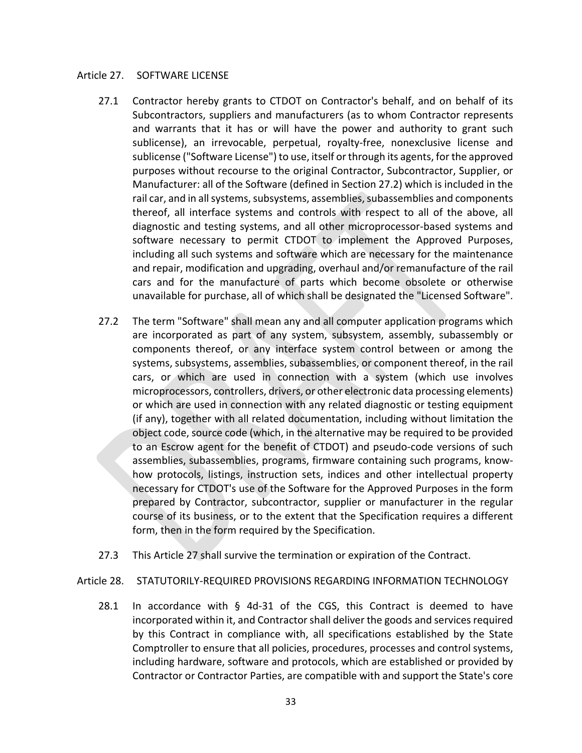## Article 27. SOFTWARE LICENSE

27.1 Contractor hereby grants to CTDOT on Contractor's behalf, and on behalf of its Subcontractors, suppliers and manufacturers (as to whom Contractor represents and warrants that it has or will have the power and authority to grant such sublicense), an irrevocable, perpetual, royalty-free, nonexclusive license and sublicense ("Software License") to use, itself or through its agents, for the approved purposes without recourse to the original Contractor, Subcontractor, Supplier, or Manufacturer: all of the Software (defined in Section 27.2) which is included in the rail car, and in all systems, subsystems, assemblies, subassemblies and components thereof, all interface systems and controls with respect to all of the above, all diagnostic and testing systems, and all other microprocessor-based systems and software necessary to permit CTDOT to implement the Approved Purposes, including all such systems and software which are necessary for the maintenance and repair, modification and upgrading, overhaul and/or remanufacture of the rail cars and for the manufacture of parts which become obsolete or otherwise unavailable for purchase, all of which shall be designated the "Licensed Software".

27.2 The term "Software" shall mean any and all computer application programs which are incorporated as part of any system, subsystem, assembly, subassembly or components thereof, or any interface system control between or among the systems, subsystems, assemblies, subassemblies, or component thereof, in the rail cars, or which are used in connection with a system (which use involves microprocessors, controllers, drivers, or other electronic data processing elements) or which are used in connection with any related diagnostic or testing equipment (if any), together with all related documentation, including without limitation the object code, source code (which, in the alternative may be required to be provided to an Escrow agent for the benefit of CTDOT) and pseudo-code versions of such assemblies, subassemblies, programs, firmware containing such programs, know-how protocols, listings, instruction sets, indices and other intellectual property necessary for CTDOT's use of the Software for the Approved Purposes in the form prepared by Contractor, subcontractor, supplier or manufacturer in the regular course of its business, or to the extent that the Specification requires a different form, then in the form required by the Specification.

27.3 This Article 27 shall survive the termination or expiration of the Contract.

## Article 28. STATUTORILY-REQUIRED PROVISIONS REGARDING INFORMATION TECHNOLOGY

28.1 In accordance with § 4d-31 of the CGS, this Contract is deemed to have incorporated within it, and Contractor shall deliver the goods and services required by this Contract in compliance with, all specifications established by the State Comptroller to ensure that all policies, procedures, processes and control systems, including hardware, software and protocols, which are established or provided by Contractor or Contractor Parties, are compatible with and support the State's core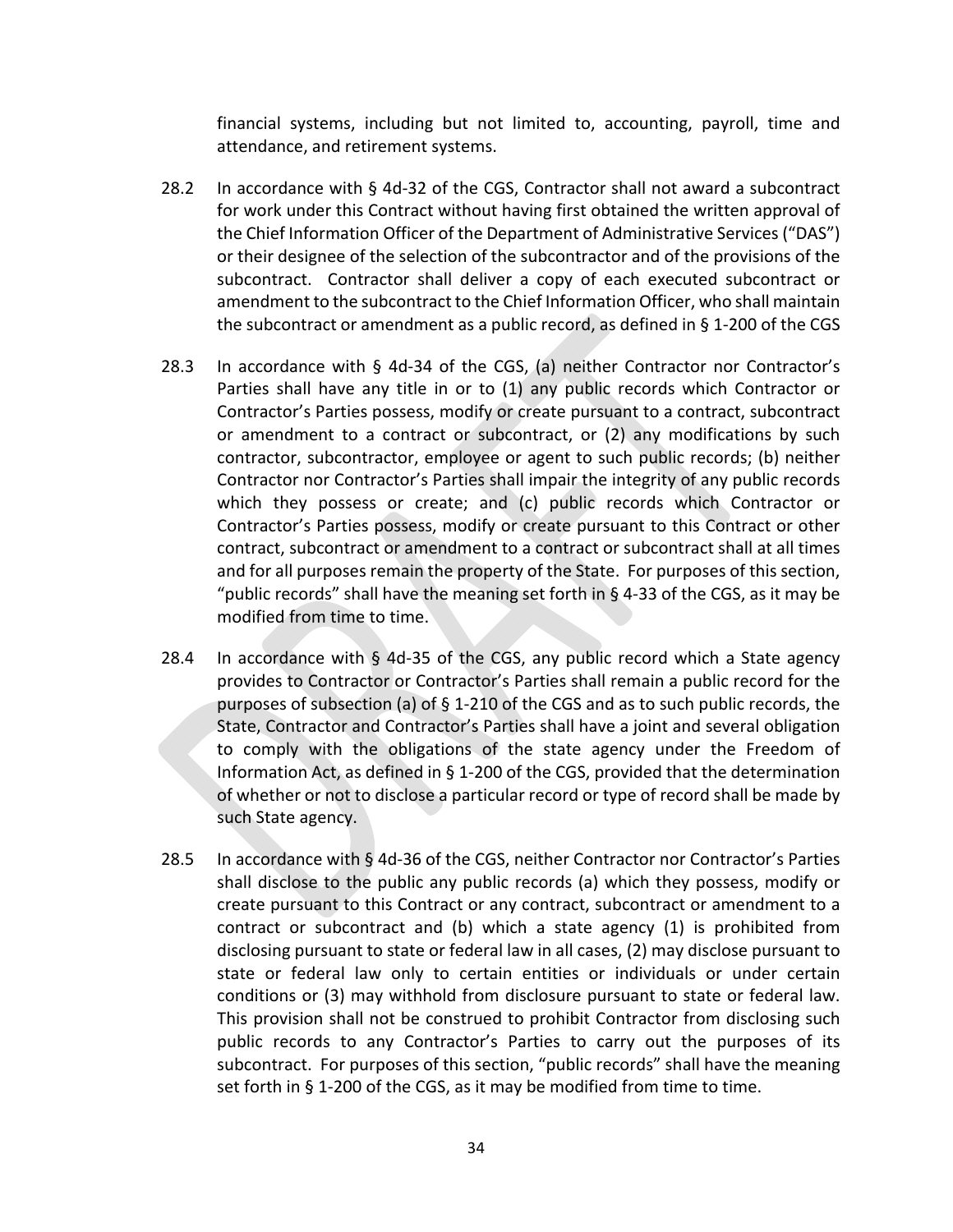financial systems, including but not limited to, accounting, payroll, time and attendance, and retirement systems.

28.2 In accordance with § 4d-32 of the CGS, Contractor shall not award a subcontract for work under this Contract without having first obtained the written approval of the Chief Information Officer of the Department of Administrative Services ("DAS") or their designee of the selection of the subcontractor and of the provisions of the subcontract. Contractor shall deliver a copy of each executed subcontract or amendment to the subcontract to the Chief Information Officer, who shall maintain the subcontract or amendment as a public record, as defined in § 1-200 of the CGS

28.3 In accordance with § 4d-34 of the CGS, (a) neither Contractor nor Contractor's Parties shall have any title in or to (1) any public records which Contractor or Contractor's Parties possess, modify or create pursuant to a contract, subcontract or amendment to a contract or subcontract, or (2) any modifications by such contractor, subcontractor, employee or agent to such public records; (b) neither Contractor nor Contractor's Parties shall impair the integrity of any public records which they possess or create; and (c) public records which Contractor or Contractor's Parties possess, modify or create pursuant to this Contract or other contract, subcontract or amendment to a contract or subcontract shall at all times and for all purposes remain the property of the State. For purposes of this section, "public records" shall have the meaning set forth in § 4-33 of the CGS, as it may be modified from time to time.

28.4 In accordance with § 4d-35 of the CGS, any public record which a State agency provides to Contractor or Contractor's Parties shall remain a public record for the purposes of subsection (a) of § 1-210 of the CGS and as to such public records, the State, Contractor and Contractor's Parties shall have a joint and several obligation to comply with the obligations of the state agency under the Freedom of Information Act, as defined in § 1-200 of the CGS, provided that the determination of whether or not to disclose a particular record or type of record shall be made by such State agency.

28.5 In accordance with § 4d-36 of the CGS, neither Contractor nor Contractor's Parties shall disclose to the public any public records (a) which they possess, modify or create pursuant to this Contract or any contract, subcontract or amendment to a contract or subcontract and (b) which a state agency (1) is prohibited from disclosing pursuant to state or federal law in all cases, (2) may disclose pursuant to state or federal law only to certain entities or individuals or under certain conditions or (3) may withhold from disclosure pursuant to state or federal law. This provision shall not be construed to prohibit Contractor from disclosing such public records to any Contractor's Parties to carry out the purposes of its subcontract. For purposes of this section, "public records" shall have the meaning set forth in § 1-200 of the CGS, as it may be modified from time to time.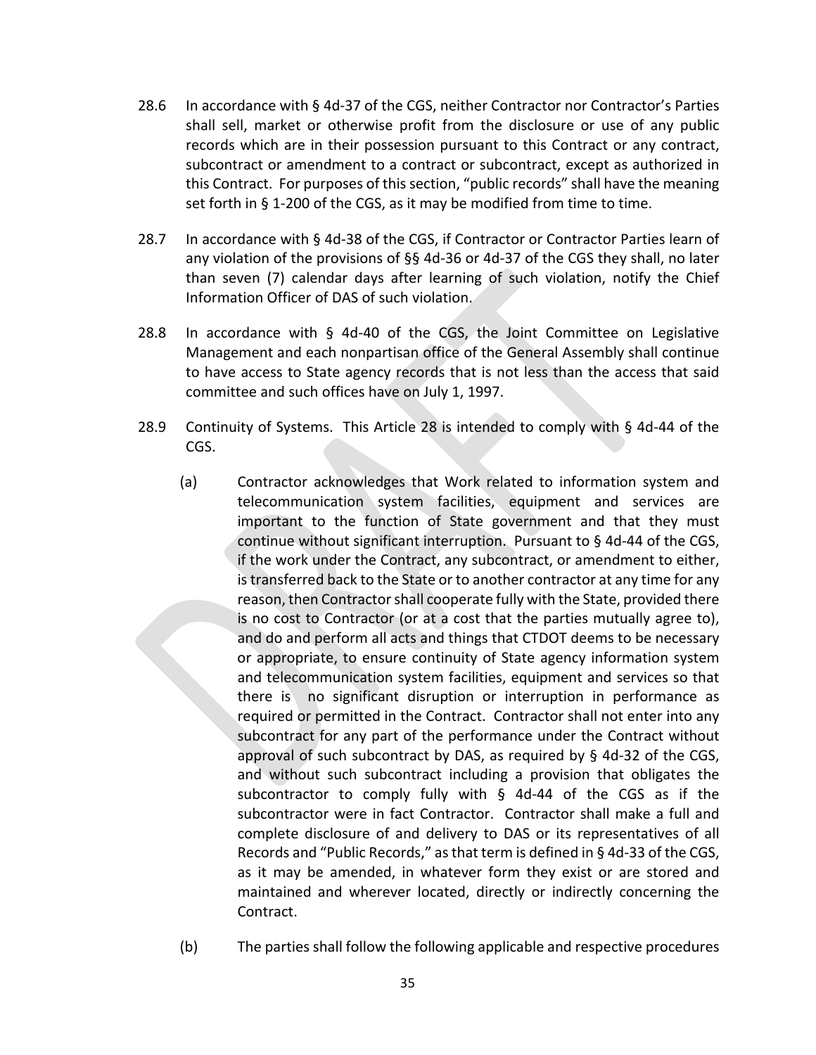28.6 In accordance with § 4d-37 of the CGS, neither Contractor nor Contractor's Parties shall sell, market or otherwise profit from the disclosure or use of any public records which are in their possession pursuant to this Contract or any contract, subcontract or amendment to a contract or subcontract, except as authorized in this Contract. For purposes of this section, "public records" shall have the meaning set forth in § 1-200 of the CGS, as it may be modified from time to time.

28.7 In accordance with § 4d-38 of the CGS, if Contractor or Contractor Parties learn of any violation of the provisions of §§ 4d-36 or 4d-37 of the CGS they shall, no later than seven (7) calendar days after learning of such violation, notify the Chief Information Officer of DAS of such violation.

28.8 In accordance with § 4d-40 of the CGS, the Joint Committee on Legislative Management and each nonpartisan office of the General Assembly shall continue to have access to State agency records that is not less than the access that said committee and such offices have on July 1, 1997.

28.9 Continuity of Systems. This Article 28 is intended to comply with § 4d-44 of the CGS.

(a) Contractor acknowledges that Work related to information system and telecommunication system facilities, equipment and services are important to the function of State government and that they must continue without significant interruption. Pursuant to § 4d-44 of the CGS, if the work under the Contract, any subcontract, or amendment to either, is transferred back to the State or to another contractor at any time for any reason, then Contractor shall cooperate fully with the State, provided there is no cost to Contractor (or at a cost that the parties mutually agree to), and do and perform all acts and things that CTDOT deems to be necessary or appropriate, to ensure continuity of State agency information system and telecommunication system facilities, equipment and services so that there is no significant disruption or interruption in performance as required or permitted in the Contract. Contractor shall not enter into any subcontract for any part of the performance under the Contract without approval of such subcontract by DAS, as required by § 4d-32 of the CGS, and without such subcontract including a provision that obligates the subcontractor to comply fully with § 4d-44 of the CGS as if the subcontractor were in fact Contractor. Contractor shall make a full and complete disclosure of and delivery to DAS or its representatives of all Records and "Public Records," as that term is defined in § 4d-33 of the CGS, as it may be amended, in whatever form they exist or are stored and maintained and wherever located, directly or indirectly concerning the Contract.

(b) The parties shall follow the following applicable and respective procedures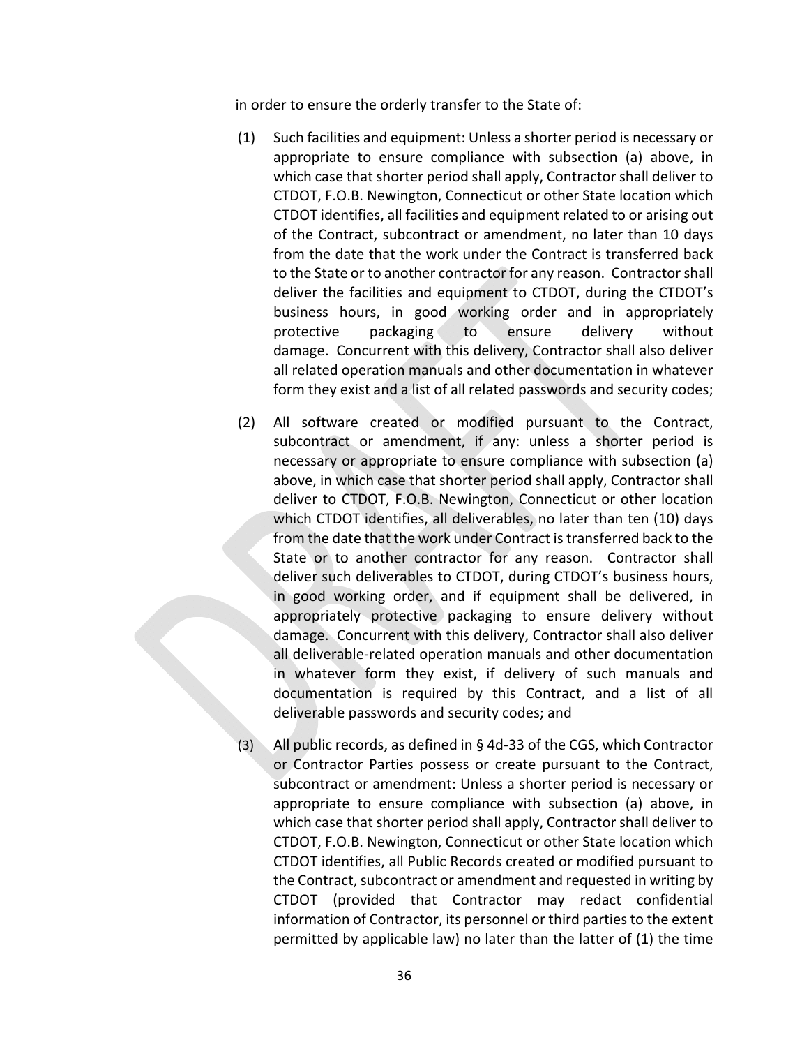in order to ensure the orderly transfer to the State of:

(1) Such facilities and equipment: Unless a shorter period is necessary or appropriate to ensure compliance with subsection (a) above, in which case that shorter period shall apply, Contractor shall deliver to CTDOT, F.O.B. Newington, Connecticut or other State location which CTDOT identifies, all facilities and equipment related to or arising out of the Contract, subcontract or amendment, no later than 10 days from the date that the work under the Contract is transferred back to the State or to another contractor for any reason. Contractor shall deliver the facilities and equipment to CTDOT, during the CTDOT's business hours, in good working order and in appropriately protective packaging to ensure delivery without damage. Concurrent with this delivery, Contractor shall also deliver all related operation manuals and other documentation in whatever form they exist and a list of all related passwords and security codes;

(2) All software created or modified pursuant to the Contract, subcontract or amendment, if any: unless a shorter period is necessary or appropriate to ensure compliance with subsection (a) above, in which case that shorter period shall apply, Contractor shall deliver to CTDOT, F.O.B. Newington, Connecticut or other location which CTDOT identifies, all deliverables, no later than ten (10) days from the date that the work under Contract is transferred back to the State or to another contractor for any reason. Contractor shall deliver such deliverables to CTDOT, during CTDOT's business hours, in good working order, and if equipment shall be delivered, in appropriately protective packaging to ensure delivery without damage. Concurrent with this delivery, Contractor shall also deliver all deliverable-related operation manuals and other documentation in whatever form they exist, if delivery of such manuals and documentation is required by this Contract, and a list of all deliverable passwords and security codes; and

(3) All public records, as defined in § 4d-33 of the CGS, which Contractor or Contractor Parties possess or create pursuant to the Contract, subcontract or amendment: Unless a shorter period is necessary or appropriate to ensure compliance with subsection (a) above, in which case that shorter period shall apply, Contractor shall deliver to CTDOT, F.O.B. Newington, Connecticut or other State location which CTDOT identifies, all Public Records created or modified pursuant to the Contract, subcontract or amendment and requested in writing by CTDOT (provided that Contractor may redact confidential information of Contractor, its personnel or third parties to the extent permitted by applicable law) no later than the latter of (1) the time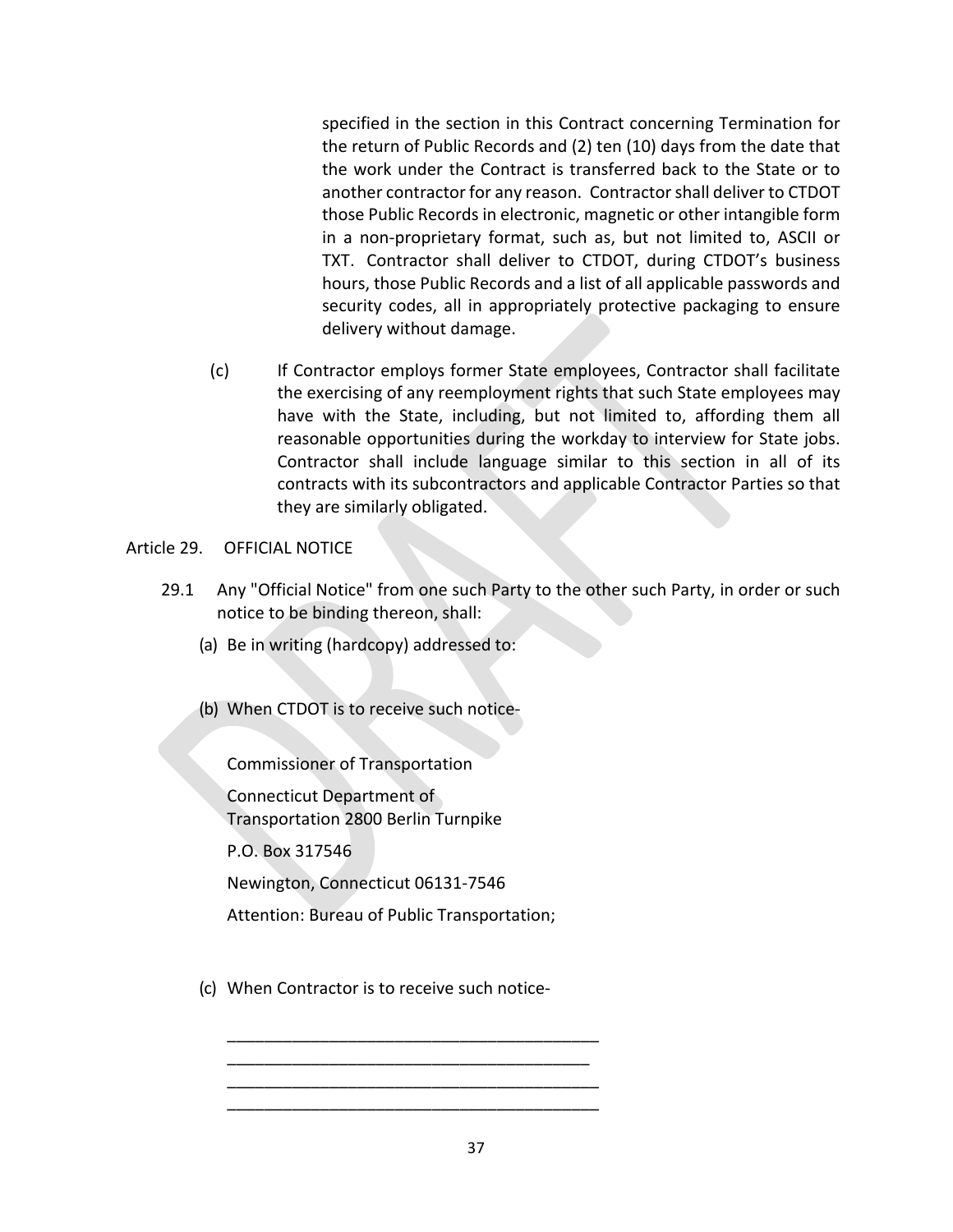specified in the section in this Contract concerning Termination for the return of Public Records and (2) ten (10) days from the date that the work under the Contract is transferred back to the State or to another contractor for any reason. Contractor shall deliver to CTDOT those Public Records in electronic, magnetic or other intangible form in a non-proprietary format, such as, but not limited to, ASCII or TXT. Contractor shall deliver to CTDOT, during CTDOT's business hours, those Public Records and a list of all applicable passwords and security codes, all in appropriately protective packaging to ensure delivery without damage.

(c) If Contractor employs former State employees, Contractor shall facilitate the exercising of any reemployment rights that such State employees may have with the State, including, but not limited to, affording them all reasonable opportunities during the workday to interview for State jobs. Contractor shall include language similar to this section in all of its contracts with its subcontractors and applicable Contractor Parties so that they are similarly obligated.

Article 29. OFFICIAL NOTICE

29.1 Any "Official Notice" from one such Party to the other such Party, in order or such notice to be binding thereon, shall:

(a) Be in writing (hardcopy) addressed to:

(b) When CTDOT is to receive such notice-

Commissioner of Transportation

Connecticut Department of
Transportation 2800 Berlin Turnpike

P.O. Box 317546

Newington, Connecticut 06131-7546

Attention: Bureau of Public Transportation;

(c) When Contractor is to receive such notice-

\_\_\_\_\_\_\_\_\_\_\_\_\_\_\_\_\_\_\_\_\_\_\_\_\_\_\_\_\_\_\_\_\_\_\_\_\_\_\_\_
\_\_\_\_\_\_\_\_\_\_\_\_\_\_\_\_\_\_\_\_\_\_\_\_\_\_\_\_\_\_\_\_\_\_\_\_\_\_\_
\_\_\_\_\_\_\_\_\_\_\_\_\_\_\_\_\_\_\_\_\_\_\_\_\_\_\_\_\_\_\_\_\_\_\_\_\_\_\_\_
\_\_\_\_\_\_\_\_\_\_\_\_\_\_\_\_\_\_\_\_\_\_\_\_\_\_\_\_\_\_\_\_\_\_\_\_\_\_\_\_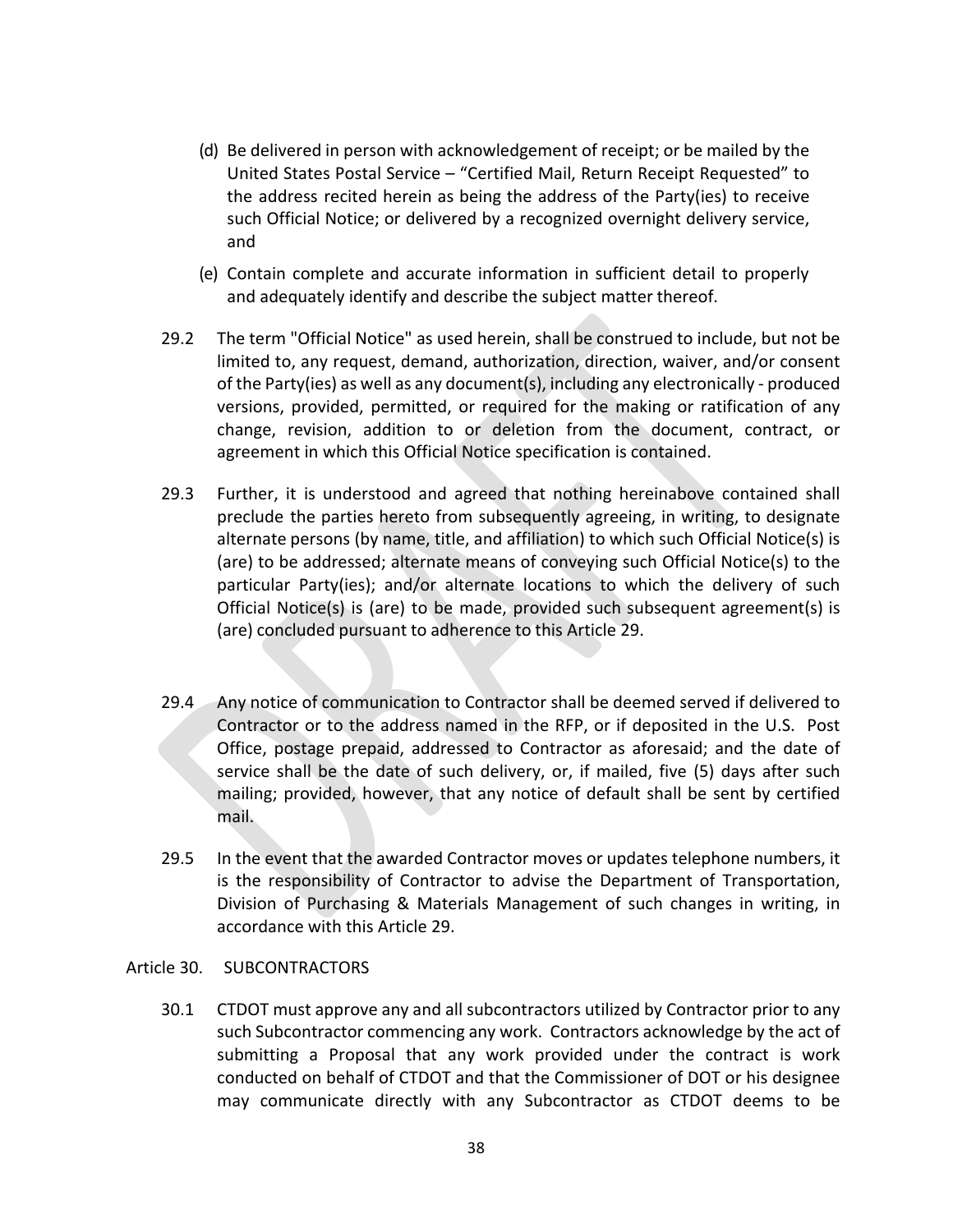(d) Be delivered in person with acknowledgement of receipt; or be mailed by the United States Postal Service – "Certified Mail, Return Receipt Requested" to the address recited herein as being the address of the Party(ies) to receive such Official Notice; or delivered by a recognized overnight delivery service, and

(e) Contain complete and accurate information in sufficient detail to properly and adequately identify and describe the subject matter thereof.

29.2 The term "Official Notice" as used herein, shall be construed to include, but not be limited to, any request, demand, authorization, direction, waiver, and/or consent of the Party(ies) as well as any document(s), including any electronically - produced versions, provided, permitted, or required for the making or ratification of any change, revision, addition to or deletion from the document, contract, or agreement in which this Official Notice specification is contained.

29.3 Further, it is understood and agreed that nothing hereinabove contained shall preclude the parties hereto from subsequently agreeing, in writing, to designate alternate persons (by name, title, and affiliation) to which such Official Notice(s) is (are) to be addressed; alternate means of conveying such Official Notice(s) to the particular Party(ies); and/or alternate locations to which the delivery of such Official Notice(s) is (are) to be made, provided such subsequent agreement(s) is (are) concluded pursuant to adherence to this Article 29.

29.4 Any notice of communication to Contractor shall be deemed served if delivered to Contractor or to the address named in the RFP, or if deposited in the U.S. Post Office, postage prepaid, addressed to Contractor as aforesaid; and the date of service shall be the date of such delivery, or, if mailed, five (5) days after such mailing; provided, however, that any notice of default shall be sent by certified mail.

29.5 In the event that the awarded Contractor moves or updates telephone numbers, it is the responsibility of Contractor to advise the Department of Transportation, Division of Purchasing & Materials Management of such changes in writing, in accordance with this Article 29.

## Article 30. SUBCONTRACTORS

30.1 CTDOT must approve any and all subcontractors utilized by Contractor prior to any such Subcontractor commencing any work. Contractors acknowledge by the act of submitting a Proposal that any work provided under the contract is work conducted on behalf of CTDOT and that the Commissioner of DOT or his designee may communicate directly with any Subcontractor as CTDOT deems to be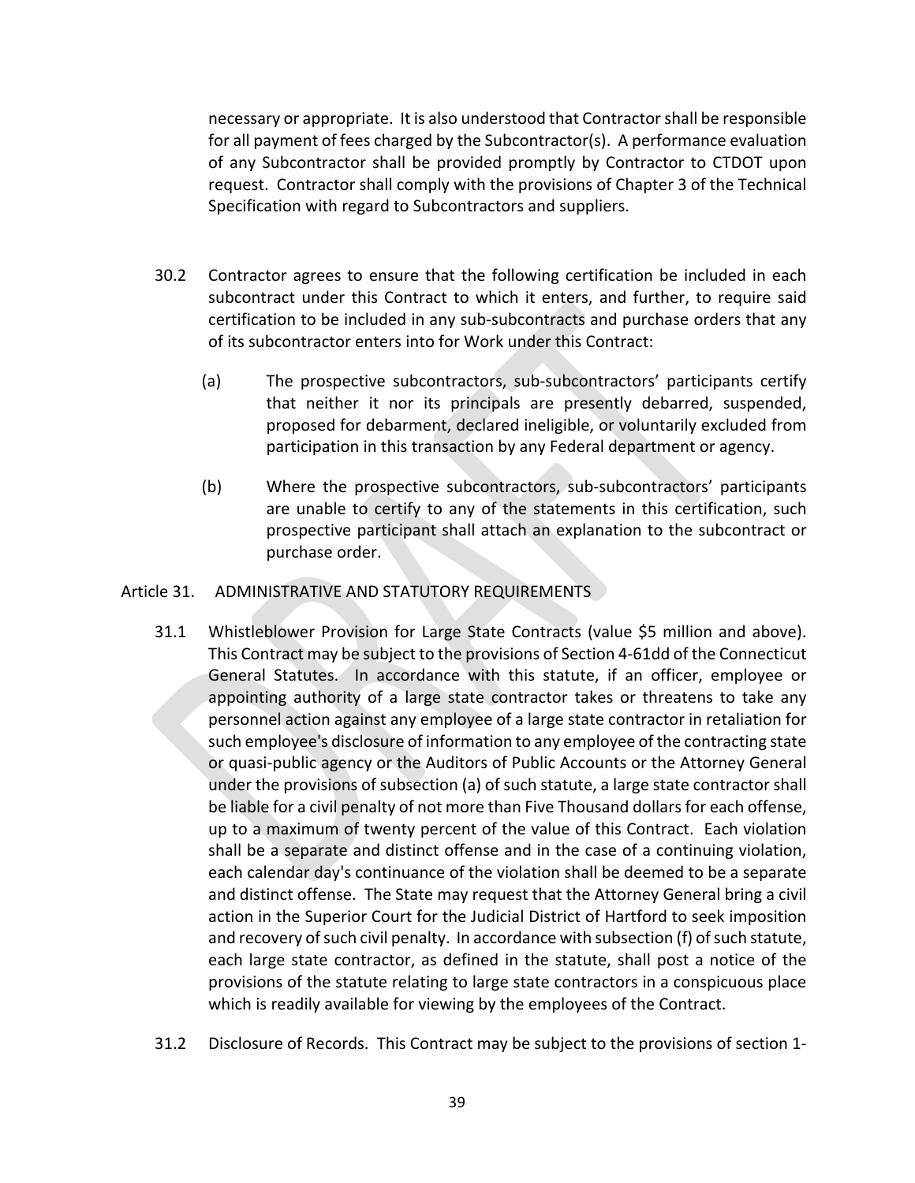necessary or appropriate. It is also understood that Contractor shall be responsible for all payment of fees charged by the Subcontractor(s). A performance evaluation of any Subcontractor shall be provided promptly by Contractor to CTDOT upon request. Contractor shall comply with the provisions of Chapter 3 of the Technical Specification with regard to Subcontractors and suppliers.

30.2 Contractor agrees to ensure that the following certification be included in each subcontract under this Contract to which it enters, and further, to require said certification to be included in any sub-subcontracts and purchase orders that any of its subcontractor enters into for Work under this Contract:

(a) The prospective subcontractors, sub-subcontractors' participants certify that neither it nor its principals are presently debarred, suspended, proposed for debarment, declared ineligible, or voluntarily excluded from participation in this transaction by any Federal department or agency.

(b) Where the prospective subcontractors, sub-subcontractors' participants are unable to certify to any of the statements in this certification, such prospective participant shall attach an explanation to the subcontract or purchase order.

## Article 31. ADMINISTRATIVE AND STATUTORY REQUIREMENTS

31.1 Whistleblower Provision for Large State Contracts (value $5 million and above). This Contract may be subject to the provisions of Section 4-61dd of the Connecticut General Statutes. In accordance with this statute, if an officer, employee or appointing authority of a large state contractor takes or threatens to take any personnel action against any employee of a large state contractor in retaliation for such employee's disclosure of information to any employee of the contracting state or quasi-public agency or the Auditors of Public Accounts or the Attorney General under the provisions of subsection (a) of such statute, a large state contractor shall be liable for a civil penalty of not more than Five Thousand dollars for each offense, up to a maximum of twenty percent of the value of this Contract. Each violation shall be a separate and distinct offense and in the case of a continuing violation, each calendar day's continuance of the violation shall be deemed to be a separate and distinct offense. The State may request that the Attorney General bring a civil action in the Superior Court for the Judicial District of Hartford to seek imposition and recovery of such civil penalty. In accordance with subsection (f) of such statute, each large state contractor, as defined in the statute, shall post a notice of the provisions of the statute relating to large state contractors in a conspicuous place which is readily available for viewing by the employees of the Contract.

31.2 Disclosure of Records. This Contract may be subject to the provisions of section 1-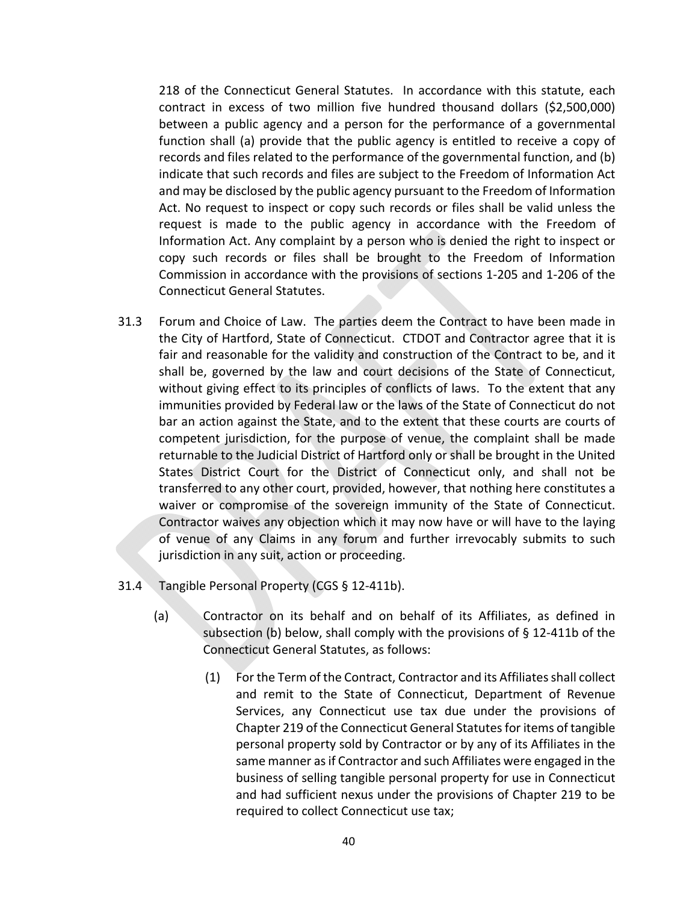218 of the Connecticut General Statutes. In accordance with this statute, each contract in excess of two million five hundred thousand dollars ($2,500,000) between a public agency and a person for the performance of a governmental function shall (a) provide that the public agency is entitled to receive a copy of records and files related to the performance of the governmental function, and (b) indicate that such records and files are subject to the Freedom of Information Act and may be disclosed by the public agency pursuant to the Freedom of Information Act. No request to inspect or copy such records or files shall be valid unless the request is made to the public agency in accordance with the Freedom of Information Act. Any complaint by a person who is denied the right to inspect or copy such records or files shall be brought to the Freedom of Information Commission in accordance with the provisions of sections 1-205 and 1-206 of the Connecticut General Statutes.

31.3 Forum and Choice of Law. The parties deem the Contract to have been made in the City of Hartford, State of Connecticut. CTDOT and Contractor agree that it is fair and reasonable for the validity and construction of the Contract to be, and it shall be, governed by the law and court decisions of the State of Connecticut, without giving effect to its principles of conflicts of laws. To the extent that any immunities provided by Federal law or the laws of the State of Connecticut do not bar an action against the State, and to the extent that these courts are courts of competent jurisdiction, for the purpose of venue, the complaint shall be made returnable to the Judicial District of Hartford only or shall be brought in the United States District Court for the District of Connecticut only, and shall not be transferred to any other court, provided, however, that nothing here constitutes a waiver or compromise of the sovereign immunity of the State of Connecticut. Contractor waives any objection which it may now have or will have to the laying of venue of any Claims in any forum and further irrevocably submits to such jurisdiction in any suit, action or proceeding.

31.4 Tangible Personal Property (CGS § 12-411b).

(a) Contractor on its behalf and on behalf of its Affiliates, as defined in subsection (b) below, shall comply with the provisions of § 12-411b of the Connecticut General Statutes, as follows:

(1) For the Term of the Contract, Contractor and its Affiliates shall collect and remit to the State of Connecticut, Department of Revenue Services, any Connecticut use tax due under the provisions of Chapter 219 of the Connecticut General Statutes for items of tangible personal property sold by Contractor or by any of its Affiliates in the same manner as if Contractor and such Affiliates were engaged in the business of selling tangible personal property for use in Connecticut and had sufficient nexus under the provisions of Chapter 219 to be required to collect Connecticut use tax;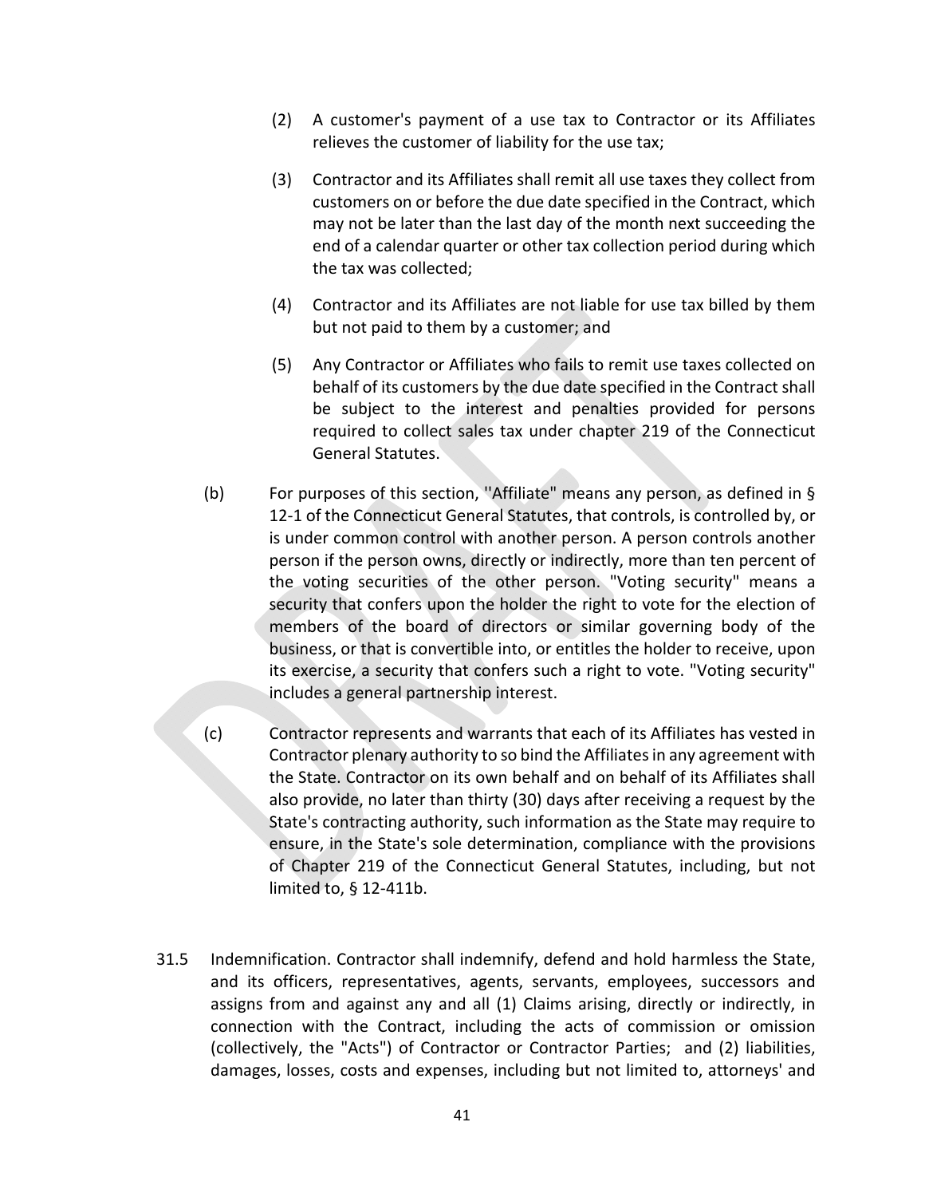(2) A customer's payment of a use tax to Contractor or its Affiliates relieves the customer of liability for the use tax;

(3) Contractor and its Affiliates shall remit all use taxes they collect from customers on or before the due date specified in the Contract, which may not be later than the last day of the month next succeeding the end of a calendar quarter or other tax collection period during which the tax was collected;

(4) Contractor and its Affiliates are not liable for use tax billed by them but not paid to them by a customer; and

(5) Any Contractor or Affiliates who fails to remit use taxes collected on behalf of its customers by the due date specified in the Contract shall be subject to the interest and penalties provided for persons required to collect sales tax under chapter 219 of the Connecticut General Statutes.

(b) For purposes of this section, ''Affiliate" means any person, as defined in § 12-1 of the Connecticut General Statutes, that controls, is controlled by, or is under common control with another person. A person controls another person if the person owns, directly or indirectly, more than ten percent of the voting securities of the other person. "Voting security" means a security that confers upon the holder the right to vote for the election of members of the board of directors or similar governing body of the business, or that is convertible into, or entitles the holder to receive, upon its exercise, a security that confers such a right to vote. "Voting security" includes a general partnership interest.

(c) Contractor represents and warrants that each of its Affiliates has vested in Contractor plenary authority to so bind the Affiliates in any agreement with the State. Contractor on its own behalf and on behalf of its Affiliates shall also provide, no later than thirty (30) days after receiving a request by the State's contracting authority, such information as the State may require to ensure, in the State's sole determination, compliance with the provisions of Chapter 219 of the Connecticut General Statutes, including, but not limited to, § 12-411b.

31.5 Indemnification. Contractor shall indemnify, defend and hold harmless the State, and its officers, representatives, agents, servants, employees, successors and assigns from and against any and all (1) Claims arising, directly or indirectly, in connection with the Contract, including the acts of commission or omission (collectively, the "Acts") of Contractor or Contractor Parties; and (2) liabilities, damages, losses, costs and expenses, including but not limited to, attorneys' and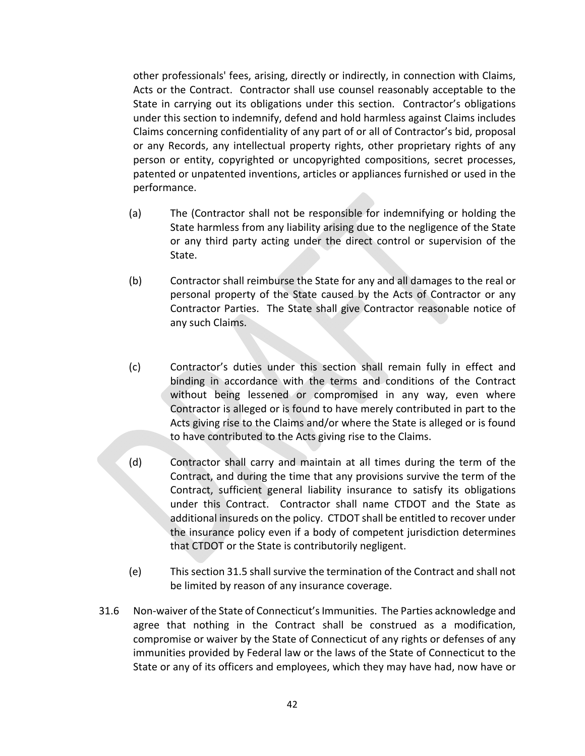other professionals' fees, arising, directly or indirectly, in connection with Claims, Acts or the Contract. Contractor shall use counsel reasonably acceptable to the State in carrying out its obligations under this section. Contractor's obligations under this section to indemnify, defend and hold harmless against Claims includes Claims concerning confidentiality of any part of or all of Contractor's bid, proposal or any Records, any intellectual property rights, other proprietary rights of any person or entity, copyrighted or uncopyrighted compositions, secret processes, patented or unpatented inventions, articles or appliances furnished or used in the performance.

(a) The (Contractor shall not be responsible for indemnifying or holding the State harmless from any liability arising due to the negligence of the State or any third party acting under the direct control or supervision of the State.

(b) Contractor shall reimburse the State for any and all damages to the real or personal property of the State caused by the Acts of Contractor or any Contractor Parties. The State shall give Contractor reasonable notice of any such Claims.

(c) Contractor's duties under this section shall remain fully in effect and binding in accordance with the terms and conditions of the Contract without being lessened or compromised in any way, even where Contractor is alleged or is found to have merely contributed in part to the Acts giving rise to the Claims and/or where the State is alleged or is found to have contributed to the Acts giving rise to the Claims.

(d) Contractor shall carry and maintain at all times during the term of the Contract, and during the time that any provisions survive the term of the Contract, sufficient general liability insurance to satisfy its obligations under this Contract. Contractor shall name CTDOT and the State as additional insureds on the policy. CTDOT shall be entitled to recover under the insurance policy even if a body of competent jurisdiction determines that CTDOT or the State is contributorily negligent.

(e) This section 31.5 shall survive the termination of the Contract and shall not be limited by reason of any insurance coverage.

31.6 Non-waiver of the State of Connecticut's Immunities. The Parties acknowledge and agree that nothing in the Contract shall be construed as a modification, compromise or waiver by the State of Connecticut of any rights or defenses of any immunities provided by Federal law or the laws of the State of Connecticut to the State or any of its officers and employees, which they may have had, now have or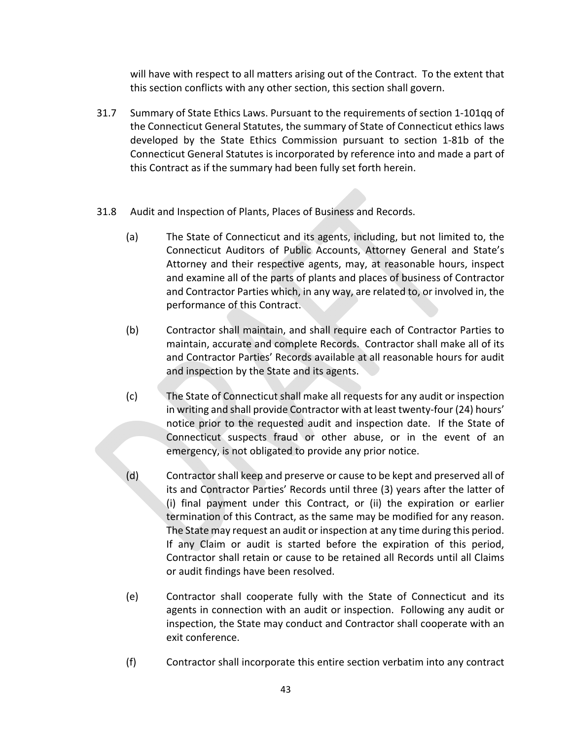will have with respect to all matters arising out of the Contract. To the extent that this section conflicts with any other section, this section shall govern.

31.7 Summary of State Ethics Laws. Pursuant to the requirements of section 1-101qq of the Connecticut General Statutes, the summary of State of Connecticut ethics laws developed by the State Ethics Commission pursuant to section 1-81b of the Connecticut General Statutes is incorporated by reference into and made a part of this Contract as if the summary had been fully set forth herein.

31.8 Audit and Inspection of Plants, Places of Business and Records.

(a) The State of Connecticut and its agents, including, but not limited to, the Connecticut Auditors of Public Accounts, Attorney General and State's Attorney and their respective agents, may, at reasonable hours, inspect and examine all of the parts of plants and places of business of Contractor and Contractor Parties which, in any way, are related to, or involved in, the performance of this Contract.

(b) Contractor shall maintain, and shall require each of Contractor Parties to maintain, accurate and complete Records. Contractor shall make all of its and Contractor Parties' Records available at all reasonable hours for audit and inspection by the State and its agents.

(c) The State of Connecticut shall make all requests for any audit or inspection in writing and shall provide Contractor with at least twenty-four (24) hours' notice prior to the requested audit and inspection date. If the State of Connecticut suspects fraud or other abuse, or in the event of an emergency, is not obligated to provide any prior notice.

(d) Contractor shall keep and preserve or cause to be kept and preserved all of its and Contractor Parties' Records until three (3) years after the latter of (i) final payment under this Contract, or (ii) the expiration or earlier termination of this Contract, as the same may be modified for any reason. The State may request an audit or inspection at any time during this period. If any Claim or audit is started before the expiration of this period, Contractor shall retain or cause to be retained all Records until all Claims or audit findings have been resolved.

(e) Contractor shall cooperate fully with the State of Connecticut and its agents in connection with an audit or inspection. Following any audit or inspection, the State may conduct and Contractor shall cooperate with an exit conference.

(f) Contractor shall incorporate this entire section verbatim into any contract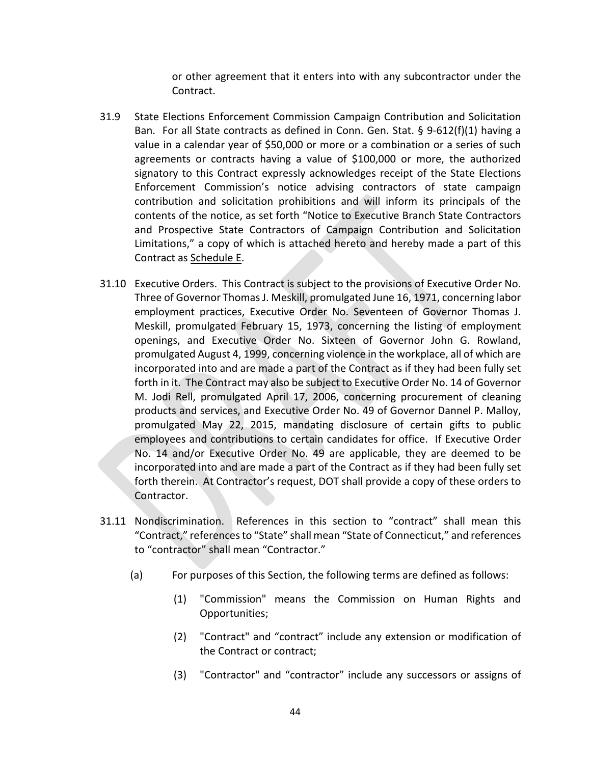or other agreement that it enters into with any subcontractor under the Contract.

31.9 State Elections Enforcement Commission Campaign Contribution and Solicitation Ban. For all State contracts as defined in Conn. Gen. Stat. § 9-612(f)(1) having a value in a calendar year of $50,000 or more or a combination or a series of such agreements or contracts having a value of $100,000 or more, the authorized signatory to this Contract expressly acknowledges receipt of the State Elections Enforcement Commission's notice advising contractors of state campaign contribution and solicitation prohibitions and will inform its principals of the contents of the notice, as set forth "Notice to Executive Branch State Contractors and Prospective State Contractors of Campaign Contribution and Solicitation Limitations," a copy of which is attached hereto and hereby made a part of this Contract as Schedule E.

31.10 Executive Orders. This Contract is subject to the provisions of Executive Order No. Three of Governor Thomas J. Meskill, promulgated June 16, 1971, concerning labor employment practices, Executive Order No. Seventeen of Governor Thomas J. Meskill, promulgated February 15, 1973, concerning the listing of employment openings, and Executive Order No. Sixteen of Governor John G. Rowland, promulgated August 4, 1999, concerning violence in the workplace, all of which are incorporated into and are made a part of the Contract as if they had been fully set forth in it. The Contract may also be subject to Executive Order No. 14 of Governor M. Jodi Rell, promulgated April 17, 2006, concerning procurement of cleaning products and services, and Executive Order No. 49 of Governor Dannel P. Malloy, promulgated May 22, 2015, mandating disclosure of certain gifts to public employees and contributions to certain candidates for office. If Executive Order No. 14 and/or Executive Order No. 49 are applicable, they are deemed to be incorporated into and are made a part of the Contract as if they had been fully set forth therein. At Contractor's request, DOT shall provide a copy of these orders to Contractor.

31.11 Nondiscrimination. References in this section to "contract" shall mean this "Contract," references to "State" shall mean "State of Connecticut," and references to "contractor" shall mean "Contractor."

(a) For purposes of this Section, the following terms are defined as follows:

(1) "Commission" means the Commission on Human Rights and Opportunities;

(2) "Contract" and "contract" include any extension or modification of the Contract or contract;

(3) "Contractor" and "contractor" include any successors or assigns of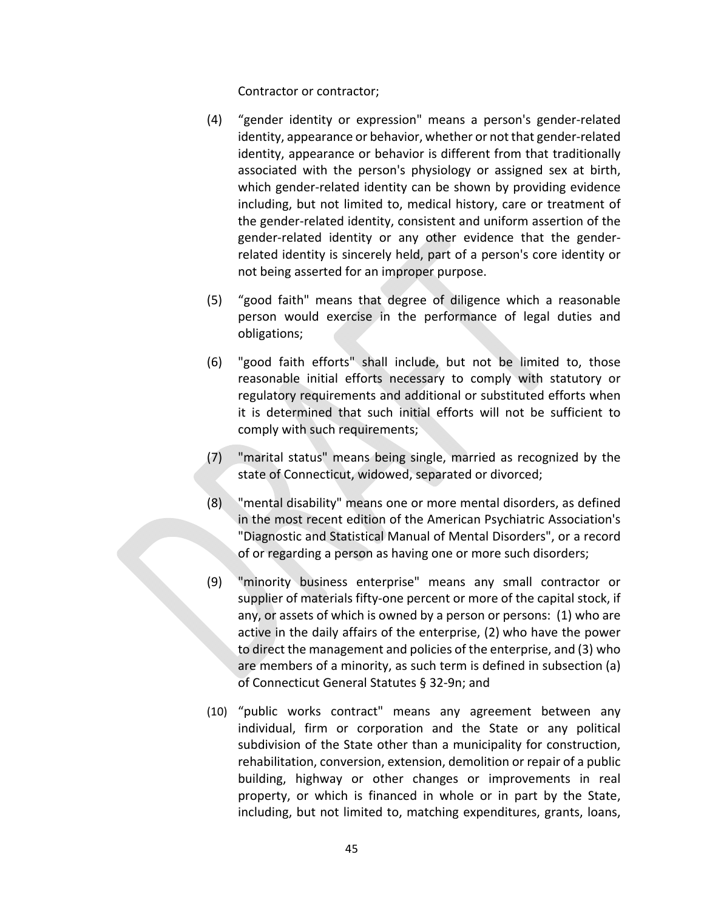Contractor or contractor;

(4) "gender identity or expression" means a person's gender-related identity, appearance or behavior, whether or not that gender-related identity, appearance or behavior is different from that traditionally associated with the person's physiology or assigned sex at birth, which gender-related identity can be shown by providing evidence including, but not limited to, medical history, care or treatment of the gender-related identity, consistent and uniform assertion of the gender-related identity or any other evidence that the gender-related identity is sincerely held, part of a person's core identity or not being asserted for an improper purpose.

(5) "good faith" means that degree of diligence which a reasonable person would exercise in the performance of legal duties and obligations;

(6) "good faith efforts" shall include, but not be limited to, those reasonable initial efforts necessary to comply with statutory or regulatory requirements and additional or substituted efforts when it is determined that such initial efforts will not be sufficient to comply with such requirements;

(7) "marital status" means being single, married as recognized by the state of Connecticut, widowed, separated or divorced;

(8) "mental disability" means one or more mental disorders, as defined in the most recent edition of the American Psychiatric Association's "Diagnostic and Statistical Manual of Mental Disorders", or a record of or regarding a person as having one or more such disorders;

(9) "minority business enterprise" means any small contractor or supplier of materials fifty-one percent or more of the capital stock, if any, or assets of which is owned by a person or persons: (1) who are active in the daily affairs of the enterprise, (2) who have the power to direct the management and policies of the enterprise, and (3) who are members of a minority, as such term is defined in subsection (a) of Connecticut General Statutes § 32-9n; and

(10) "public works contract" means any agreement between any individual, firm or corporation and the State or any political subdivision of the State other than a municipality for construction, rehabilitation, conversion, extension, demolition or repair of a public building, highway or other changes or improvements in real property, or which is financed in whole or in part by the State, including, but not limited to, matching expenditures, grants, loans,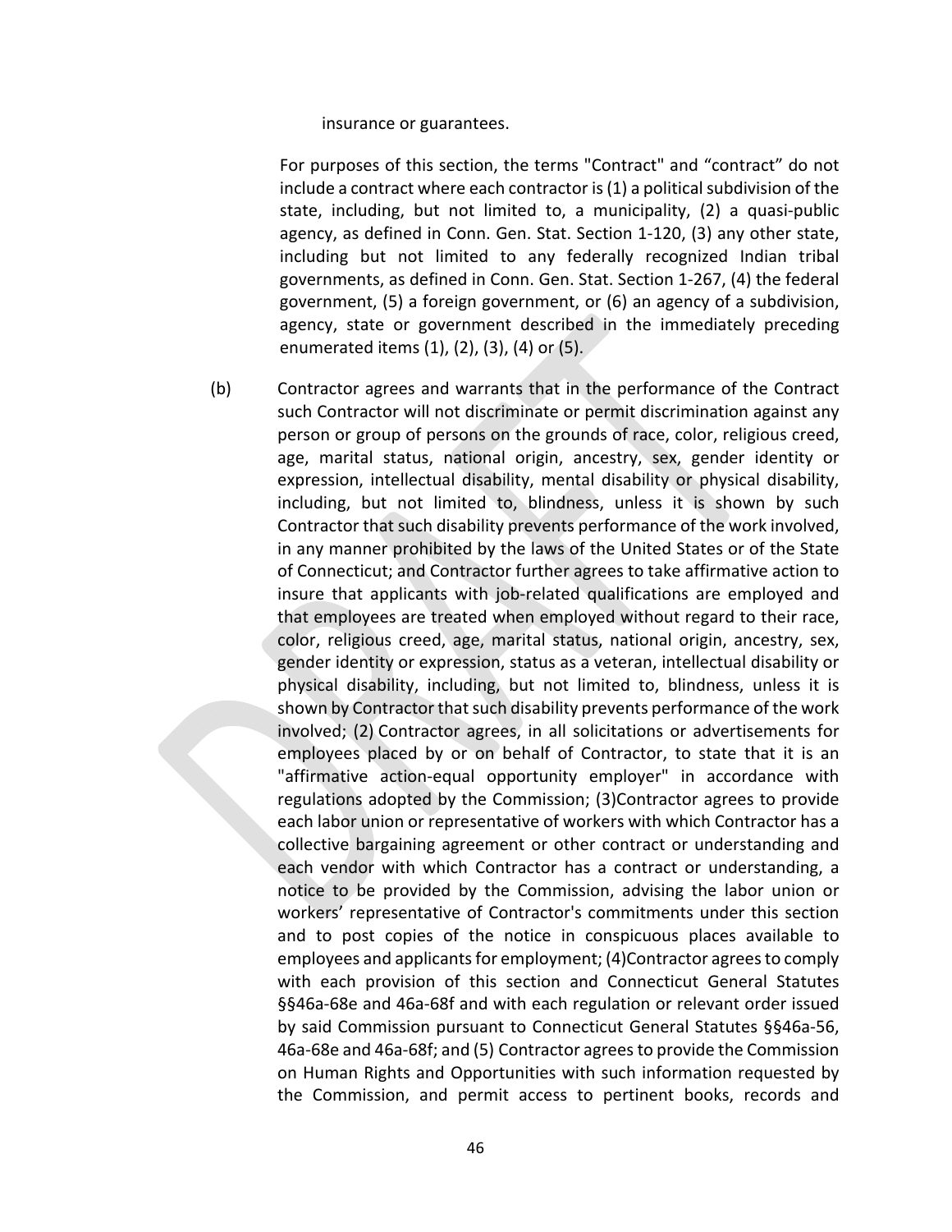insurance or guarantees.

For purposes of this section, the terms "Contract" and “contract” do not include a contract where each contractor is (1) a political subdivision of the state, including, but not limited to, a municipality, (2) a quasi-public agency, as defined in Conn. Gen. Stat. Section 1-120, (3) any other state, including but not limited to any federally recognized Indian tribal governments, as defined in Conn. Gen. Stat. Section 1-267, (4) the federal government, (5) a foreign government, or (6) an agency of a subdivision, agency, state or government described in the immediately preceding enumerated items (1), (2), (3), (4) or (5).

(b) Contractor agrees and warrants that in the performance of the Contract such Contractor will not discriminate or permit discrimination against any person or group of persons on the grounds of race, color, religious creed, age, marital status, national origin, ancestry, sex, gender identity or expression, intellectual disability, mental disability or physical disability, including, but not limited to, blindness, unless it is shown by such Contractor that such disability prevents performance of the work involved, in any manner prohibited by the laws of the United States or of the State of Connecticut; and Contractor further agrees to take affirmative action to insure that applicants with job-related qualifications are employed and that employees are treated when employed without regard to their race, color, religious creed, age, marital status, national origin, ancestry, sex, gender identity or expression, status as a veteran, intellectual disability or physical disability, including, but not limited to, blindness, unless it is shown by Contractor that such disability prevents performance of the work involved; (2) Contractor agrees, in all solicitations or advertisements for employees placed by or on behalf of Contractor, to state that it is an "affirmative action-equal opportunity employer" in accordance with regulations adopted by the Commission; (3)Contractor agrees to provide each labor union or representative of workers with which Contractor has a collective bargaining agreement or other contract or understanding and each vendor with which Contractor has a contract or understanding, a notice to be provided by the Commission, advising the labor union or workers’ representative of Contractor's commitments under this section and to post copies of the notice in conspicuous places available to employees and applicants for employment; (4)Contractor agrees to comply with each provision of this section and Connecticut General Statutes §§46a-68e and 46a-68f and with each regulation or relevant order issued by said Commission pursuant to Connecticut General Statutes §§46a-56, 46a-68e and 46a-68f; and (5) Contractor agrees to provide the Commission on Human Rights and Opportunities with such information requested by the Commission, and permit access to pertinent books, records and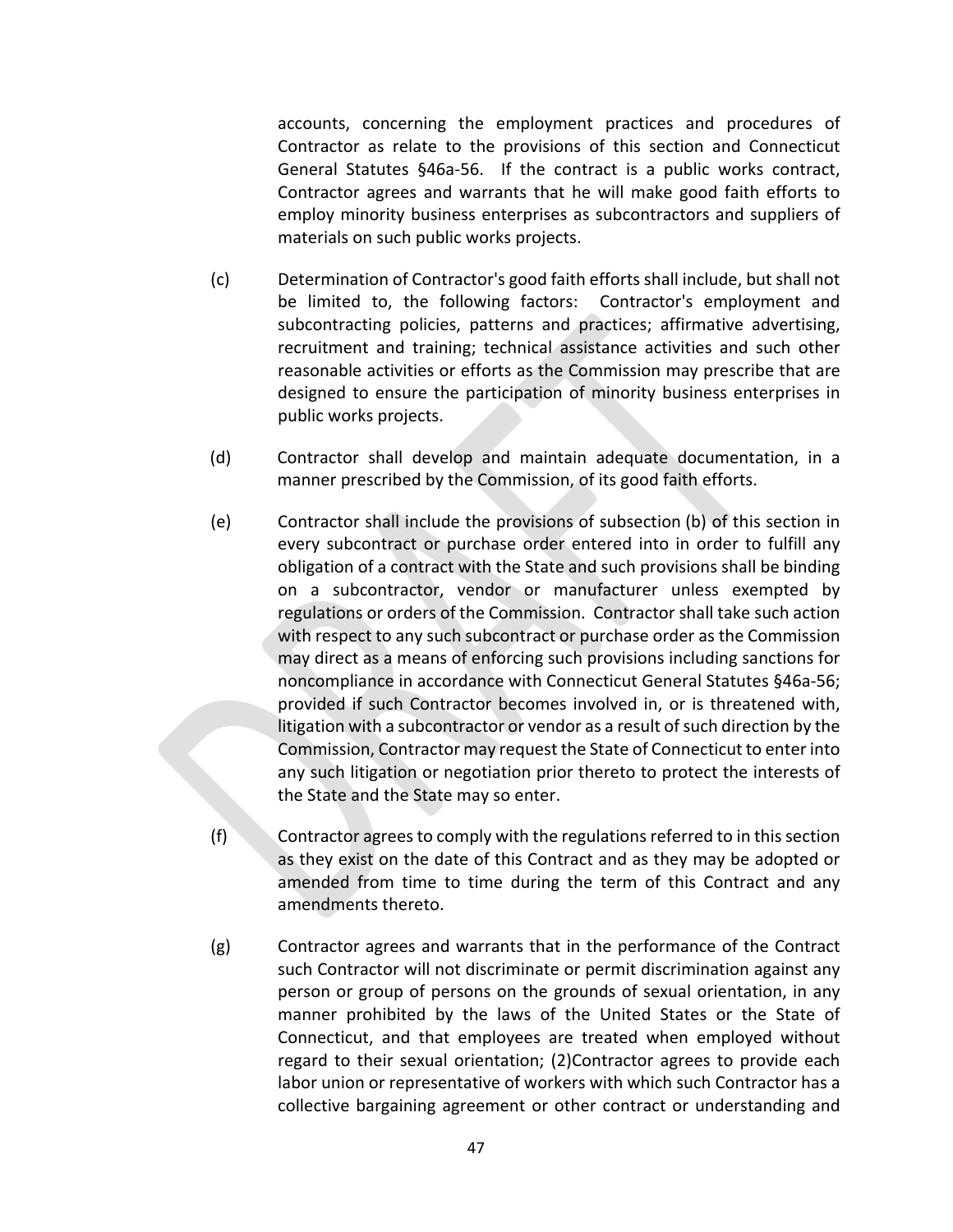accounts, concerning the employment practices and procedures of Contractor as relate to the provisions of this section and Connecticut General Statutes §46a-56. If the contract is a public works contract, Contractor agrees and warrants that he will make good faith efforts to employ minority business enterprises as subcontractors and suppliers of materials on such public works projects.

(c) Determination of Contractor's good faith efforts shall include, but shall not be limited to, the following factors: Contractor's employment and subcontracting policies, patterns and practices; affirmative advertising, recruitment and training; technical assistance activities and such other reasonable activities or efforts as the Commission may prescribe that are designed to ensure the participation of minority business enterprises in public works projects.

(d) Contractor shall develop and maintain adequate documentation, in a manner prescribed by the Commission, of its good faith efforts.

(e) Contractor shall include the provisions of subsection (b) of this section in every subcontract or purchase order entered into in order to fulfill any obligation of a contract with the State and such provisions shall be binding on a subcontractor, vendor or manufacturer unless exempted by regulations or orders of the Commission. Contractor shall take such action with respect to any such subcontract or purchase order as the Commission may direct as a means of enforcing such provisions including sanctions for noncompliance in accordance with Connecticut General Statutes §46a-56; provided if such Contractor becomes involved in, or is threatened with, litigation with a subcontractor or vendor as a result of such direction by the Commission, Contractor may request the State of Connecticut to enter into any such litigation or negotiation prior thereto to protect the interests of the State and the State may so enter.

(f) Contractor agrees to comply with the regulations referred to in this section as they exist on the date of this Contract and as they may be adopted or amended from time to time during the term of this Contract and any amendments thereto.

(g) Contractor agrees and warrants that in the performance of the Contract such Contractor will not discriminate or permit discrimination against any person or group of persons on the grounds of sexual orientation, in any manner prohibited by the laws of the United States or the State of Connecticut, and that employees are treated when employed without regard to their sexual orientation; (2)Contractor agrees to provide each labor union or representative of workers with which such Contractor has a collective bargaining agreement or other contract or understanding and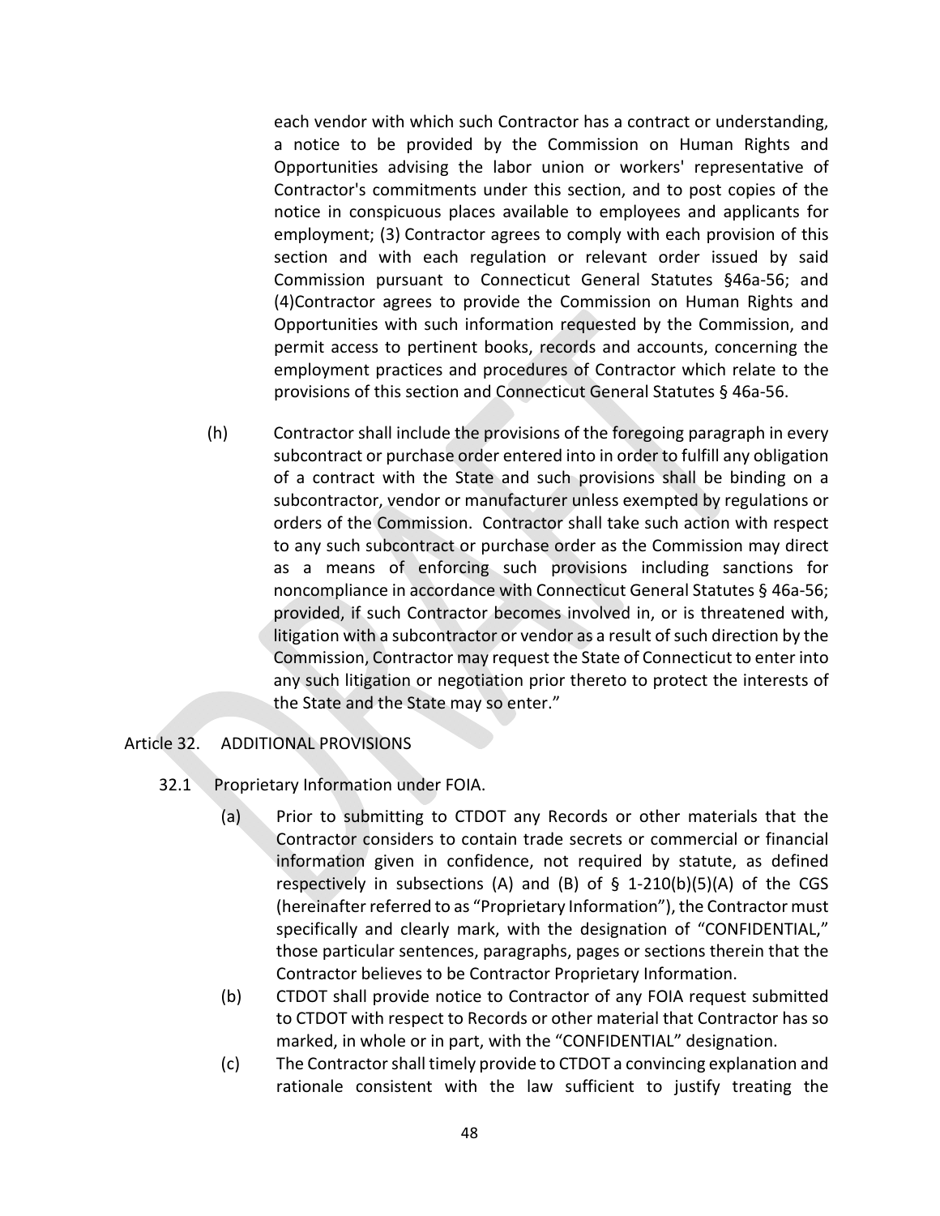each vendor with which such Contractor has a contract or understanding, a notice to be provided by the Commission on Human Rights and Opportunities advising the labor union or workers' representative of Contractor's commitments under this section, and to post copies of the notice in conspicuous places available to employees and applicants for employment; (3) Contractor agrees to comply with each provision of this section and with each regulation or relevant order issued by said Commission pursuant to Connecticut General Statutes §46a-56; and (4)Contractor agrees to provide the Commission on Human Rights and Opportunities with such information requested by the Commission, and permit access to pertinent books, records and accounts, concerning the employment practices and procedures of Contractor which relate to the provisions of this section and Connecticut General Statutes § 46a-56.

(h) Contractor shall include the provisions of the foregoing paragraph in every subcontract or purchase order entered into in order to fulfill any obligation of a contract with the State and such provisions shall be binding on a subcontractor, vendor or manufacturer unless exempted by regulations or orders of the Commission. Contractor shall take such action with respect to any such subcontract or purchase order as the Commission may direct as a means of enforcing such provisions including sanctions for noncompliance in accordance with Connecticut General Statutes § 46a-56; provided, if such Contractor becomes involved in, or is threatened with, litigation with a subcontractor or vendor as a result of such direction by the Commission, Contractor may request the State of Connecticut to enter into any such litigation or negotiation prior thereto to protect the interests of the State and the State may so enter."

## Article 32. ADDITIONAL PROVISIONS

### 32.1 Proprietary Information under FOIA.

(a) Prior to submitting to CTDOT any Records or other materials that the Contractor considers to contain trade secrets or commercial or financial information given in confidence, not required by statute, as defined respectively in subsections (A) and (B) of § 1-210(b)(5)(A) of the CGS (hereinafter referred to as "Proprietary Information"), the Contractor must specifically and clearly mark, with the designation of "CONFIDENTIAL," those particular sentences, paragraphs, pages or sections therein that the Contractor believes to be Contractor Proprietary Information.

(b) CTDOT shall provide notice to Contractor of any FOIA request submitted to CTDOT with respect to Records or other material that Contractor has so marked, in whole or in part, with the "CONFIDENTIAL" designation.

(c) The Contractor shall timely provide to CTDOT a convincing explanation and rationale consistent with the law sufficient to justify treating the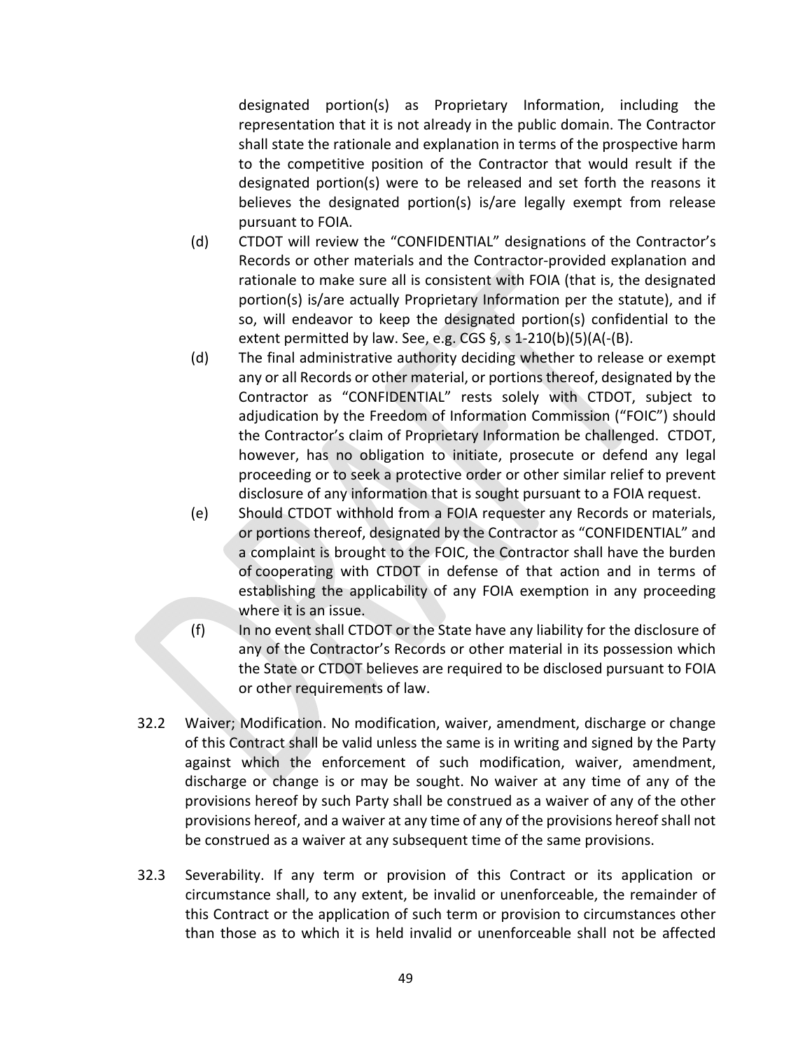designated portion(s) as Proprietary Information, including the representation that it is not already in the public domain. The Contractor shall state the rationale and explanation in terms of the prospective harm to the competitive position of the Contractor that would result if the designated portion(s) were to be released and set forth the reasons it believes the designated portion(s) is/are legally exempt from release pursuant to FOIA.

(d) CTDOT will review the "CONFIDENTIAL" designations of the Contractor's Records or other materials and the Contractor-provided explanation and rationale to make sure all is consistent with FOIA (that is, the designated portion(s) is/are actually Proprietary Information per the statute), and if so, will endeavor to keep the designated portion(s) confidential to the extent permitted by law. See, e.g. CGS §, s 1-210(b)(5)(A(-(B).

(d) The final administrative authority deciding whether to release or exempt any or all Records or other material, or portions thereof, designated by the Contractor as "CONFIDENTIAL" rests solely with CTDOT, subject to adjudication by the Freedom of Information Commission ("FOIC") should the Contractor's claim of Proprietary Information be challenged. CTDOT, however, has no obligation to initiate, prosecute or defend any legal proceeding or to seek a protective order or other similar relief to prevent disclosure of any information that is sought pursuant to a FOIA request.

(e) Should CTDOT withhold from a FOIA requester any Records or materials, or portions thereof, designated by the Contractor as "CONFIDENTIAL" and a complaint is brought to the FOIC, the Contractor shall have the burden of cooperating with CTDOT in defense of that action and in terms of establishing the applicability of any FOIA exemption in any proceeding where it is an issue.

(f) In no event shall CTDOT or the State have any liability for the disclosure of any of the Contractor's Records or other material in its possession which the State or CTDOT believes are required to be disclosed pursuant to FOIA or other requirements of law.

32.2 Waiver; Modification. No modification, waiver, amendment, discharge or change of this Contract shall be valid unless the same is in writing and signed by the Party against which the enforcement of such modification, waiver, amendment, discharge or change is or may be sought. No waiver at any time of any of the provisions hereof by such Party shall be construed as a waiver of any of the other provisions hereof, and a waiver at any time of any of the provisions hereof shall not be construed as a waiver at any subsequent time of the same provisions.

32.3 Severability. If any term or provision of this Contract or its application or circumstance shall, to any extent, be invalid or unenforceable, the remainder of this Contract or the application of such term or provision to circumstances other than those as to which it is held invalid or unenforceable shall not be affected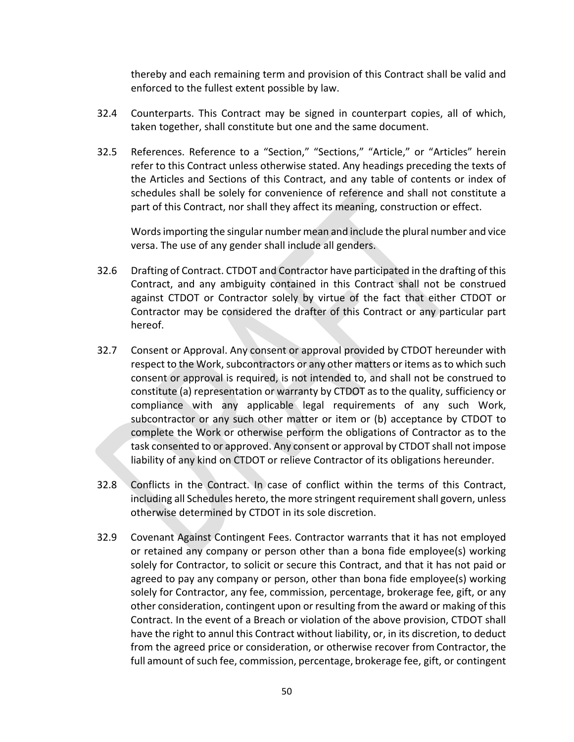thereby and each remaining term and provision of this Contract shall be valid and enforced to the fullest extent possible by law.

32.4 Counterparts. This Contract may be signed in counterpart copies, all of which, taken together, shall constitute but one and the same document.

32.5 References. Reference to a "Section," "Sections," "Article," or "Articles" herein refer to this Contract unless otherwise stated. Any headings preceding the texts of the Articles and Sections of this Contract, and any table of contents or index of schedules shall be solely for convenience of reference and shall not constitute a part of this Contract, nor shall they affect its meaning, construction or effect.

Words importing the singular number mean and include the plural number and vice versa. The use of any gender shall include all genders.

32.6 Drafting of Contract. CTDOT and Contractor have participated in the drafting of this Contract, and any ambiguity contained in this Contract shall not be construed against CTDOT or Contractor solely by virtue of the fact that either CTDOT or Contractor may be considered the drafter of this Contract or any particular part hereof.

32.7 Consent or Approval. Any consent or approval provided by CTDOT hereunder with respect to the Work, subcontractors or any other matters or items as to which such consent or approval is required, is not intended to, and shall not be construed to constitute (a) representation or warranty by CTDOT as to the quality, sufficiency or compliance with any applicable legal requirements of any such Work, subcontractor or any such other matter or item or (b) acceptance by CTDOT to complete the Work or otherwise perform the obligations of Contractor as to the task consented to or approved. Any consent or approval by CTDOT shall not impose liability of any kind on CTDOT or relieve Contractor of its obligations hereunder.

32.8 Conflicts in the Contract. In case of conflict within the terms of this Contract, including all Schedules hereto, the more stringent requirement shall govern, unless otherwise determined by CTDOT in its sole discretion.

32.9 Covenant Against Contingent Fees. Contractor warrants that it has not employed or retained any company or person other than a bona fide employee(s) working solely for Contractor, to solicit or secure this Contract, and that it has not paid or agreed to pay any company or person, other than bona fide employee(s) working solely for Contractor, any fee, commission, percentage, brokerage fee, gift, or any other consideration, contingent upon or resulting from the award or making of this Contract. In the event of a Breach or violation of the above provision, CTDOT shall have the right to annul this Contract without liability, or, in its discretion, to deduct from the agreed price or consideration, or otherwise recover from Contractor, the full amount of such fee, commission, percentage, brokerage fee, gift, or contingent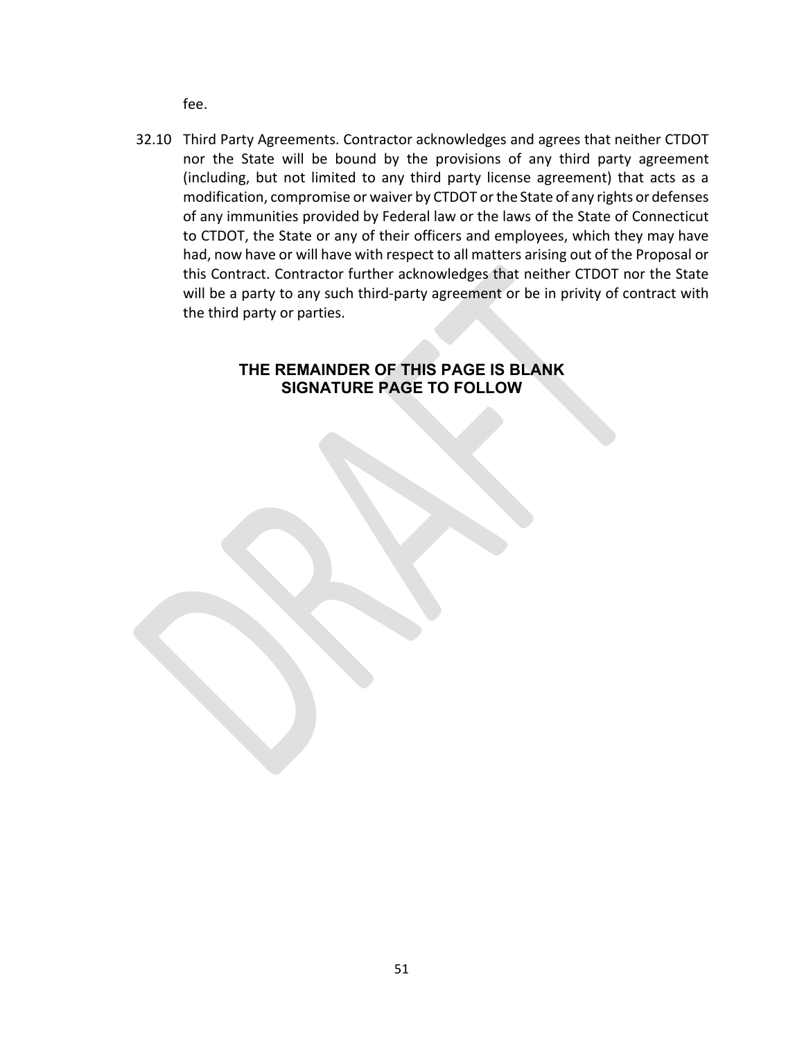fee.

32.10 Third Party Agreements. Contractor acknowledges and agrees that neither CTDOT nor the State will be bound by the provisions of any third party agreement (including, but not limited to any third party license agreement) that acts as a modification, compromise or waiver by CTDOT or the State of any rights or defenses of any immunities provided by Federal law or the laws of the State of Connecticut to CTDOT, the State or any of their officers and employees, which they may have had, now have or will have with respect to all matters arising out of the Proposal or this Contract. Contractor further acknowledges that neither CTDOT nor the State will be a party to any such third-party agreement or be in privity of contract with the third party or parties.

**THE REMAINDER OF THIS PAGE IS BLANK**
**SIGNATURE PAGE TO FOLLOW**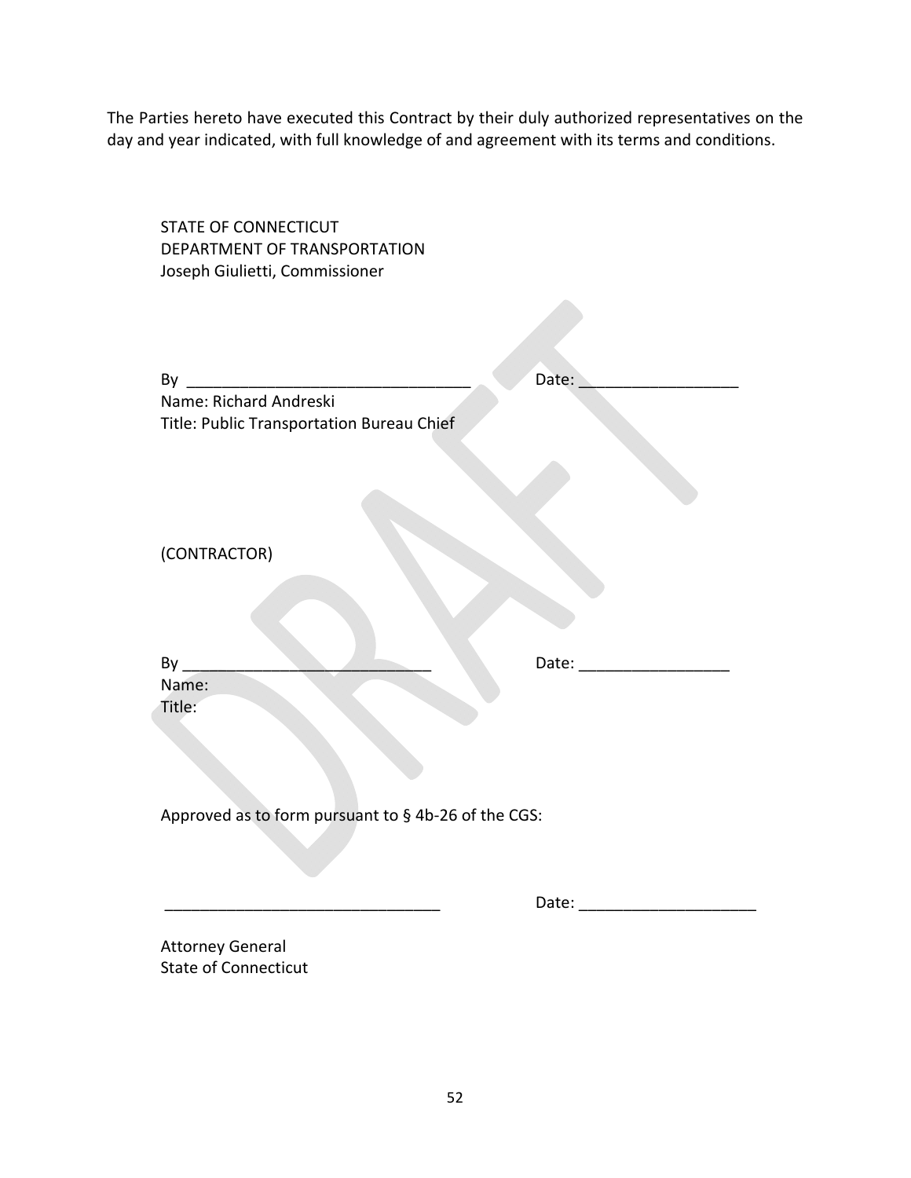The Parties hereto have executed this Contract by their duly authorized representatives on the day and year indicated, with full knowledge of and agreement with its terms and conditions.

STATE OF CONNECTICUT
DEPARTMENT OF TRANSPORTATION
Joseph Giulietti, Commissioner

By _________________________________ Date: __________________
Name: Richard Andreski
Title: Public Transportation Bureau Chief

(CONTRACTOR)

By _____________________________ Date: _________________
Name:
Title:

Approved as to form pursuant to § 4b-26 of the CGS:

_______________________________ Date: ____________________

Attorney General
State of Connecticut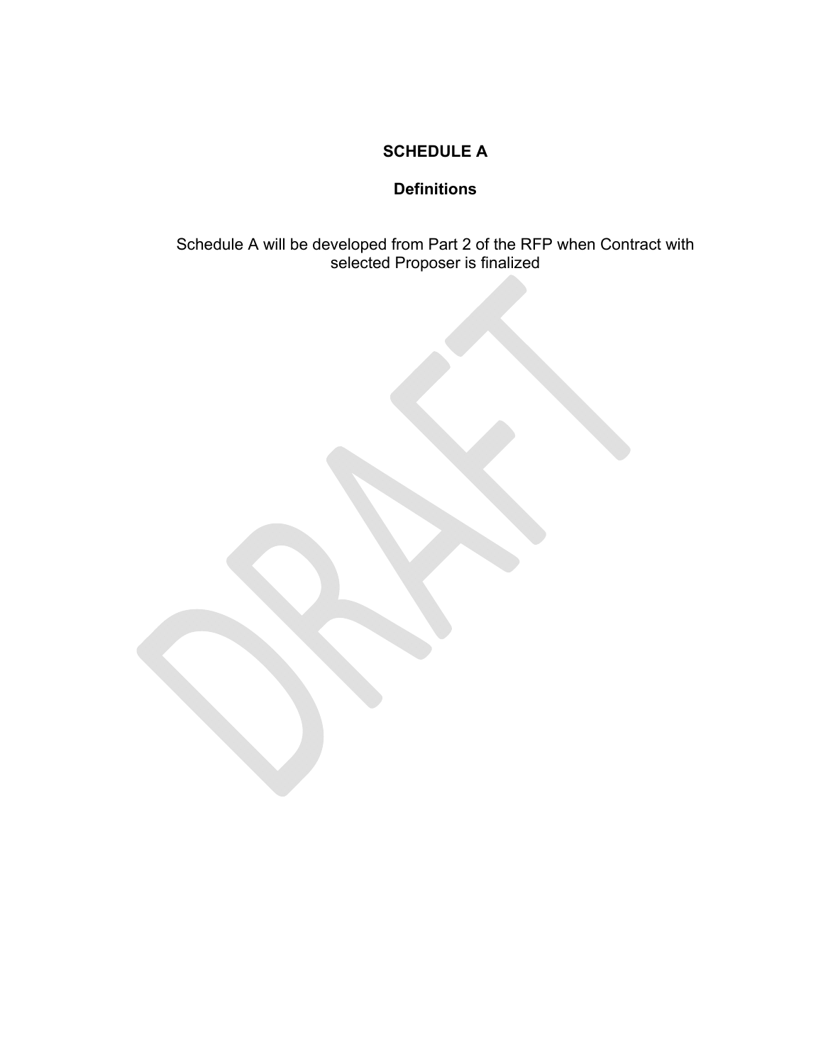# SCHEDULE A

## Definitions

Schedule A will be developed from Part 2 of the RFP when Contract with selected Proposer is finalized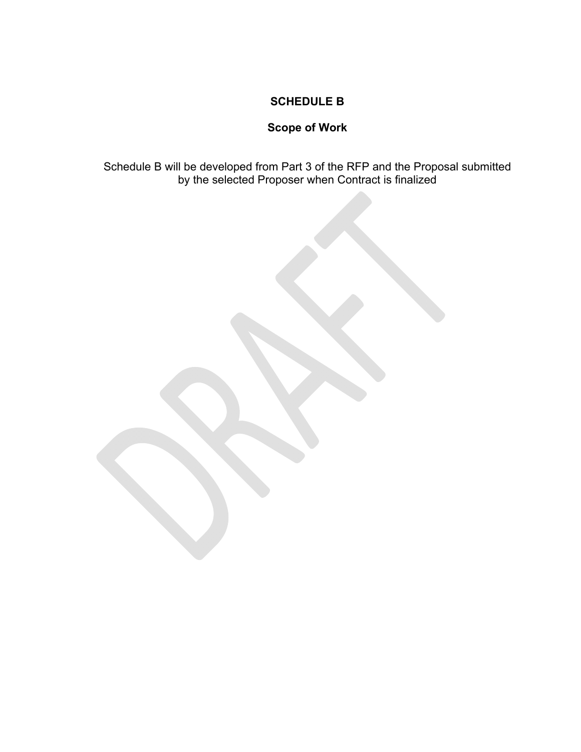# SCHEDULE B

## Scope of Work

Schedule B will be developed from Part 3 of the RFP and the Proposal submitted by the selected Proposer when Contract is finalized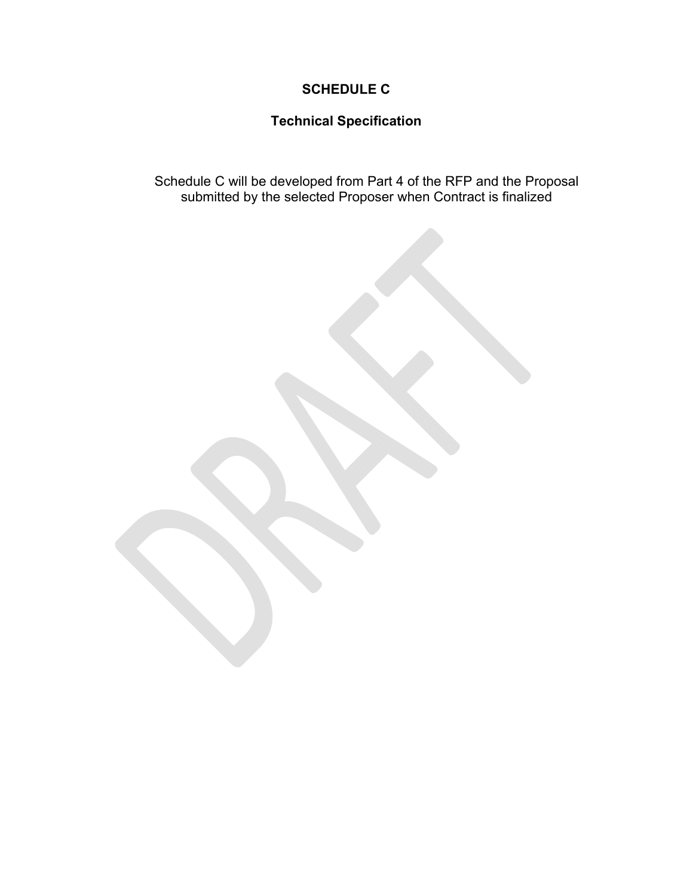# SCHEDULE C

## Technical Specification

Schedule C will be developed from Part 4 of the RFP and the Proposal submitted by the selected Proposer when Contract is finalized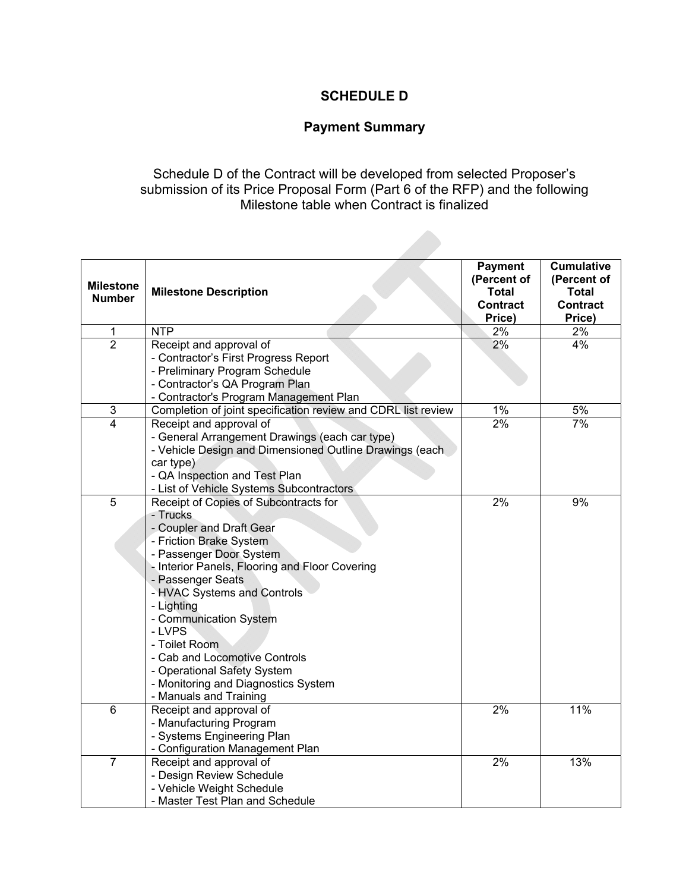# SCHEDULE D

## Payment Summary

Schedule D of the Contract will be developed from selected Proposer's submission of its Price Proposal Form (Part 6 of the RFP) and the following Milestone table when Contract is finalized

| Milestone Number | Milestone Description | Payment (Percent of Total Contract Price) | Cumulative (Percent of Total Contract Price) |
|---|---|---|---|
| 1 | NTP | 2% | 2% |
| 2 | Receipt and approval of<br>- Contractor's First Progress Report<br>- Preliminary Program Schedule<br>- Contractor's QA Program Plan<br>- Contractor's Program Management Plan | 2% | 4% |
| 3 | Completion of joint specification review and CDRL list review | 1% | 5% |
| 4 | Receipt and approval of<br>- General Arrangement Drawings (each car type)<br>- Vehicle Design and Dimensioned Outline Drawings (each car type)<br>- QA Inspection and Test Plan<br>- List of Vehicle Systems Subcontractors | 2% | 7% |
| 5 | Receipt of Copies of Subcontracts for<br>- Trucks<br>- Coupler and Draft Gear<br>- Friction Brake System<br>- Passenger Door System<br>- Interior Panels, Flooring and Floor Covering<br>- Passenger Seats<br>- HVAC Systems and Controls<br>- Lighting<br>- Communication System<br>- LVPS<br>- Toilet Room<br>- Cab and Locomotive Controls<br>- Operational Safety System<br>- Monitoring and Diagnostics System<br>- Manuals and Training | 2% | 9% |
| 6 | Receipt and approval of<br>- Manufacturing Program<br>- Systems Engineering Plan<br>- Configuration Management Plan | 2% | 11% |
| 7 | Receipt and approval of<br>- Design Review Schedule<br>- Vehicle Weight Schedule<br>- Master Test Plan and Schedule | 2% | 13% |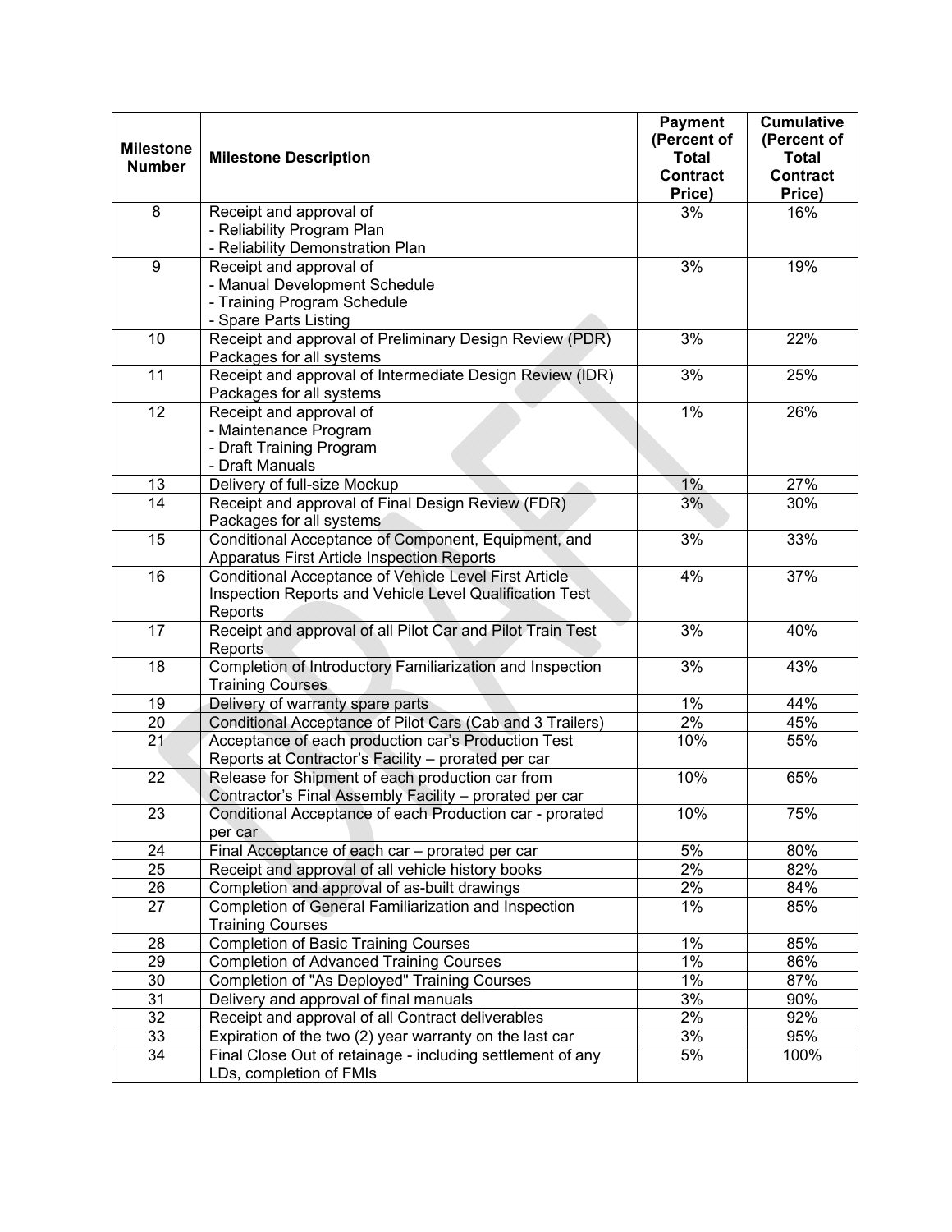| Milestone Number | Milestone Description | Payment (Percent of Total Contract Price) | Cumulative (Percent of Total Contract Price) |
|---|---|---|---|
| 8 | Receipt and approval of<br>- Reliability Program Plan<br>- Reliability Demonstration Plan | 3% | 16% |
| 9 | Receipt and approval of<br>- Manual Development Schedule<br>- Training Program Schedule<br>- Spare Parts Listing | 3% | 19% |
| 10 | Receipt and approval of Preliminary Design Review (PDR) Packages for all systems | 3% | 22% |
| 11 | Receipt and approval of Intermediate Design Review (IDR) Packages for all systems | 3% | 25% |
| 12 | Receipt and approval of<br>- Maintenance Program<br>- Draft Training Program<br>- Draft Manuals | 1% | 26% |
| 13 | Delivery of full-size Mockup | 1% | 27% |
| 14 | Receipt and approval of Final Design Review (FDR) Packages for all systems | 3% | 30% |
| 15 | Conditional Acceptance of Component, Equipment, and Apparatus First Article Inspection Reports | 3% | 33% |
| 16 | Conditional Acceptance of Vehicle Level First Article Inspection Reports and Vehicle Level Qualification Test Reports | 4% | 37% |
| 17 | Receipt and approval of all Pilot Car and Pilot Train Test Reports | 3% | 40% |
| 18 | Completion of Introductory Familiarization and Inspection Training Courses | 3% | 43% |
| 19 | Delivery of warranty spare parts | 1% | 44% |
| 20 | Conditional Acceptance of Pilot Cars (Cab and 3 Trailers) | 2% | 45% |
| 21 | Acceptance of each production car's Production Test Reports at Contractor's Facility – prorated per car | 10% | 55% |
| 22 | Release for Shipment of each production car from Contractor's Final Assembly Facility – prorated per car | 10% | 65% |
| 23 | Conditional Acceptance of each Production car - prorated per car | 10% | 75% |
| 24 | Final Acceptance of each car – prorated per car | 5% | 80% |
| 25 | Receipt and approval of all vehicle history books | 2% | 82% |
| 26 | Completion and approval of as-built drawings | 2% | 84% |
| 27 | Completion of General Familiarization and Inspection Training Courses | 1% | 85% |
| 28 | Completion of Basic Training Courses | 1% | 85% |
| 29 | Completion of Advanced Training Courses | 1% | 86% |
| 30 | Completion of "As Deployed" Training Courses | 1% | 87% |
| 31 | Delivery and approval of final manuals | 3% | 90% |
| 32 | Receipt and approval of all Contract deliverables | 2% | 92% |
| 33 | Expiration of the two (2) year warranty on the last car | 3% | 95% |
| 34 | Final Close Out of retainage - including settlement of any LDs, completion of FMIs | 5% | 100% |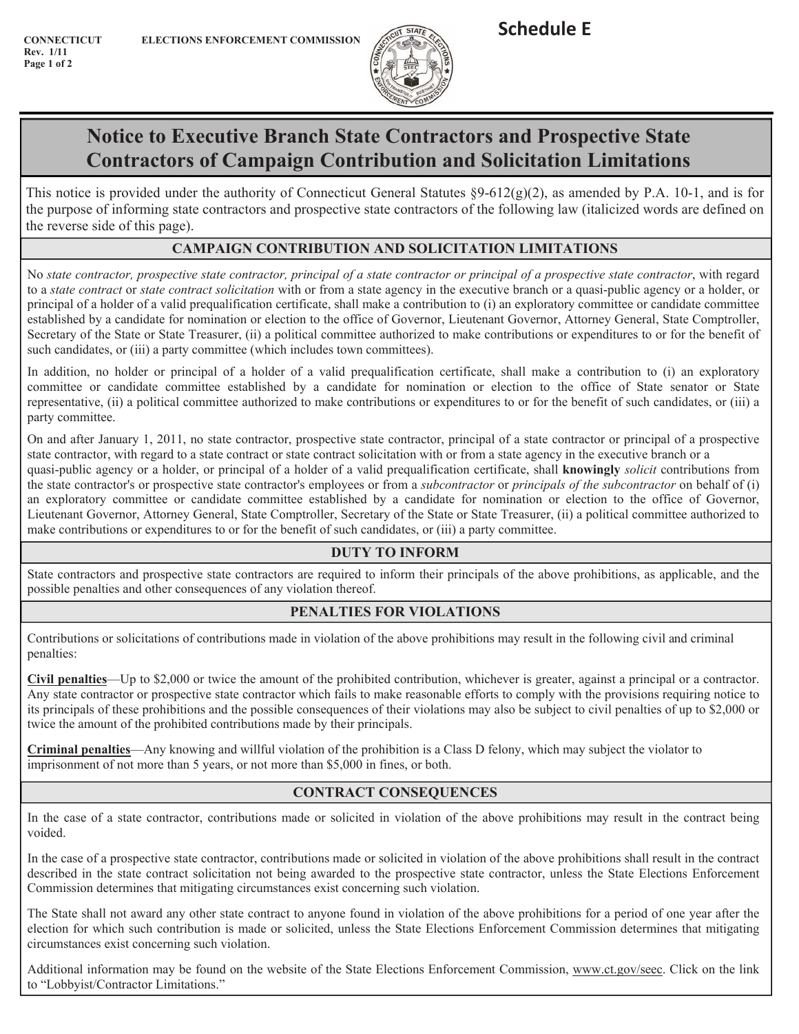CONNECTICUT ELECTIONS ENFORCEMENT COMMISSION
Rev. 1/11
Page 1 of 2

**Schedule E**

# Notice to Executive Branch State Contractors and Prospective State Contractors of Campaign Contribution and Solicitation Limitations

This notice is provided under the authority of Connecticut General Statutes §9-612(g)(2), as amended by P.A. 10-1, and is for the purpose of informing state contractors and prospective state contractors of the following law (italicized words are defined on the reverse side of this page).

## CAMPAIGN CONTRIBUTION AND SOLICITATION LIMITATIONS

No *state contractor, prospective state contractor, principal of a state contractor or principal of a prospective state contractor*, with regard to a *state contract* or *state contract solicitation* with or from a state agency in the executive branch or a quasi-public agency or a holder, or principal of a holder of a valid prequalification certificate, shall make a contribution to (i) an exploratory committee or candidate committee established by a candidate for nomination or election to the office of Governor, Lieutenant Governor, Attorney General, State Comptroller, Secretary of the State or State Treasurer, (ii) a political committee authorized to make contributions or expenditures to or for the benefit of such candidates, or (iii) a party committee (which includes town committees).

In addition, no holder or principal of a holder of a valid prequalification certificate, shall make a contribution to (i) an exploratory committee or candidate committee established by a candidate for nomination or election to the office of State senator or State representative, (ii) a political committee authorized to make contributions or expenditures to or for the benefit of such candidates, or (iii) a party committee.

On and after January 1, 2011, no state contractor, prospective state contractor, principal of a state contractor or principal of a prospective state contractor, with regard to a state contract or state contract solicitation with or from a state agency in the executive branch or a quasi-public agency or a holder, or principal of a holder of a valid prequalification certificate, shall **knowingly** *solicit* contributions from the state contractor's or prospective state contractor's employees or from a *subcontractor* or *principals of the subcontractor* on behalf of (i) an exploratory committee or candidate committee established by a candidate for nomination or election to the office of Governor, Lieutenant Governor, Attorney General, State Comptroller, Secretary of the State or State Treasurer, (ii) a political committee authorized to make contributions or expenditures to or for the benefit of such candidates, or (iii) a party committee.

## DUTY TO INFORM

State contractors and prospective state contractors are required to inform their principals of the above prohibitions, as applicable, and the possible penalties and other consequences of any violation thereof.

## PENALTIES FOR VIOLATIONS

Contributions or solicitations of contributions made in violation of the above prohibitions may result in the following civil and criminal penalties:

**Civil penalties**—Up to $2,000 or twice the amount of the prohibited contribution, whichever is greater, against a principal or a contractor. Any state contractor or prospective state contractor which fails to make reasonable efforts to comply with the provisions requiring notice to its principals of these prohibitions and the possible consequences of their violations may also be subject to civil penalties of up to $2,000 or twice the amount of the prohibited contributions made by their principals.

**Criminal penalties**—Any knowing and willful violation of the prohibition is a Class D felony, which may subject the violator to imprisonment of not more than 5 years, or not more than $5,000 in fines, or both.

## CONTRACT CONSEQUENCES

In the case of a state contractor, contributions made or solicited in violation of the above prohibitions may result in the contract being voided.

In the case of a prospective state contractor, contributions made or solicited in violation of the above prohibitions shall result in the contract described in the state contract solicitation not being awarded to the prospective state contractor, unless the State Elections Enforcement Commission determines that mitigating circumstances exist concerning such violation.

The State shall not award any other state contract to anyone found in violation of the above prohibitions for a period of one year after the election for which such contribution is made or solicited, unless the State Elections Enforcement Commission determines that mitigating circumstances exist concerning such violation.

Additional information may be found on the website of the State Elections Enforcement Commission, www.ct.gov/seec. Click on the link to "Lobbyist/Contractor Limitations."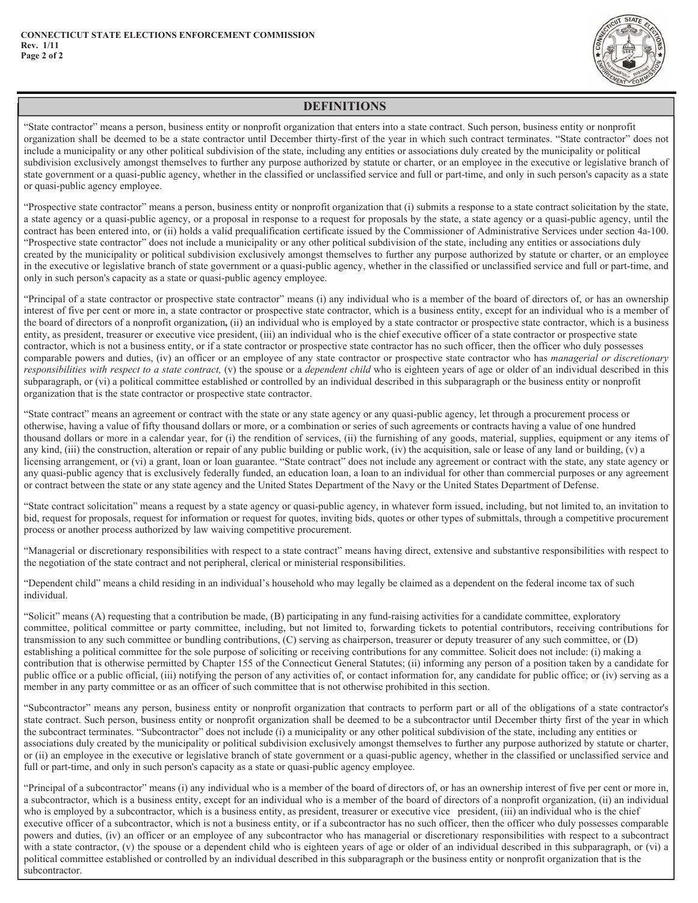## DEFINITIONS

"State contractor" means a person, business entity or nonprofit organization that enters into a state contract. Such person, business entity or nonprofit organization shall be deemed to be a state contractor until December thirty-first of the year in which such contract terminates. "State contractor" does not include a municipality or any other political subdivision of the state, including any entities or associations duly created by the municipality or political subdivision exclusively amongst themselves to further any purpose authorized by statute or charter, or an employee in the executive or legislative branch of state government or a quasi-public agency, whether in the classified or unclassified service and full or part-time, and only in such person's capacity as a state or quasi-public agency employee.

"Prospective state contractor" means a person, business entity or nonprofit organization that (i) submits a response to a state contract solicitation by the state, a state agency or a quasi-public agency, or a proposal in response to a request for proposals by the state, a state agency or a quasi-public agency, until the contract has been entered into, or (ii) holds a valid prequalification certificate issued by the Commissioner of Administrative Services under section 4a-100. "Prospective state contractor" does not include a municipality or any other political subdivision of the state, including any entities or associations duly created by the municipality or political subdivision exclusively amongst themselves to further any purpose authorized by statute or charter, or an employee in the executive or legislative branch of state government or a quasi-public agency, whether in the classified or unclassified service and full or part-time, and only in such person's capacity as a state or quasi-public agency employee.

"Principal of a state contractor or prospective state contractor" means (i) any individual who is a member of the board of directors of, or has an ownership interest of five per cent or more in, a state contractor or prospective state contractor, which is a business entity, except for an individual who is a member of the board of directors of a nonprofit organization**,** (ii) an individual who is employed by a state contractor or prospective state contractor, which is a business entity, as president, treasurer or executive vice president, (iii) an individual who is the chief executive officer of a state contractor or prospective state contractor, which is not a business entity, or if a state contractor or prospective state contractor has no such officer, then the officer who duly possesses comparable powers and duties, (iv) an officer or an employee of any state contractor or prospective state contractor who has *managerial or discretionary responsibilities with respect to a state contract,* (v) the spouse or a *dependent child* who is eighteen years of age or older of an individual described in this subparagraph, or (vi) a political committee established or controlled by an individual described in this subparagraph or the business entity or nonprofit organization that is the state contractor or prospective state contractor.

"State contract" means an agreement or contract with the state or any state agency or any quasi-public agency, let through a procurement process or otherwise, having a value of fifty thousand dollars or more, or a combination or series of such agreements or contracts having a value of one hundred thousand dollars or more in a calendar year, for (i) the rendition of services, (ii) the furnishing of any goods, material, supplies, equipment or any items of any kind, (iii) the construction, alteration or repair of any public building or public work, (iv) the acquisition, sale or lease of any land or building, (v) a licensing arrangement, or (vi) a grant, loan or loan guarantee. "State contract" does not include any agreement or contract with the state, any state agency or any quasi-public agency that is exclusively federally funded, an education loan, a loan to an individual for other than commercial purposes or any agreement or contract between the state or any state agency and the United States Department of the Navy or the United States Department of Defense.

"State contract solicitation" means a request by a state agency or quasi-public agency, in whatever form issued, including, but not limited to, an invitation to bid, request for proposals, request for information or request for quotes, inviting bids, quotes or other types of submittals, through a competitive procurement process or another process authorized by law waiving competitive procurement.

"Managerial or discretionary responsibilities with respect to a state contract" means having direct, extensive and substantive responsibilities with respect to the negotiation of the state contract and not peripheral, clerical or ministerial responsibilities.

"Dependent child" means a child residing in an individual's household who may legally be claimed as a dependent on the federal income tax of such individual.

"Solicit" means (A) requesting that a contribution be made, (B) participating in any fund-raising activities for a candidate committee, exploratory committee, political committee or party committee, including, but not limited to, forwarding tickets to potential contributors, receiving contributions for transmission to any such committee or bundling contributions, (C) serving as chairperson, treasurer or deputy treasurer of any such committee, or (D) establishing a political committee for the sole purpose of soliciting or receiving contributions for any committee. Solicit does not include: (i) making a contribution that is otherwise permitted by Chapter 155 of the Connecticut General Statutes; (ii) informing any person of a position taken by a candidate for public office or a public official, (iii) notifying the person of any activities of, or contact information for, any candidate for public office; or (iv) serving as a member in any party committee or as an officer of such committee that is not otherwise prohibited in this section.

"Subcontractor" means any person, business entity or nonprofit organization that contracts to perform part or all of the obligations of a state contractor's state contract. Such person, business entity or nonprofit organization shall be deemed to be a subcontractor until December thirty first of the year in which the subcontract terminates. "Subcontractor" does not include (i) a municipality or any other political subdivision of the state, including any entities or associations duly created by the municipality or political subdivision exclusively amongst themselves to further any purpose authorized by statute or charter, or (ii) an employee in the executive or legislative branch of state government or a quasi-public agency, whether in the classified or unclassified service and full or part-time, and only in such person's capacity as a state or quasi-public agency employee.

"Principal of a subcontractor" means (i) any individual who is a member of the board of directors of, or has an ownership interest of five per cent or more in, a subcontractor, which is a business entity, except for an individual who is a member of the board of directors of a nonprofit organization, (ii) an individual who is employed by a subcontractor, which is a business entity, as president, treasurer or executive vice president, (iii) an individual who is the chief executive officer of a subcontractor, which is not a business entity, or if a subcontractor has no such officer, then the officer who duly possesses comparable powers and duties, (iv) an officer or an employee of any subcontractor who has managerial or discretionary responsibilities with respect to a subcontract with a state contractor, (v) the spouse or a dependent child who is eighteen years of age or older of an individual described in this subparagraph, or (vi) a political committee established or controlled by an individual described in this subparagraph or the business entity or nonprofit organization that is the subcontractor.